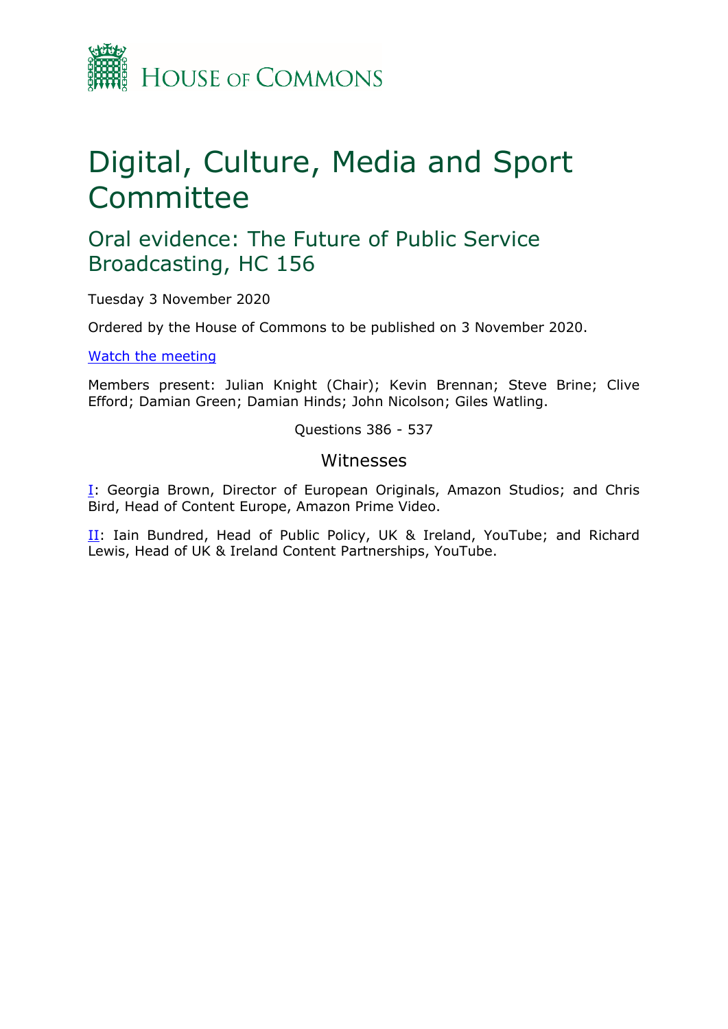HOUSE OF COMMONS

# Digital, Culture, Media and Sport Committee

## Oral evidence: The Future of Public Service Broadcasting, HC 156

Tuesday 3 November 2020

Ordered by the House of Commons to be published on 3 November 2020.

[Watch the meeting]

Members present: Julian Knight (Chair); Kevin Brennan; Steve Brine; Clive Efford; Damian Green; Damian Hinds; John Nicolson; Giles Watling.

Questions 386 - 537

### Witnesses

I: Georgia Brown, Director of European Originals, Amazon Studios; and Chris Bird, Head of Content Europe, Amazon Prime Video.

II: Iain Bundred, Head of Public Policy, UK & Ireland, YouTube; and Richard Lewis, Head of UK & Ireland Content Partnerships, YouTube.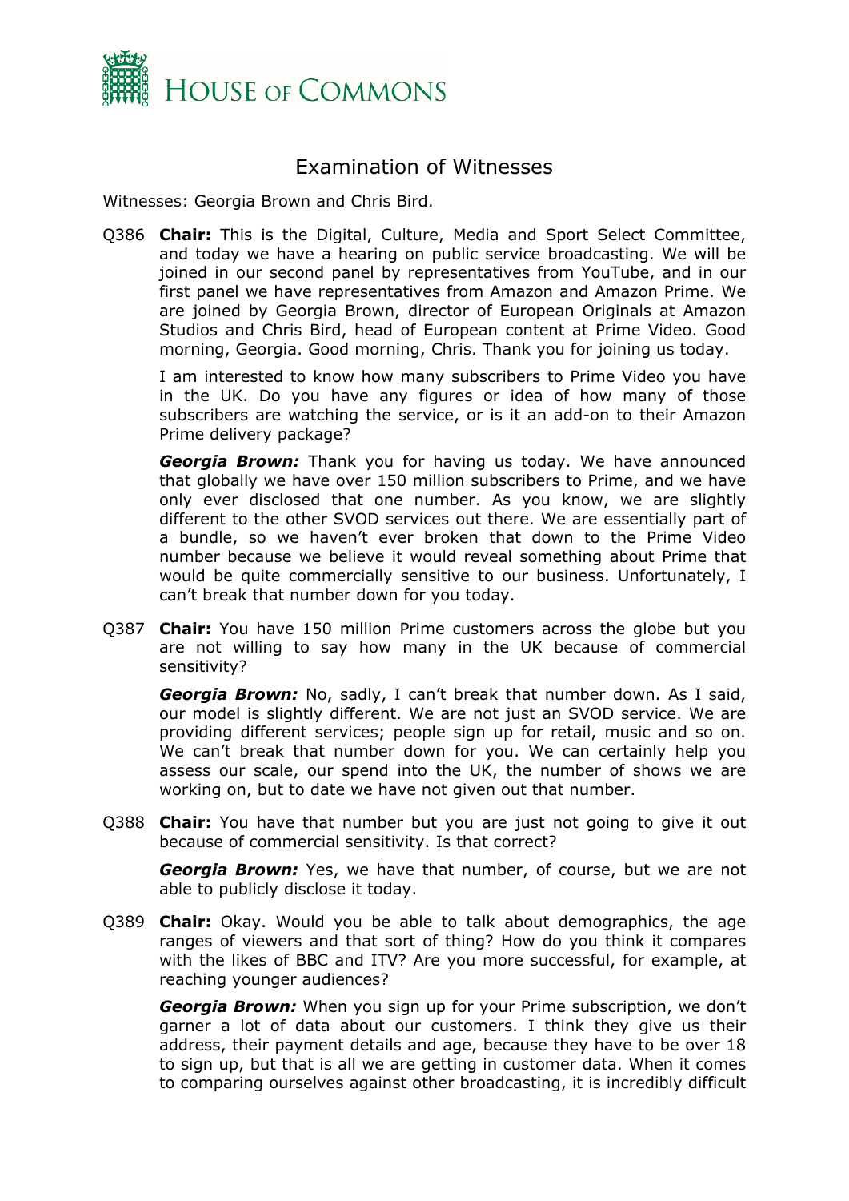# Examination of Witnesses

Witnesses: Georgia Brown and Chris Bird.

Q386 **Chair:** This is the Digital, Culture, Media and Sport Select Committee, and today we have a hearing on public service broadcasting. We will be joined in our second panel by representatives from YouTube, and in our first panel we have representatives from Amazon and Amazon Prime. We are joined by Georgia Brown, director of European Originals at Amazon Studios and Chris Bird, head of European content at Prime Video. Good morning, Georgia. Good morning, Chris. Thank you for joining us today.

I am interested to know how many subscribers to Prime Video you have in the UK. Do you have any figures or idea of how many of those subscribers are watching the service, or is it an add-on to their Amazon Prime delivery package?

***Georgia Brown:*** Thank you for having us today. We have announced that globally we have over 150 million subscribers to Prime, and we have only ever disclosed that one number. As you know, we are slightly different to the other SVOD services out there. We are essentially part of a bundle, so we haven't ever broken that down to the Prime Video number because we believe it would reveal something about Prime that would be quite commercially sensitive to our business. Unfortunately, I can't break that number down for you today.

Q387 **Chair:** You have 150 million Prime customers across the globe but you are not willing to say how many in the UK because of commercial sensitivity?

***Georgia Brown:*** No, sadly, I can't break that number down. As I said, our model is slightly different. We are not just an SVOD service. We are providing different services; people sign up for retail, music and so on. We can't break that number down for you. We can certainly help you assess our scale, our spend into the UK, the number of shows we are working on, but to date we have not given out that number.

Q388 **Chair:** You have that number but you are just not going to give it out because of commercial sensitivity. Is that correct?

***Georgia Brown:*** Yes, we have that number, of course, but we are not able to publicly disclose it today.

Q389 **Chair:** Okay. Would you be able to talk about demographics, the age ranges of viewers and that sort of thing? How do you think it compares with the likes of BBC and ITV? Are you more successful, for example, at reaching younger audiences?

***Georgia Brown:*** When you sign up for your Prime subscription, we don't garner a lot of data about our customers. I think they give us their address, their payment details and age, because they have to be over 18 to sign up, but that is all we are getting in customer data. When it comes to comparing ourselves against other broadcasting, it is incredibly difficult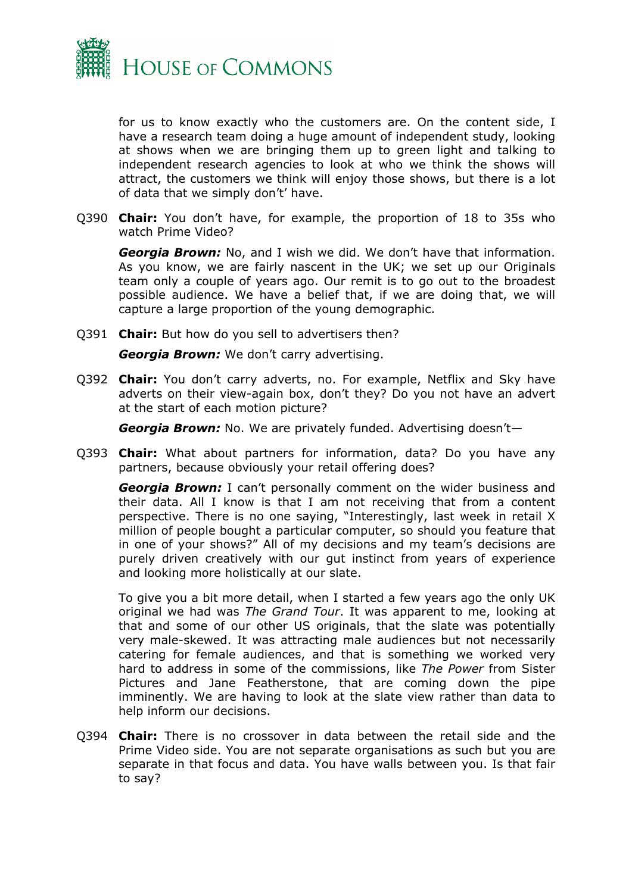for us to know exactly who the customers are. On the content side, I have a research team doing a huge amount of independent study, looking at shows when we are bringing them up to green light and talking to independent research agencies to look at who we think the shows will attract, the customers we think will enjoy those shows, but there is a lot of data that we simply don't' have.

Q390 **Chair:** You don't have, for example, the proportion of 18 to 35s who watch Prime Video?

***Georgia Brown:*** No, and I wish we did. We don't have that information. As you know, we are fairly nascent in the UK; we set up our Originals team only a couple of years ago. Our remit is to go out to the broadest possible audience. We have a belief that, if we are doing that, we will capture a large proportion of the young demographic.

Q391 **Chair:** But how do you sell to advertisers then?

***Georgia Brown:*** We don't carry advertising.

Q392 **Chair:** You don't carry adverts, no. For example, Netflix and Sky have adverts on their view-again box, don't they? Do you not have an advert at the start of each motion picture?

***Georgia Brown:*** No. We are privately funded. Advertising doesn't—

Q393 **Chair:** What about partners for information, data? Do you have any partners, because obviously your retail offering does?

***Georgia Brown:*** I can't personally comment on the wider business and their data. All I know is that I am not receiving that from a content perspective. There is no one saying, "Interestingly, last week in retail X million of people bought a particular computer, so should you feature that in one of your shows?" All of my decisions and my team's decisions are purely driven creatively with our gut instinct from years of experience and looking more holistically at our slate.

To give you a bit more detail, when I started a few years ago the only UK original we had was *The Grand Tour*. It was apparent to me, looking at that and some of our other US originals, that the slate was potentially very male-skewed. It was attracting male audiences but not necessarily catering for female audiences, and that is something we worked very hard to address in some of the commissions, like *The Power* from Sister Pictures and Jane Featherstone, that are coming down the pipe imminently. We are having to look at the slate view rather than data to help inform our decisions.

Q394 **Chair:** There is no crossover in data between the retail side and the Prime Video side. You are not separate organisations as such but you are separate in that focus and data. You have walls between you. Is that fair to say?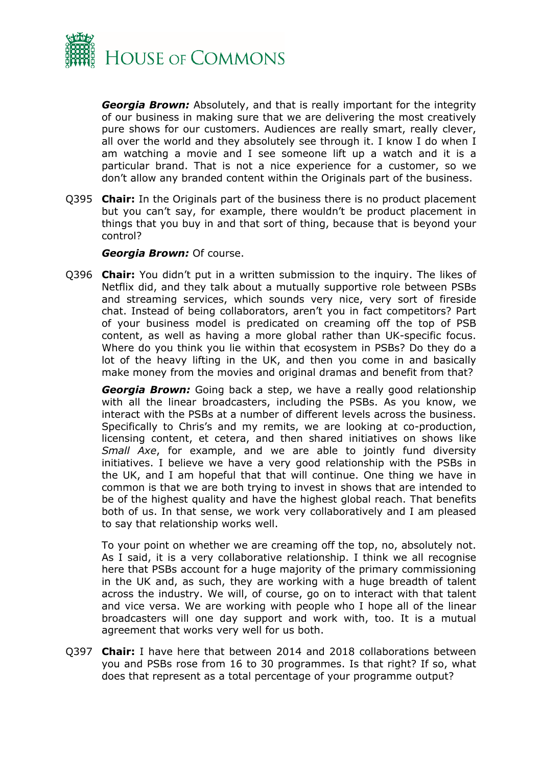***Georgia Brown:*** Absolutely, and that is really important for the integrity of our business in making sure that we are delivering the most creatively pure shows for our customers. Audiences are really smart, really clever, all over the world and they absolutely see through it. I know I do when I am watching a movie and I see someone lift up a watch and it is a particular brand. That is not a nice experience for a customer, so we don't allow any branded content within the Originals part of the business.

Q395 **Chair:** In the Originals part of the business there is no product placement but you can't say, for example, there wouldn't be product placement in things that you buy in and that sort of thing, because that is beyond your control?

***Georgia Brown:*** Of course.

Q396 **Chair:** You didn't put in a written submission to the inquiry. The likes of Netflix did, and they talk about a mutually supportive role between PSBs and streaming services, which sounds very nice, very sort of fireside chat. Instead of being collaborators, aren't you in fact competitors? Part of your business model is predicated on creaming off the top of PSB content, as well as having a more global rather than UK-specific focus. Where do you think you lie within that ecosystem in PSBs? Do they do a lot of the heavy lifting in the UK, and then you come in and basically make money from the movies and original dramas and benefit from that?

***Georgia Brown:*** Going back a step, we have a really good relationship with all the linear broadcasters, including the PSBs. As you know, we interact with the PSBs at a number of different levels across the business. Specifically to Chris's and my remits, we are looking at co-production, licensing content, et cetera, and then shared initiatives on shows like *Small Axe*, for example, and we are able to jointly fund diversity initiatives. I believe we have a very good relationship with the PSBs in the UK, and I am hopeful that that will continue. One thing we have in common is that we are both trying to invest in shows that are intended to be of the highest quality and have the highest global reach. That benefits both of us. In that sense, we work very collaboratively and I am pleased to say that relationship works well.

To your point on whether we are creaming off the top, no, absolutely not. As I said, it is a very collaborative relationship. I think we all recognise here that PSBs account for a huge majority of the primary commissioning in the UK and, as such, they are working with a huge breadth of talent across the industry. We will, of course, go on to interact with that talent and vice versa. We are working with people who I hope all of the linear broadcasters will one day support and work with, too. It is a mutual agreement that works very well for us both.

Q397 **Chair:** I have here that between 2014 and 2018 collaborations between you and PSBs rose from 16 to 30 programmes. Is that right? If so, what does that represent as a total percentage of your programme output?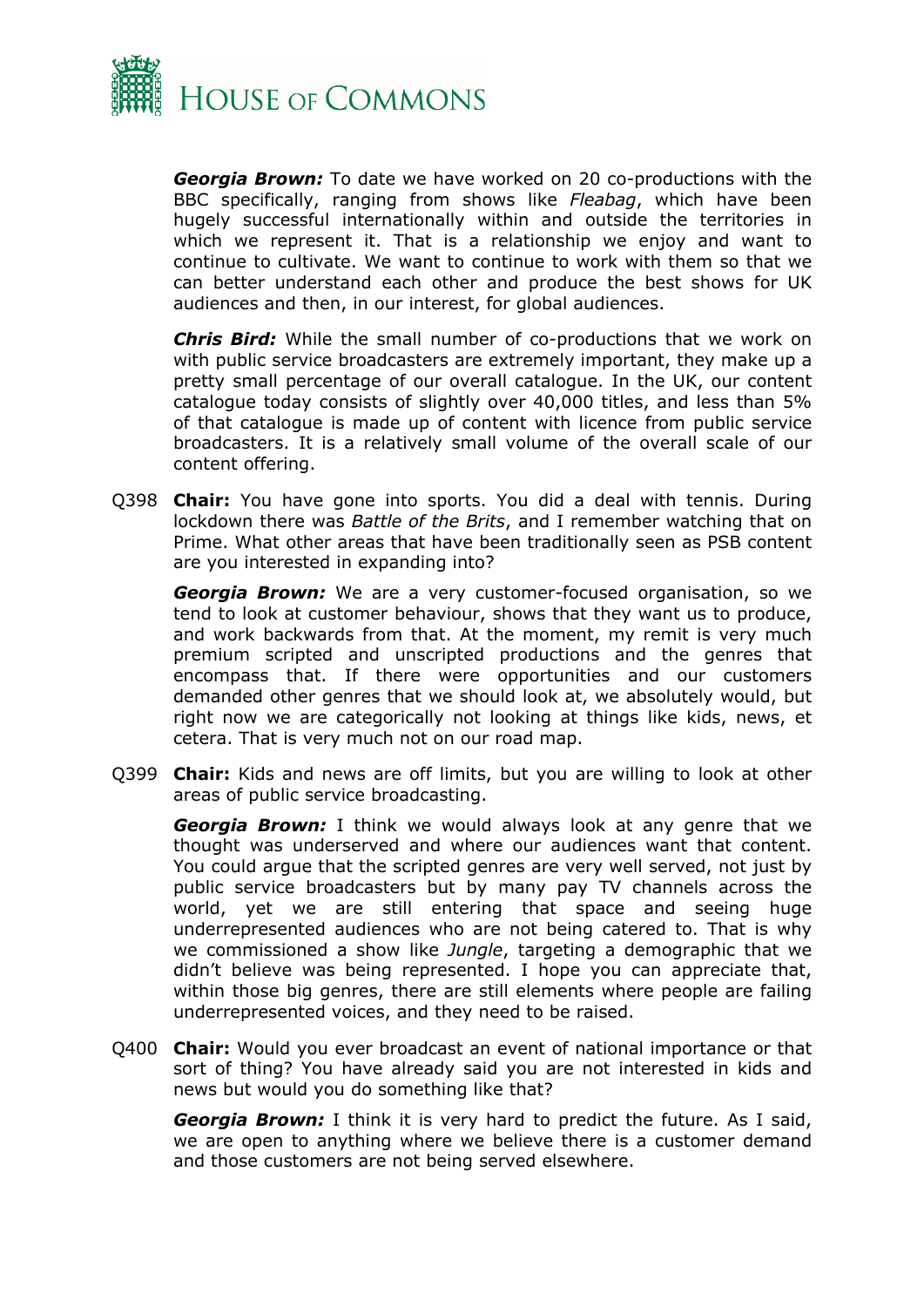***Georgia Brown:*** To date we have worked on 20 co-productions with the BBC specifically, ranging from shows like *Fleabag*, which have been hugely successful internationally within and outside the territories in which we represent it. That is a relationship we enjoy and want to continue to cultivate. We want to continue to work with them so that we can better understand each other and produce the best shows for UK audiences and then, in our interest, for global audiences.

***Chris Bird:*** While the small number of co-productions that we work on with public service broadcasters are extremely important, they make up a pretty small percentage of our overall catalogue. In the UK, our content catalogue today consists of slightly over 40,000 titles, and less than 5% of that catalogue is made up of content with licence from public service broadcasters. It is a relatively small volume of the overall scale of our content offering.

Q398 **Chair:** You have gone into sports. You did a deal with tennis. During lockdown there was *Battle of the Brits*, and I remember watching that on Prime. What other areas that have been traditionally seen as PSB content are you interested in expanding into?

***Georgia Brown:*** We are a very customer-focused organisation, so we tend to look at customer behaviour, shows that they want us to produce, and work backwards from that. At the moment, my remit is very much premium scripted and unscripted productions and the genres that encompass that. If there were opportunities and our customers demanded other genres that we should look at, we absolutely would, but right now we are categorically not looking at things like kids, news, et cetera. That is very much not on our road map.

Q399 **Chair:** Kids and news are off limits, but you are willing to look at other areas of public service broadcasting.

***Georgia Brown:*** I think we would always look at any genre that we thought was underserved and where our audiences want that content. You could argue that the scripted genres are very well served, not just by public service broadcasters but by many pay TV channels across the world, yet we are still entering that space and seeing huge underrepresented audiences who are not being catered to. That is why we commissioned a show like *Jungle*, targeting a demographic that we didn't believe was being represented. I hope you can appreciate that, within those big genres, there are still elements where people are failing underrepresented voices, and they need to be raised.

Q400 **Chair:** Would you ever broadcast an event of national importance or that sort of thing? You have already said you are not interested in kids and news but would you do something like that?

***Georgia Brown:*** I think it is very hard to predict the future. As I said, we are open to anything where we believe there is a customer demand and those customers are not being served elsewhere.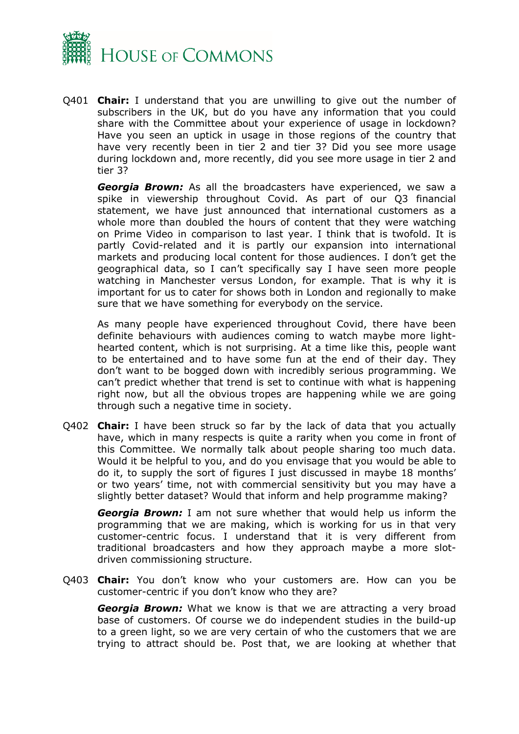Q401 **Chair:** I understand that you are unwilling to give out the number of subscribers in the UK, but do you have any information that you could share with the Committee about your experience of usage in lockdown? Have you seen an uptick in usage in those regions of the country that have very recently been in tier 2 and tier 3? Did you see more usage during lockdown and, more recently, did you see more usage in tier 2 and tier 3?

***Georgia Brown:*** As all the broadcasters have experienced, we saw a spike in viewership throughout Covid. As part of our Q3 financial statement, we have just announced that international customers as a whole more than doubled the hours of content that they were watching on Prime Video in comparison to last year. I think that is twofold. It is partly Covid-related and it is partly our expansion into international markets and producing local content for those audiences. I don't get the geographical data, so I can't specifically say I have seen more people watching in Manchester versus London, for example. That is why it is important for us to cater for shows both in London and regionally to make sure that we have something for everybody on the service.

As many people have experienced throughout Covid, there have been definite behaviours with audiences coming to watch maybe more light-hearted content, which is not surprising. At a time like this, people want to be entertained and to have some fun at the end of their day. They don't want to be bogged down with incredibly serious programming. We can't predict whether that trend is set to continue with what is happening right now, but all the obvious tropes are happening while we are going through such a negative time in society.

Q402 **Chair:** I have been struck so far by the lack of data that you actually have, which in many respects is quite a rarity when you come in front of this Committee. We normally talk about people sharing too much data. Would it be helpful to you, and do you envisage that you would be able to do it, to supply the sort of figures I just discussed in maybe 18 months' or two years' time, not with commercial sensitivity but you may have a slightly better dataset? Would that inform and help programme making?

***Georgia Brown:*** I am not sure whether that would help us inform the programming that we are making, which is working for us in that very customer-centric focus. I understand that it is very different from traditional broadcasters and how they approach maybe a more slot-driven commissioning structure.

Q403 **Chair:** You don't know who your customers are. How can you be customer-centric if you don't know who they are?

***Georgia Brown:*** What we know is that we are attracting a very broad base of customers. Of course we do independent studies in the build-up to a green light, so we are very certain of who the customers that we are trying to attract should be. Post that, we are looking at whether that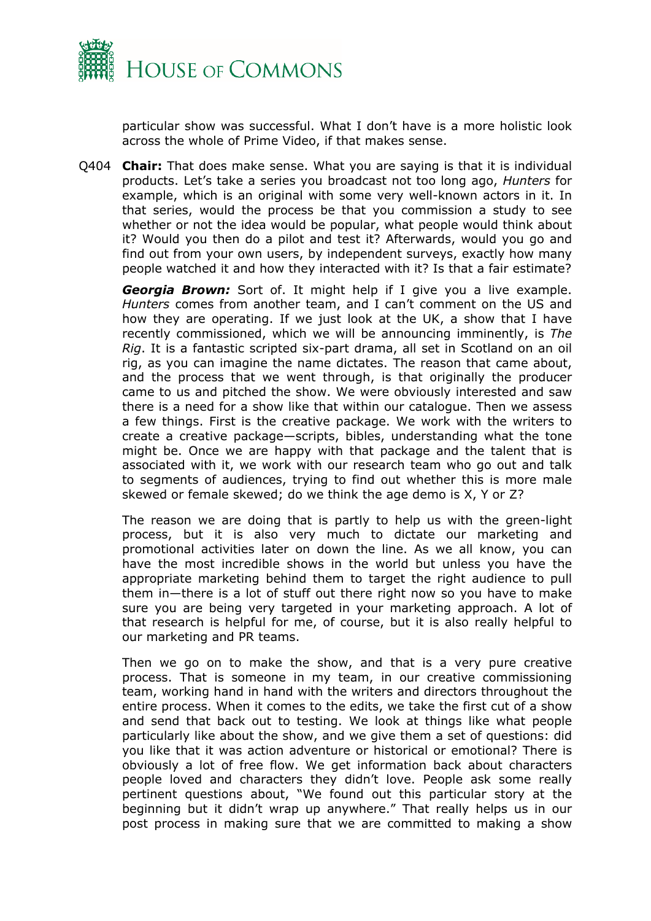particular show was successful. What I don't have is a more holistic look across the whole of Prime Video, if that makes sense.

Q404 **Chair:** That does make sense. What you are saying is that it is individual products. Let's take a series you broadcast not too long ago, *Hunters* for example, which is an original with some very well-known actors in it. In that series, would the process be that you commission a study to see whether or not the idea would be popular, what people would think about it? Would you then do a pilot and test it? Afterwards, would you go and find out from your own users, by independent surveys, exactly how many people watched it and how they interacted with it? Is that a fair estimate?

***Georgia Brown:*** Sort of. It might help if I give you a live example. *Hunters* comes from another team, and I can't comment on the US and how they are operating. If we just look at the UK, a show that I have recently commissioned, which we will be announcing imminently, is *The Rig*. It is a fantastic scripted six-part drama, all set in Scotland on an oil rig, as you can imagine the name dictates. The reason that came about, and the process that we went through, is that originally the producer came to us and pitched the show. We were obviously interested and saw there is a need for a show like that within our catalogue. Then we assess a few things. First is the creative package. We work with the writers to create a creative package—scripts, bibles, understanding what the tone might be. Once we are happy with that package and the talent that is associated with it, we work with our research team who go out and talk to segments of audiences, trying to find out whether this is more male skewed or female skewed; do we think the age demo is X, Y or Z?

The reason we are doing that is partly to help us with the green-light process, but it is also very much to dictate our marketing and promotional activities later on down the line. As we all know, you can have the most incredible shows in the world but unless you have the appropriate marketing behind them to target the right audience to pull them in—there is a lot of stuff out there right now so you have to make sure you are being very targeted in your marketing approach. A lot of that research is helpful for me, of course, but it is also really helpful to our marketing and PR teams.

Then we go on to make the show, and that is a very pure creative process. That is someone in my team, in our creative commissioning team, working hand in hand with the writers and directors throughout the entire process. When it comes to the edits, we take the first cut of a show and send that back out to testing. We look at things like what people particularly like about the show, and we give them a set of questions: did you like that it was action adventure or historical or emotional? There is obviously a lot of free flow. We get information back about characters people loved and characters they didn't love. People ask some really pertinent questions about, "We found out this particular story at the beginning but it didn't wrap up anywhere." That really helps us in our post process in making sure that we are committed to making a show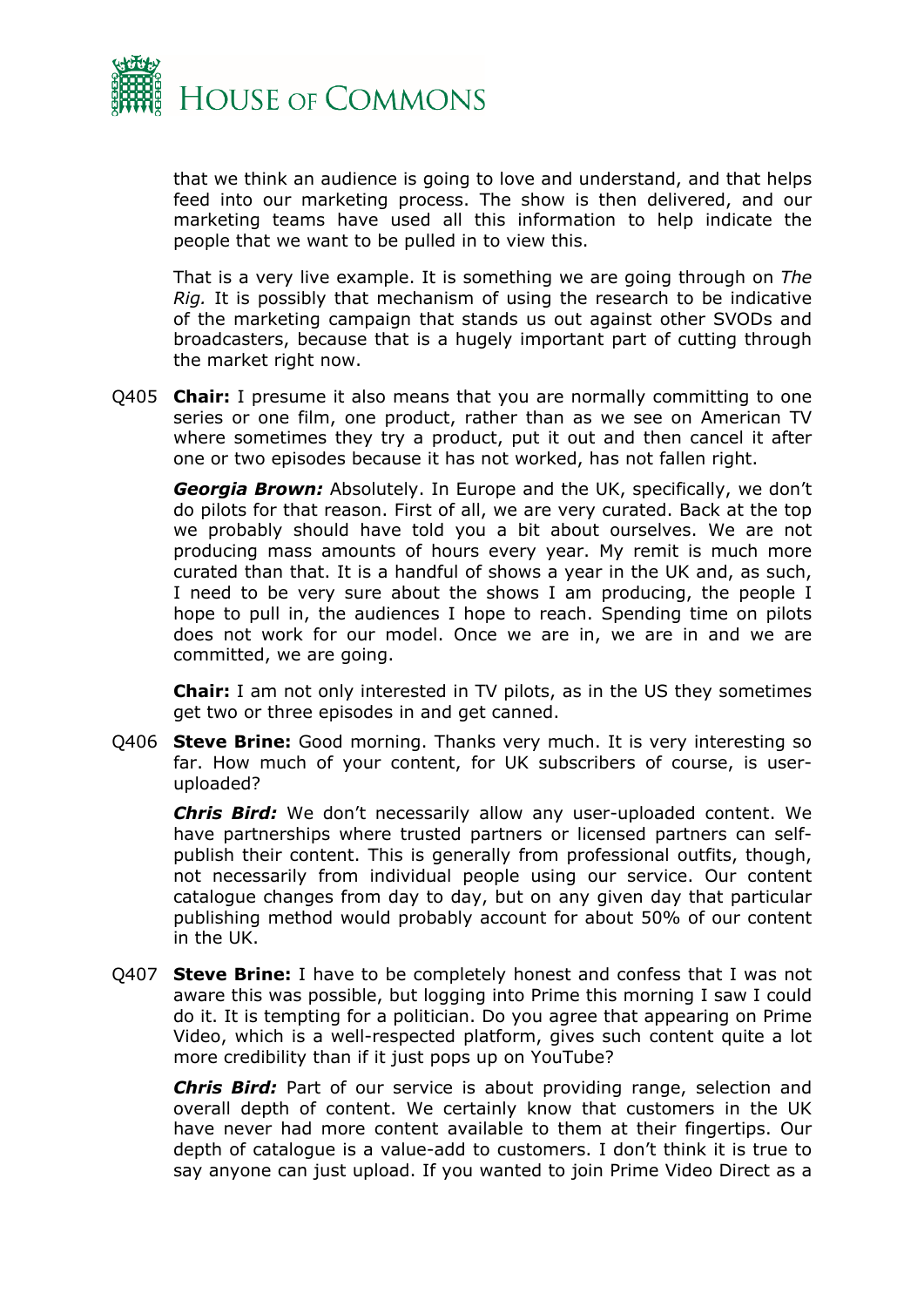that we think an audience is going to love and understand, and that helps feed into our marketing process. The show is then delivered, and our marketing teams have used all this information to help indicate the people that we want to be pulled in to view this.

That is a very live example. It is something we are going through on *The Rig.* It is possibly that mechanism of using the research to be indicative of the marketing campaign that stands us out against other SVODs and broadcasters, because that is a hugely important part of cutting through the market right now.

Q405 **Chair:** I presume it also means that you are normally committing to one series or one film, one product, rather than as we see on American TV where sometimes they try a product, put it out and then cancel it after one or two episodes because it has not worked, has not fallen right.

***Georgia Brown:*** Absolutely. In Europe and the UK, specifically, we don't do pilots for that reason. First of all, we are very curated. Back at the top we probably should have told you a bit about ourselves. We are not producing mass amounts of hours every year. My remit is much more curated than that. It is a handful of shows a year in the UK and, as such, I need to be very sure about the shows I am producing, the people I hope to pull in, the audiences I hope to reach. Spending time on pilots does not work for our model. Once we are in, we are in and we are committed, we are going.

**Chair:** I am not only interested in TV pilots, as in the US they sometimes get two or three episodes in and get canned.

Q406 **Steve Brine:** Good morning. Thanks very much. It is very interesting so far. How much of your content, for UK subscribers of course, is user-uploaded?

***Chris Bird:*** We don't necessarily allow any user-uploaded content. We have partnerships where trusted partners or licensed partners can self-publish their content. This is generally from professional outfits, though, not necessarily from individual people using our service. Our content catalogue changes from day to day, but on any given day that particular publishing method would probably account for about 50% of our content in the UK.

Q407 **Steve Brine:** I have to be completely honest and confess that I was not aware this was possible, but logging into Prime this morning I saw I could do it. It is tempting for a politician. Do you agree that appearing on Prime Video, which is a well-respected platform, gives such content quite a lot more credibility than if it just pops up on YouTube?

***Chris Bird:*** Part of our service is about providing range, selection and overall depth of content. We certainly know that customers in the UK have never had more content available to them at their fingertips. Our depth of catalogue is a value-add to customers. I don't think it is true to say anyone can just upload. If you wanted to join Prime Video Direct as a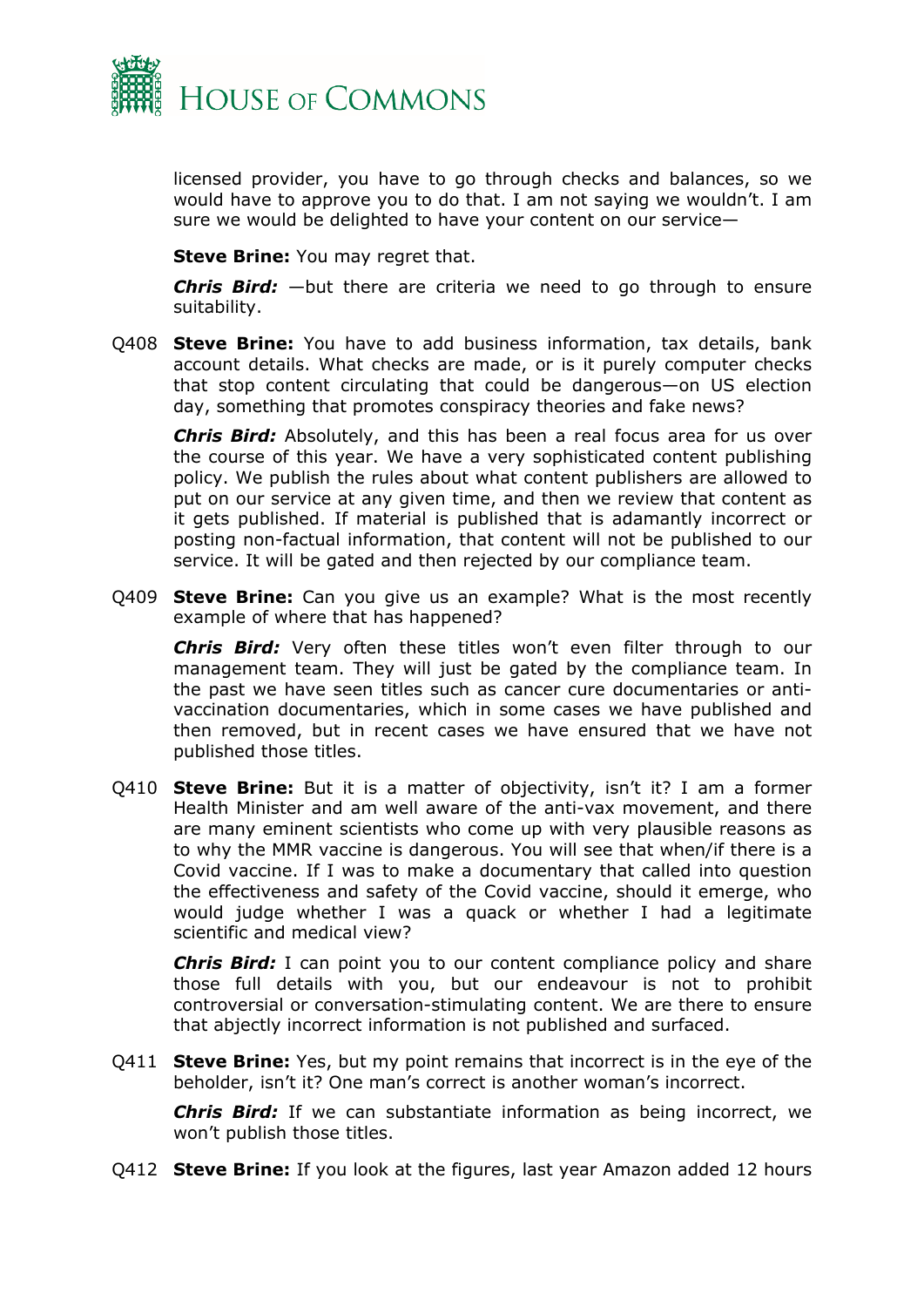licensed provider, you have to go through checks and balances, so we would have to approve you to do that. I am not saying we wouldn't. I am sure we would be delighted to have your content on our service—

**Steve Brine:** You may regret that.

***Chris Bird:*** —but there are criteria we need to go through to ensure suitability.

Q408 **Steve Brine:** You have to add business information, tax details, bank account details. What checks are made, or is it purely computer checks that stop content circulating that could be dangerous—on US election day, something that promotes conspiracy theories and fake news?

***Chris Bird:*** Absolutely, and this has been a real focus area for us over the course of this year. We have a very sophisticated content publishing policy. We publish the rules about what content publishers are allowed to put on our service at any given time, and then we review that content as it gets published. If material is published that is adamantly incorrect or posting non-factual information, that content will not be published to our service. It will be gated and then rejected by our compliance team.

Q409 **Steve Brine:** Can you give us an example? What is the most recently example of where that has happened?

***Chris Bird:*** Very often these titles won't even filter through to our management team. They will just be gated by the compliance team. In the past we have seen titles such as cancer cure documentaries or anti-vaccination documentaries, which in some cases we have published and then removed, but in recent cases we have ensured that we have not published those titles.

Q410 **Steve Brine:** But it is a matter of objectivity, isn't it? I am a former Health Minister and am well aware of the anti-vax movement, and there are many eminent scientists who come up with very plausible reasons as to why the MMR vaccine is dangerous. You will see that when/if there is a Covid vaccine. If I was to make a documentary that called into question the effectiveness and safety of the Covid vaccine, should it emerge, who would judge whether I was a quack or whether I had a legitimate scientific and medical view?

***Chris Bird:*** I can point you to our content compliance policy and share those full details with you, but our endeavour is not to prohibit controversial or conversation-stimulating content. We are there to ensure that abjectly incorrect information is not published and surfaced.

Q411 **Steve Brine:** Yes, but my point remains that incorrect is in the eye of the beholder, isn't it? One man's correct is another woman's incorrect.

***Chris Bird:*** If we can substantiate information as being incorrect, we won't publish those titles.

Q412 **Steve Brine:** If you look at the figures, last year Amazon added 12 hours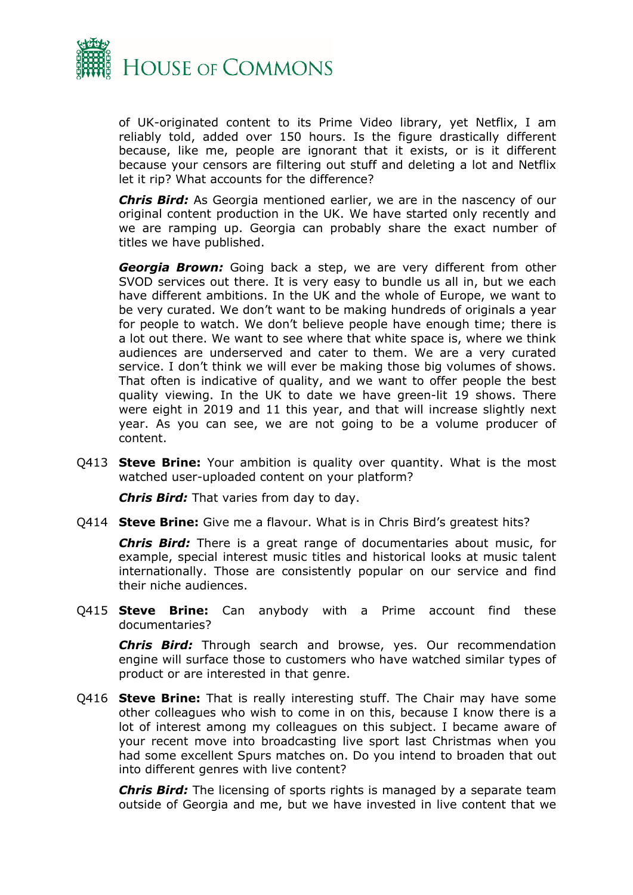of UK-originated content to its Prime Video library, yet Netflix, I am reliably told, added over 150 hours. Is the figure drastically different because, like me, people are ignorant that it exists, or is it different because your censors are filtering out stuff and deleting a lot and Netflix let it rip? What accounts for the difference?

***Chris Bird:*** As Georgia mentioned earlier, we are in the nascency of our original content production in the UK. We have started only recently and we are ramping up. Georgia can probably share the exact number of titles we have published.

***Georgia Brown:*** Going back a step, we are very different from other SVOD services out there. It is very easy to bundle us all in, but we each have different ambitions. In the UK and the whole of Europe, we want to be very curated. We don't want to be making hundreds of originals a year for people to watch. We don't believe people have enough time; there is a lot out there. We want to see where that white space is, where we think audiences are underserved and cater to them. We are a very curated service. I don't think we will ever be making those big volumes of shows. That often is indicative of quality, and we want to offer people the best quality viewing. In the UK to date we have green-lit 19 shows. There were eight in 2019 and 11 this year, and that will increase slightly next year. As you can see, we are not going to be a volume producer of content.

Q413 **Steve Brine:** Your ambition is quality over quantity. What is the most watched user-uploaded content on your platform?

***Chris Bird:*** That varies from day to day.

Q414 **Steve Brine:** Give me a flavour. What is in Chris Bird's greatest hits?

***Chris Bird:*** There is a great range of documentaries about music, for example, special interest music titles and historical looks at music talent internationally. Those are consistently popular on our service and find their niche audiences.

Q415 **Steve Brine:** Can anybody with a Prime account find these documentaries?

***Chris Bird:*** Through search and browse, yes. Our recommendation engine will surface those to customers who have watched similar types of product or are interested in that genre.

Q416 **Steve Brine:** That is really interesting stuff. The Chair may have some other colleagues who wish to come in on this, because I know there is a lot of interest among my colleagues on this subject. I became aware of your recent move into broadcasting live sport last Christmas when you had some excellent Spurs matches on. Do you intend to broaden that out into different genres with live content?

***Chris Bird:*** The licensing of sports rights is managed by a separate team outside of Georgia and me, but we have invested in live content that we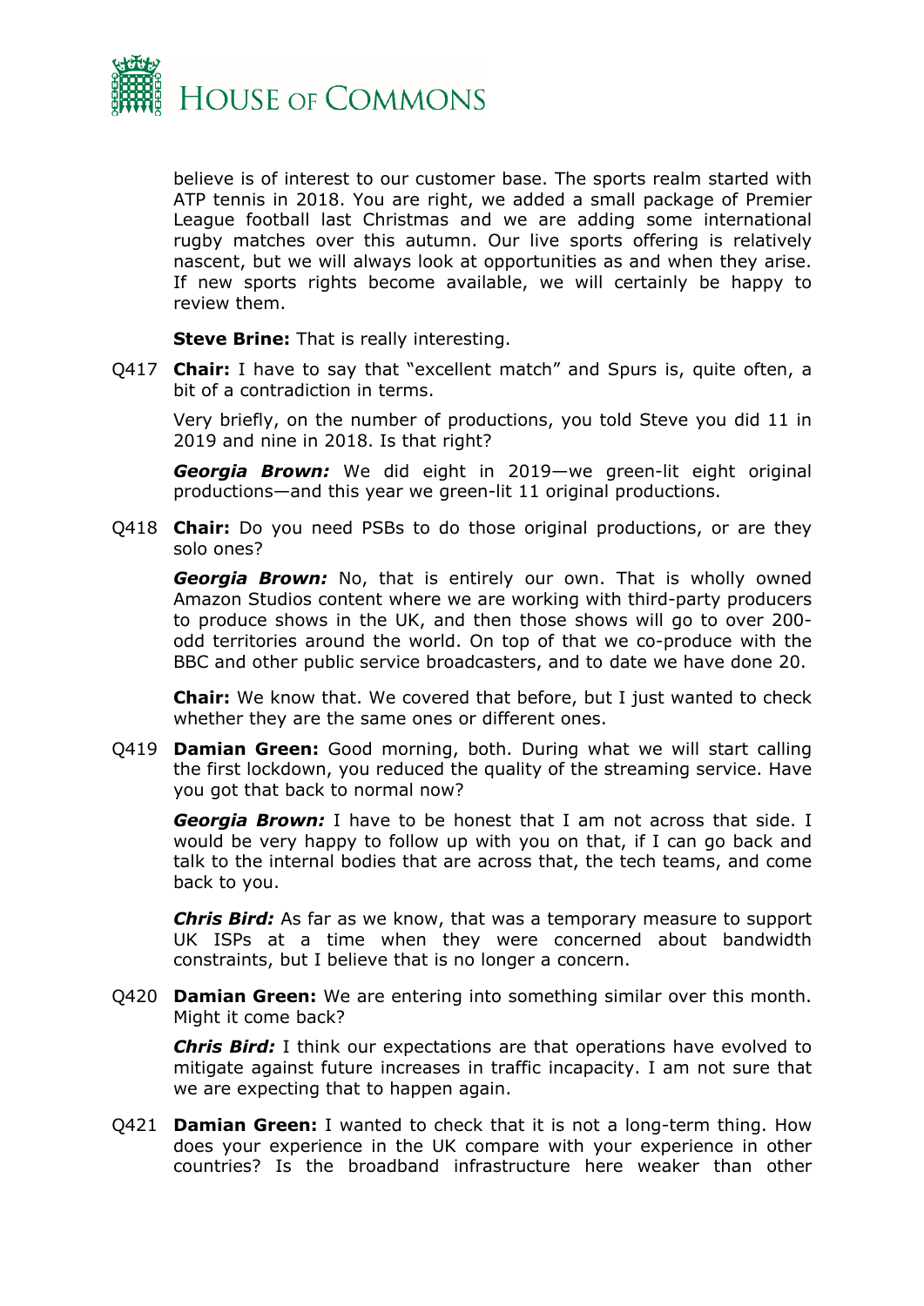believe is of interest to our customer base. The sports realm started with ATP tennis in 2018. You are right, we added a small package of Premier League football last Christmas and we are adding some international rugby matches over this autumn. Our live sports offering is relatively nascent, but we will always look at opportunities as and when they arise. If new sports rights become available, we will certainly be happy to review them.

**Steve Brine:** That is really interesting.

Q417 **Chair:** I have to say that "excellent match" and Spurs is, quite often, a bit of a contradiction in terms.

Very briefly, on the number of productions, you told Steve you did 11 in 2019 and nine in 2018. Is that right?

***Georgia Brown:*** We did eight in 2019—we green-lit eight original productions—and this year we green-lit 11 original productions.

Q418 **Chair:** Do you need PSBs to do those original productions, or are they solo ones?

***Georgia Brown:*** No, that is entirely our own. That is wholly owned Amazon Studios content where we are working with third-party producers to produce shows in the UK, and then those shows will go to over 200-odd territories around the world. On top of that we co-produce with the BBC and other public service broadcasters, and to date we have done 20.

**Chair:** We know that. We covered that before, but I just wanted to check whether they are the same ones or different ones.

Q419 **Damian Green:** Good morning, both. During what we will start calling the first lockdown, you reduced the quality of the streaming service. Have you got that back to normal now?

***Georgia Brown:*** I have to be honest that I am not across that side. I would be very happy to follow up with you on that, if I can go back and talk to the internal bodies that are across that, the tech teams, and come back to you.

***Chris Bird:*** As far as we know, that was a temporary measure to support UK ISPs at a time when they were concerned about bandwidth constraints, but I believe that is no longer a concern.

Q420 **Damian Green:** We are entering into something similar over this month. Might it come back?

***Chris Bird:*** I think our expectations are that operations have evolved to mitigate against future increases in traffic incapacity. I am not sure that we are expecting that to happen again.

Q421 **Damian Green:** I wanted to check that it is not a long-term thing. How does your experience in the UK compare with your experience in other countries? Is the broadband infrastructure here weaker than other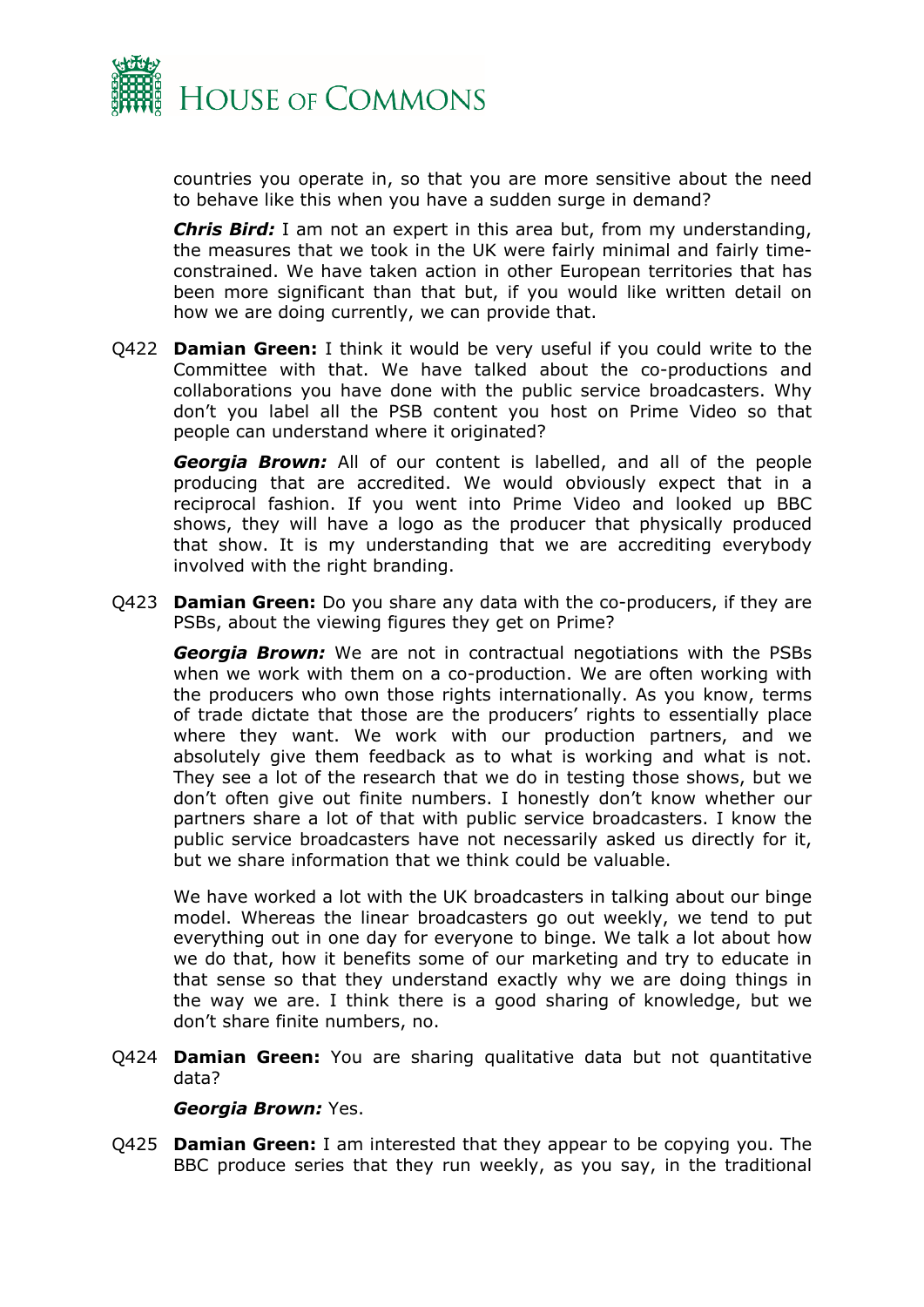countries you operate in, so that you are more sensitive about the need to behave like this when you have a sudden surge in demand?

***Chris Bird:*** I am not an expert in this area but, from my understanding, the measures that we took in the UK were fairly minimal and fairly time-constrained. We have taken action in other European territories that has been more significant than that but, if you would like written detail on how we are doing currently, we can provide that.

Q422 **Damian Green:** I think it would be very useful if you could write to the Committee with that. We have talked about the co-productions and collaborations you have done with the public service broadcasters. Why don't you label all the PSB content you host on Prime Video so that people can understand where it originated?

***Georgia Brown:*** All of our content is labelled, and all of the people producing that are accredited. We would obviously expect that in a reciprocal fashion. If you went into Prime Video and looked up BBC shows, they will have a logo as the producer that physically produced that show. It is my understanding that we are accrediting everybody involved with the right branding.

Q423 **Damian Green:** Do you share any data with the co-producers, if they are PSBs, about the viewing figures they get on Prime?

***Georgia Brown:*** We are not in contractual negotiations with the PSBs when we work with them on a co-production. We are often working with the producers who own those rights internationally. As you know, terms of trade dictate that those are the producers' rights to essentially place where they want. We work with our production partners, and we absolutely give them feedback as to what is working and what is not. They see a lot of the research that we do in testing those shows, but we don't often give out finite numbers. I honestly don't know whether our partners share a lot of that with public service broadcasters. I know the public service broadcasters have not necessarily asked us directly for it, but we share information that we think could be valuable.

We have worked a lot with the UK broadcasters in talking about our binge model. Whereas the linear broadcasters go out weekly, we tend to put everything out in one day for everyone to binge. We talk a lot about how we do that, how it benefits some of our marketing and try to educate in that sense so that they understand exactly why we are doing things in the way we are. I think there is a good sharing of knowledge, but we don't share finite numbers, no.

Q424 **Damian Green:** You are sharing qualitative data but not quantitative data?

***Georgia Brown:*** Yes.

Q425 **Damian Green:** I am interested that they appear to be copying you. The BBC produce series that they run weekly, as you say, in the traditional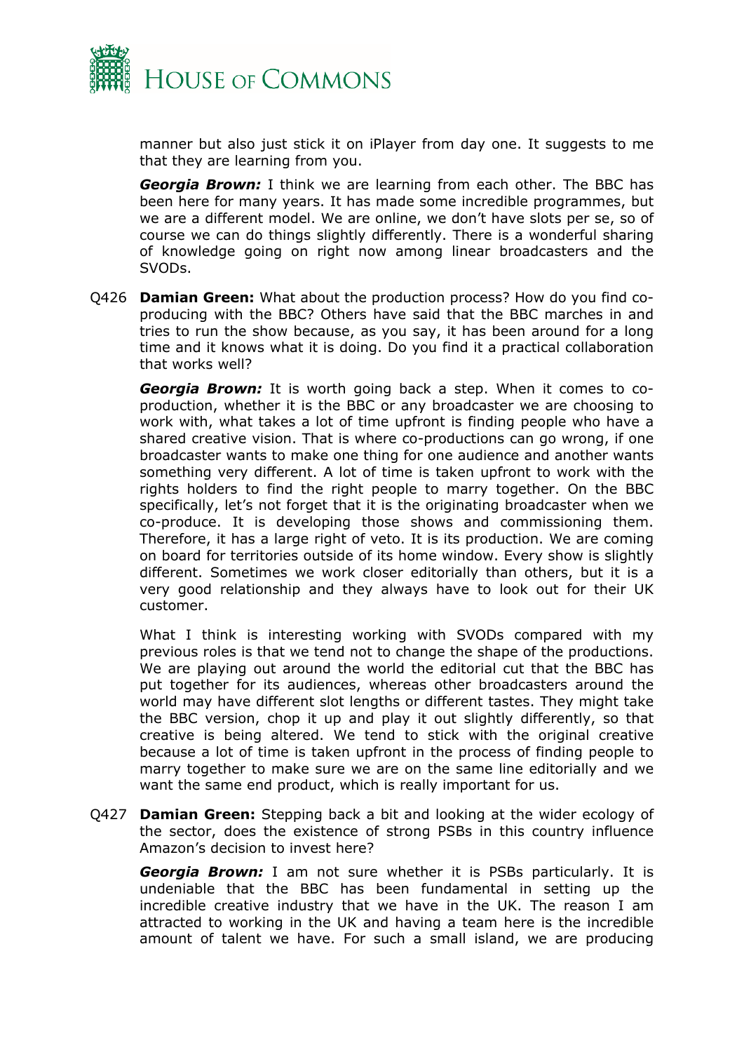manner but also just stick it on iPlayer from day one. It suggests to me that they are learning from you.

***Georgia Brown:*** I think we are learning from each other. The BBC has been here for many years. It has made some incredible programmes, but we are a different model. We are online, we don't have slots per se, so of course we can do things slightly differently. There is a wonderful sharing of knowledge going on right now among linear broadcasters and the SVODs.

Q426 **Damian Green:** What about the production process? How do you find co-producing with the BBC? Others have said that the BBC marches in and tries to run the show because, as you say, it has been around for a long time and it knows what it is doing. Do you find it a practical collaboration that works well?

***Georgia Brown:*** It is worth going back a step. When it comes to co-production, whether it is the BBC or any broadcaster we are choosing to work with, what takes a lot of time upfront is finding people who have a shared creative vision. That is where co-productions can go wrong, if one broadcaster wants to make one thing for one audience and another wants something very different. A lot of time is taken upfront to work with the rights holders to find the right people to marry together. On the BBC specifically, let's not forget that it is the originating broadcaster when we co-produce. It is developing those shows and commissioning them. Therefore, it has a large right of veto. It is its production. We are coming on board for territories outside of its home window. Every show is slightly different. Sometimes we work closer editorially than others, but it is a very good relationship and they always have to look out for their UK customer.

What I think is interesting working with SVODs compared with my previous roles is that we tend not to change the shape of the productions. We are playing out around the world the editorial cut that the BBC has put together for its audiences, whereas other broadcasters around the world may have different slot lengths or different tastes. They might take the BBC version, chop it up and play it out slightly differently, so that creative is being altered. We tend to stick with the original creative because a lot of time is taken upfront in the process of finding people to marry together to make sure we are on the same line editorially and we want the same end product, which is really important for us.

Q427 **Damian Green:** Stepping back a bit and looking at the wider ecology of the sector, does the existence of strong PSBs in this country influence Amazon's decision to invest here?

***Georgia Brown:*** I am not sure whether it is PSBs particularly. It is undeniable that the BBC has been fundamental in setting up the incredible creative industry that we have in the UK. The reason I am attracted to working in the UK and having a team here is the incredible amount of talent we have. For such a small island, we are producing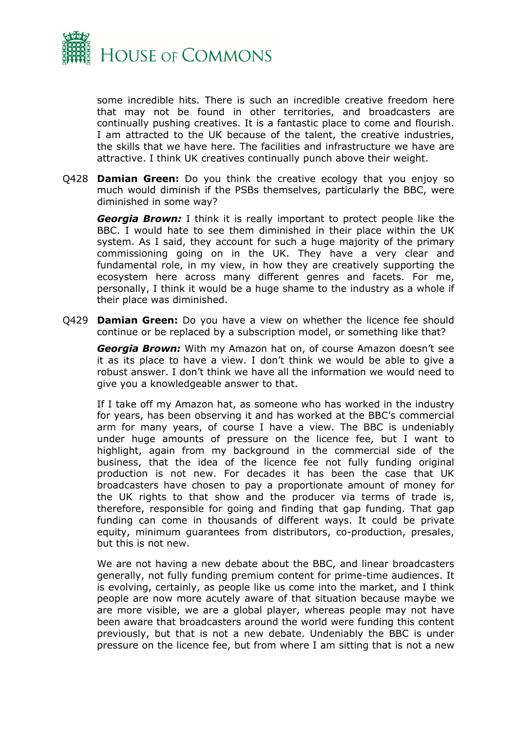some incredible hits. There is such an incredible creative freedom here that may not be found in other territories, and broadcasters are continually pushing creatives. It is a fantastic place to come and flourish. I am attracted to the UK because of the talent, the creative industries, the skills that we have here. The facilities and infrastructure we have are attractive. I think UK creatives continually punch above their weight.

Q428 **Damian Green:** Do you think the creative ecology that you enjoy so much would diminish if the PSBs themselves, particularly the BBC, were diminished in some way?

***Georgia Brown:*** I think it is really important to protect people like the BBC. I would hate to see them diminished in their place within the UK system. As I said, they account for such a huge majority of the primary commissioning going on in the UK. They have a very clear and fundamental role, in my view, in how they are creatively supporting the ecosystem here across many different genres and facets. For me, personally, I think it would be a huge shame to the industry as a whole if their place was diminished.

Q429 **Damian Green:** Do you have a view on whether the licence fee should continue or be replaced by a subscription model, or something like that?

***Georgia Brown:*** With my Amazon hat on, of course Amazon doesn't see it as its place to have a view. I don't think we would be able to give a robust answer. I don't think we have all the information we would need to give you a knowledgeable answer to that.

If I take off my Amazon hat, as someone who has worked in the industry for years, has been observing it and has worked at the BBC's commercial arm for many years, of course I have a view. The BBC is undeniably under huge amounts of pressure on the licence fee, but I want to highlight, again from my background in the commercial side of the business, that the idea of the licence fee not fully funding original production is not new. For decades it has been the case that UK broadcasters have chosen to pay a proportionate amount of money for the UK rights to that show and the producer via terms of trade is, therefore, responsible for going and finding that gap funding. That gap funding can come in thousands of different ways. It could be private equity, minimum guarantees from distributors, co-production, presales, but this is not new.

We are not having a new debate about the BBC, and linear broadcasters generally, not fully funding premium content for prime-time audiences. It is evolving, certainly, as people like us come into the market, and I think people are now more acutely aware of that situation because maybe we are more visible, we are a global player, whereas people may not have been aware that broadcasters around the world were funding this content previously, but that is not a new debate. Undeniably the BBC is under pressure on the licence fee, but from where I am sitting that is not a new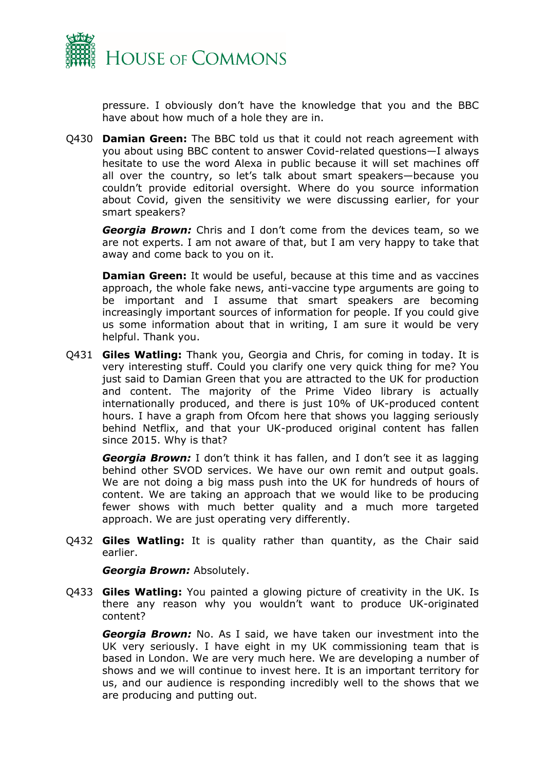pressure. I obviously don't have the knowledge that you and the BBC have about how much of a hole they are in.

Q430 **Damian Green:** The BBC told us that it could not reach agreement with you about using BBC content to answer Covid-related questions—I always hesitate to use the word Alexa in public because it will set machines off all over the country, so let's talk about smart speakers—because you couldn't provide editorial oversight. Where do you source information about Covid, given the sensitivity we were discussing earlier, for your smart speakers?

***Georgia Brown:*** Chris and I don't come from the devices team, so we are not experts. I am not aware of that, but I am very happy to take that away and come back to you on it.

**Damian Green:** It would be useful, because at this time and as vaccines approach, the whole fake news, anti-vaccine type arguments are going to be important and I assume that smart speakers are becoming increasingly important sources of information for people. If you could give us some information about that in writing, I am sure it would be very helpful. Thank you.

Q431 **Giles Watling:** Thank you, Georgia and Chris, for coming in today. It is very interesting stuff. Could you clarify one very quick thing for me? You just said to Damian Green that you are attracted to the UK for production and content. The majority of the Prime Video library is actually internationally produced, and there is just 10% of UK-produced content hours. I have a graph from Ofcom here that shows you lagging seriously behind Netflix, and that your UK-produced original content has fallen since 2015. Why is that?

***Georgia Brown:*** I don't think it has fallen, and I don't see it as lagging behind other SVOD services. We have our own remit and output goals. We are not doing a big mass push into the UK for hundreds of hours of content. We are taking an approach that we would like to be producing fewer shows with much better quality and a much more targeted approach. We are just operating very differently.

Q432 **Giles Watling:** It is quality rather than quantity, as the Chair said earlier.

***Georgia Brown:*** Absolutely.

Q433 **Giles Watling:** You painted a glowing picture of creativity in the UK. Is there any reason why you wouldn't want to produce UK-originated content?

***Georgia Brown:*** No. As I said, we have taken our investment into the UK very seriously. I have eight in my UK commissioning team that is based in London. We are very much here. We are developing a number of shows and we will continue to invest here. It is an important territory for us, and our audience is responding incredibly well to the shows that we are producing and putting out.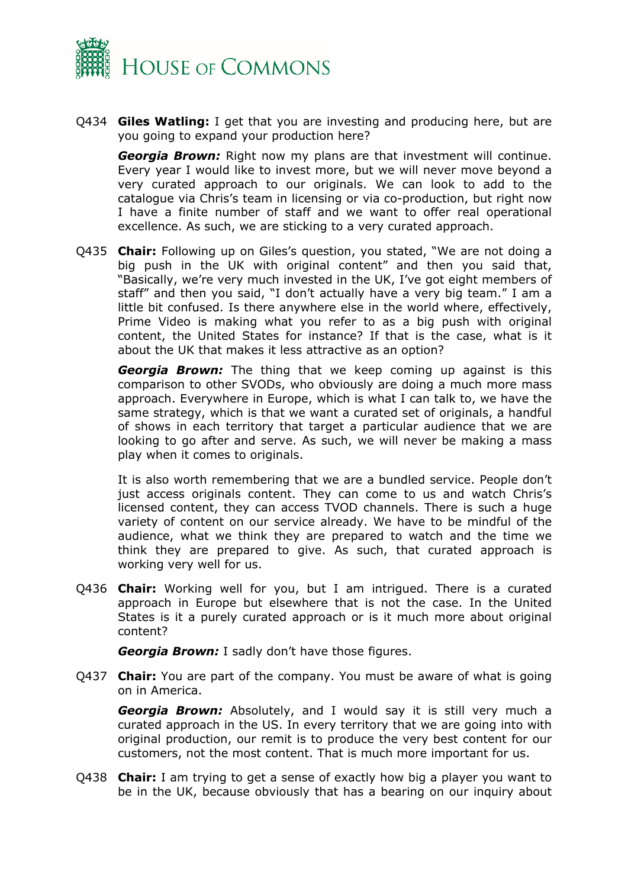Q434 **Giles Watling:** I get that you are investing and producing here, but are you going to expand your production here?

***Georgia Brown:*** Right now my plans are that investment will continue. Every year I would like to invest more, but we will never move beyond a very curated approach to our originals. We can look to add to the catalogue via Chris's team in licensing or via co-production, but right now I have a finite number of staff and we want to offer real operational excellence. As such, we are sticking to a very curated approach.

Q435 **Chair:** Following up on Giles's question, you stated, "We are not doing a big push in the UK with original content" and then you said that, "Basically, we're very much invested in the UK, I've got eight members of staff" and then you said, "I don't actually have a very big team." I am a little bit confused. Is there anywhere else in the world where, effectively, Prime Video is making what you refer to as a big push with original content, the United States for instance? If that is the case, what is it about the UK that makes it less attractive as an option?

***Georgia Brown:*** The thing that we keep coming up against is this comparison to other SVODs, who obviously are doing a much more mass approach. Everywhere in Europe, which is what I can talk to, we have the same strategy, which is that we want a curated set of originals, a handful of shows in each territory that target a particular audience that we are looking to go after and serve. As such, we will never be making a mass play when it comes to originals.

It is also worth remembering that we are a bundled service. People don't just access originals content. They can come to us and watch Chris's licensed content, they can access TVOD channels. There is such a huge variety of content on our service already. We have to be mindful of the audience, what we think they are prepared to watch and the time we think they are prepared to give. As such, that curated approach is working very well for us.

Q436 **Chair:** Working well for you, but I am intrigued. There is a curated approach in Europe but elsewhere that is not the case. In the United States is it a purely curated approach or is it much more about original content?

***Georgia Brown:*** I sadly don't have those figures.

Q437 **Chair:** You are part of the company. You must be aware of what is going on in America.

***Georgia Brown:*** Absolutely, and I would say it is still very much a curated approach in the US. In every territory that we are going into with original production, our remit is to produce the very best content for our customers, not the most content. That is much more important for us.

Q438 **Chair:** I am trying to get a sense of exactly how big a player you want to be in the UK, because obviously that has a bearing on our inquiry about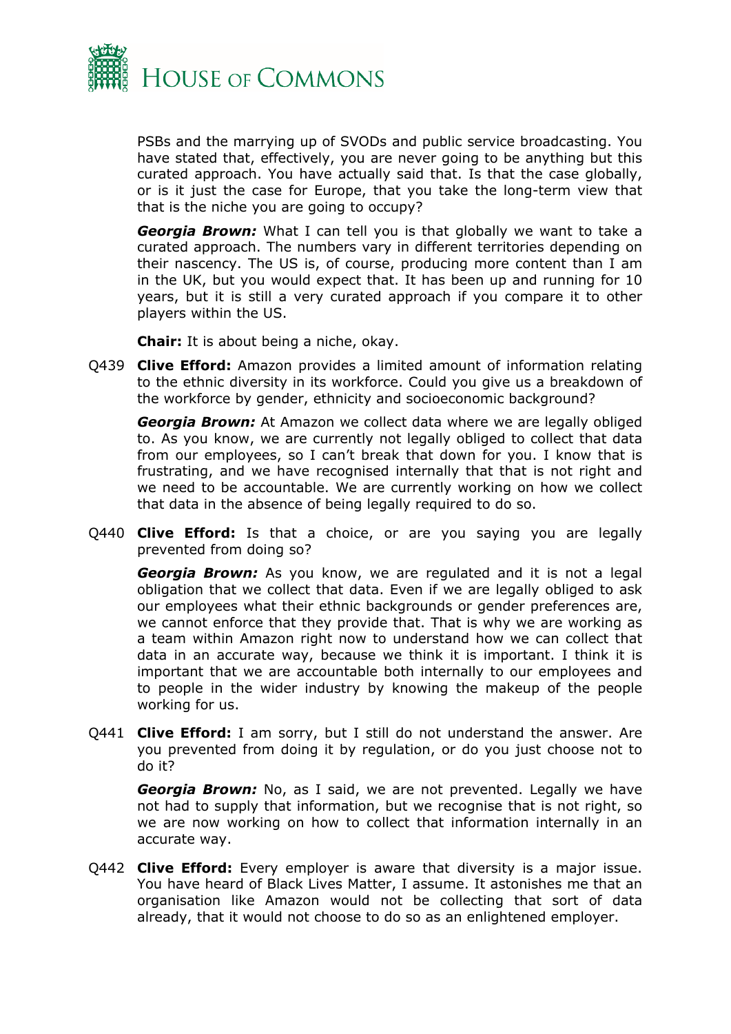PSBs and the marrying up of SVODs and public service broadcasting. You have stated that, effectively, you are never going to be anything but this curated approach. You have actually said that. Is that the case globally, or is it just the case for Europe, that you take the long-term view that that is the niche you are going to occupy?

***Georgia Brown:*** What I can tell you is that globally we want to take a curated approach. The numbers vary in different territories depending on their nascency. The US is, of course, producing more content than I am in the UK, but you would expect that. It has been up and running for 10 years, but it is still a very curated approach if you compare it to other players within the US.

**Chair:** It is about being a niche, okay.

Q439 **Clive Efford:** Amazon provides a limited amount of information relating to the ethnic diversity in its workforce. Could you give us a breakdown of the workforce by gender, ethnicity and socioeconomic background?

***Georgia Brown:*** At Amazon we collect data where we are legally obliged to. As you know, we are currently not legally obliged to collect that data from our employees, so I can't break that down for you. I know that is frustrating, and we have recognised internally that that is not right and we need to be accountable. We are currently working on how we collect that data in the absence of being legally required to do so.

Q440 **Clive Efford:** Is that a choice, or are you saying you are legally prevented from doing so?

***Georgia Brown:*** As you know, we are regulated and it is not a legal obligation that we collect that data. Even if we are legally obliged to ask our employees what their ethnic backgrounds or gender preferences are, we cannot enforce that they provide that. That is why we are working as a team within Amazon right now to understand how we can collect that data in an accurate way, because we think it is important. I think it is important that we are accountable both internally to our employees and to people in the wider industry by knowing the makeup of the people working for us.

Q441 **Clive Efford:** I am sorry, but I still do not understand the answer. Are you prevented from doing it by regulation, or do you just choose not to do it?

***Georgia Brown:*** No, as I said, we are not prevented. Legally we have not had to supply that information, but we recognise that is not right, so we are now working on how to collect that information internally in an accurate way.

Q442 **Clive Efford:** Every employer is aware that diversity is a major issue. You have heard of Black Lives Matter, I assume. It astonishes me that an organisation like Amazon would not be collecting that sort of data already, that it would not choose to do so as an enlightened employer.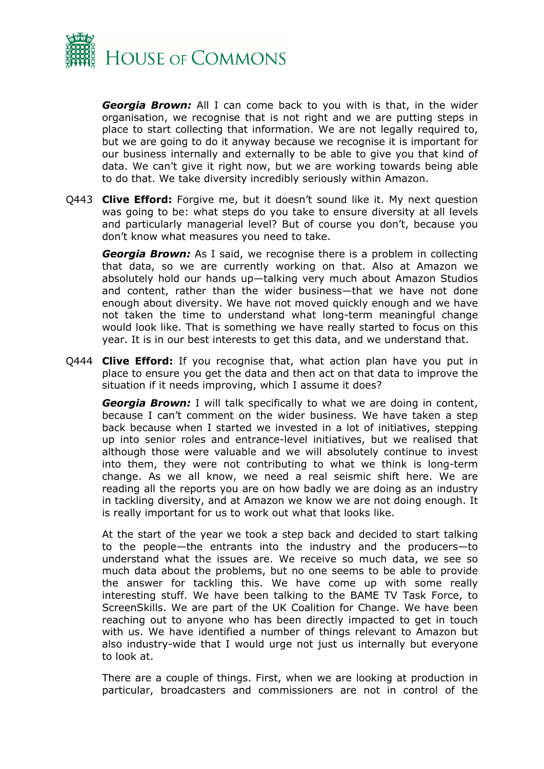***Georgia Brown:*** All I can come back to you with is that, in the wider organisation, we recognise that is not right and we are putting steps in place to start collecting that information. We are not legally required to, but we are going to do it anyway because we recognise it is important for our business internally and externally to be able to give you that kind of data. We can't give it right now, but we are working towards being able to do that. We take diversity incredibly seriously within Amazon.

Q443 **Clive Efford:** Forgive me, but it doesn't sound like it. My next question was going to be: what steps do you take to ensure diversity at all levels and particularly managerial level? But of course you don't, because you don't know what measures you need to take.

***Georgia Brown:*** As I said, we recognise there is a problem in collecting that data, so we are currently working on that. Also at Amazon we absolutely hold our hands up—talking very much about Amazon Studios and content, rather than the wider business—that we have not done enough about diversity. We have not moved quickly enough and we have not taken the time to understand what long-term meaningful change would look like. That is something we have really started to focus on this year. It is in our best interests to get this data, and we understand that.

Q444 **Clive Efford:** If you recognise that, what action plan have you put in place to ensure you get the data and then act on that data to improve the situation if it needs improving, which I assume it does?

***Georgia Brown:*** I will talk specifically to what we are doing in content, because I can't comment on the wider business. We have taken a step back because when I started we invested in a lot of initiatives, stepping up into senior roles and entrance-level initiatives, but we realised that although those were valuable and we will absolutely continue to invest into them, they were not contributing to what we think is long-term change. As we all know, we need a real seismic shift here. We are reading all the reports you are on how badly we are doing as an industry in tackling diversity, and at Amazon we know we are not doing enough. It is really important for us to work out what that looks like.

At the start of the year we took a step back and decided to start talking to the people—the entrants into the industry and the producers—to understand what the issues are. We receive so much data, we see so much data about the problems, but no one seems to be able to provide the answer for tackling this. We have come up with some really interesting stuff. We have been talking to the BAME TV Task Force, to ScreenSkills. We are part of the UK Coalition for Change. We have been reaching out to anyone who has been directly impacted to get in touch with us. We have identified a number of things relevant to Amazon but also industry-wide that I would urge not just us internally but everyone to look at.

There are a couple of things. First, when we are looking at production in particular, broadcasters and commissioners are not in control of the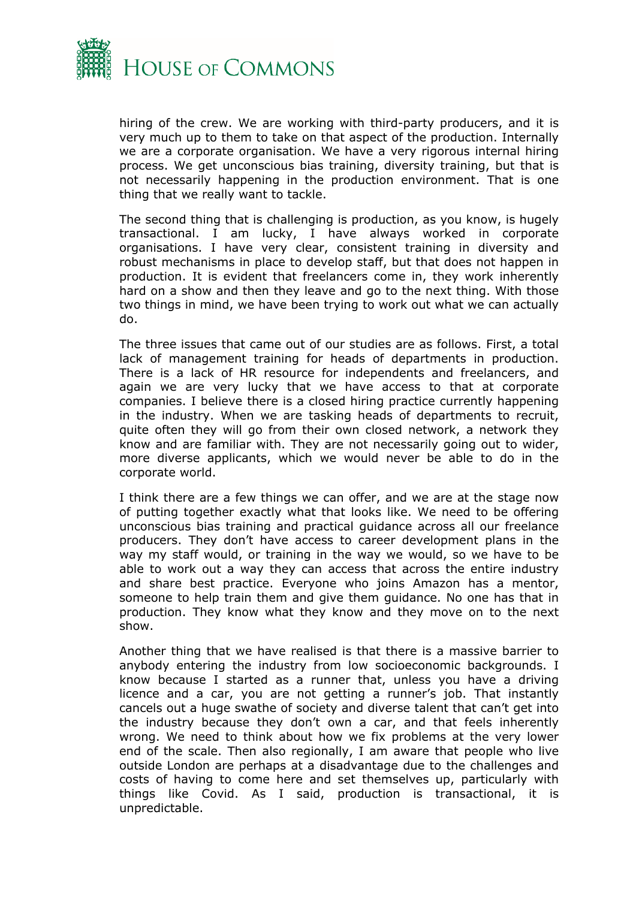hiring of the crew. We are working with third-party producers, and it is very much up to them to take on that aspect of the production. Internally we are a corporate organisation. We have a very rigorous internal hiring process. We get unconscious bias training, diversity training, but that is not necessarily happening in the production environment. That is one thing that we really want to tackle.

The second thing that is challenging is production, as you know, is hugely transactional. I am lucky, I have always worked in corporate organisations. I have very clear, consistent training in diversity and robust mechanisms in place to develop staff, but that does not happen in production. It is evident that freelancers come in, they work inherently hard on a show and then they leave and go to the next thing. With those two things in mind, we have been trying to work out what we can actually do.

The three issues that came out of our studies are as follows. First, a total lack of management training for heads of departments in production. There is a lack of HR resource for independents and freelancers, and again we are very lucky that we have access to that at corporate companies. I believe there is a closed hiring practice currently happening in the industry. When we are tasking heads of departments to recruit, quite often they will go from their own closed network, a network they know and are familiar with. They are not necessarily going out to wider, more diverse applicants, which we would never be able to do in the corporate world.

I think there are a few things we can offer, and we are at the stage now of putting together exactly what that looks like. We need to be offering unconscious bias training and practical guidance across all our freelance producers. They don't have access to career development plans in the way my staff would, or training in the way we would, so we have to be able to work out a way they can access that across the entire industry and share best practice. Everyone who joins Amazon has a mentor, someone to help train them and give them guidance. No one has that in production. They know what they know and they move on to the next show.

Another thing that we have realised is that there is a massive barrier to anybody entering the industry from low socioeconomic backgrounds. I know because I started as a runner that, unless you have a driving licence and a car, you are not getting a runner's job. That instantly cancels out a huge swathe of society and diverse talent that can't get into the industry because they don't own a car, and that feels inherently wrong. We need to think about how we fix problems at the very lower end of the scale. Then also regionally, I am aware that people who live outside London are perhaps at a disadvantage due to the challenges and costs of having to come here and set themselves up, particularly with things like Covid. As I said, production is transactional, it is unpredictable.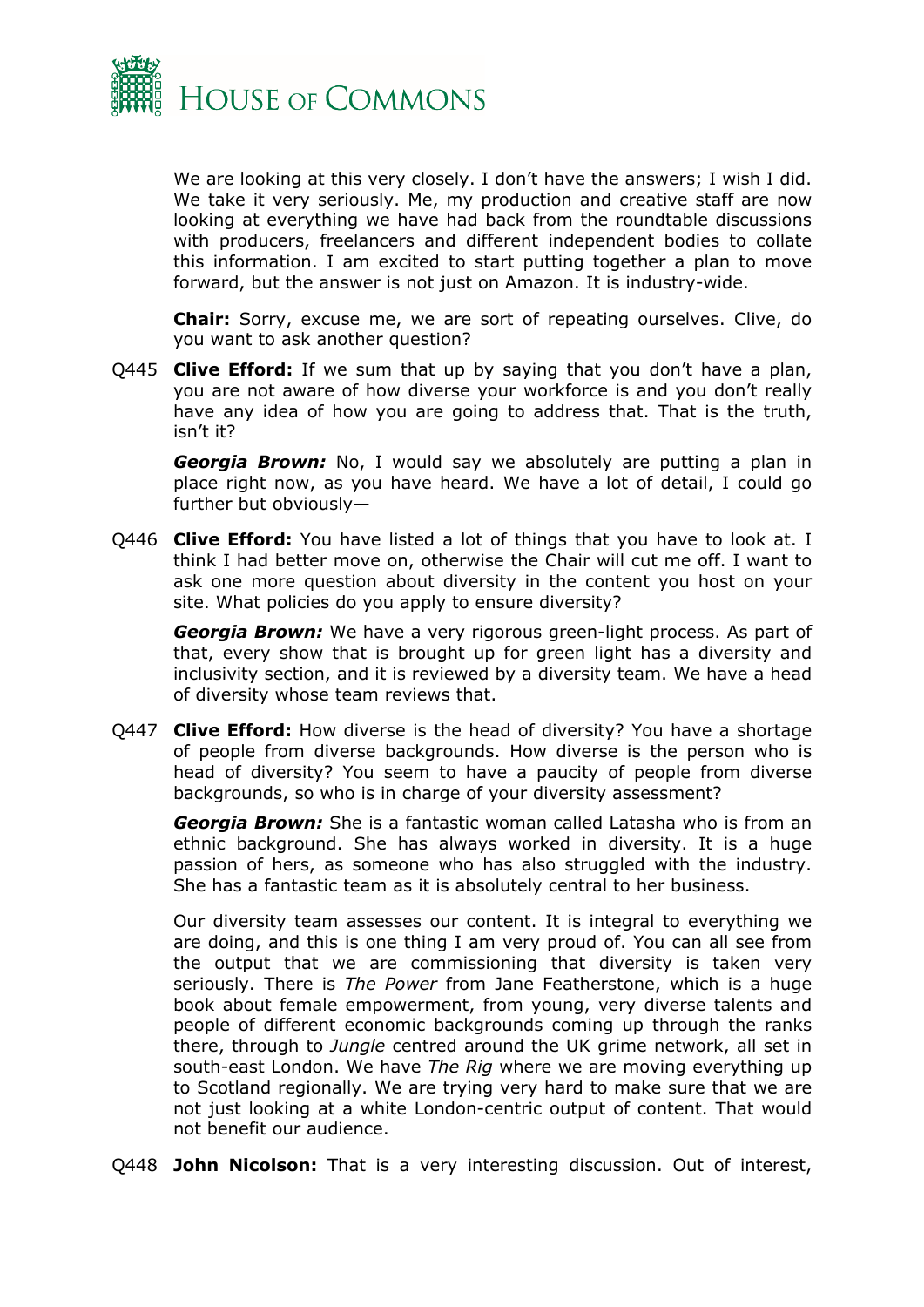We are looking at this very closely. I don't have the answers; I wish I did. We take it very seriously. Me, my production and creative staff are now looking at everything we have had back from the roundtable discussions with producers, freelancers and different independent bodies to collate this information. I am excited to start putting together a plan to move forward, but the answer is not just on Amazon. It is industry-wide.

**Chair:** Sorry, excuse me, we are sort of repeating ourselves. Clive, do you want to ask another question?

Q445 **Clive Efford:** If we sum that up by saying that you don't have a plan, you are not aware of how diverse your workforce is and you don't really have any idea of how you are going to address that. That is the truth, isn't it?

***Georgia Brown:*** No, I would say we absolutely are putting a plan in place right now, as you have heard. We have a lot of detail, I could go further but obviously—

Q446 **Clive Efford:** You have listed a lot of things that you have to look at. I think I had better move on, otherwise the Chair will cut me off. I want to ask one more question about diversity in the content you host on your site. What policies do you apply to ensure diversity?

***Georgia Brown:*** We have a very rigorous green-light process. As part of that, every show that is brought up for green light has a diversity and inclusivity section, and it is reviewed by a diversity team. We have a head of diversity whose team reviews that.

Q447 **Clive Efford:** How diverse is the head of diversity? You have a shortage of people from diverse backgrounds. How diverse is the person who is head of diversity? You seem to have a paucity of people from diverse backgrounds, so who is in charge of your diversity assessment?

***Georgia Brown:*** She is a fantastic woman called Latasha who is from an ethnic background. She has always worked in diversity. It is a huge passion of hers, as someone who has also struggled with the industry. She has a fantastic team as it is absolutely central to her business.

Our diversity team assesses our content. It is integral to everything we are doing, and this is one thing I am very proud of. You can all see from the output that we are commissioning that diversity is taken very seriously. There is *The Power* from Jane Featherstone, which is a huge book about female empowerment, from young, very diverse talents and people of different economic backgrounds coming up through the ranks there, through to *Jungle* centred around the UK grime network, all set in south-east London. We have *The Rig* where we are moving everything up to Scotland regionally. We are trying very hard to make sure that we are not just looking at a white London-centric output of content. That would not benefit our audience.

Q448 **John Nicolson:** That is a very interesting discussion. Out of interest,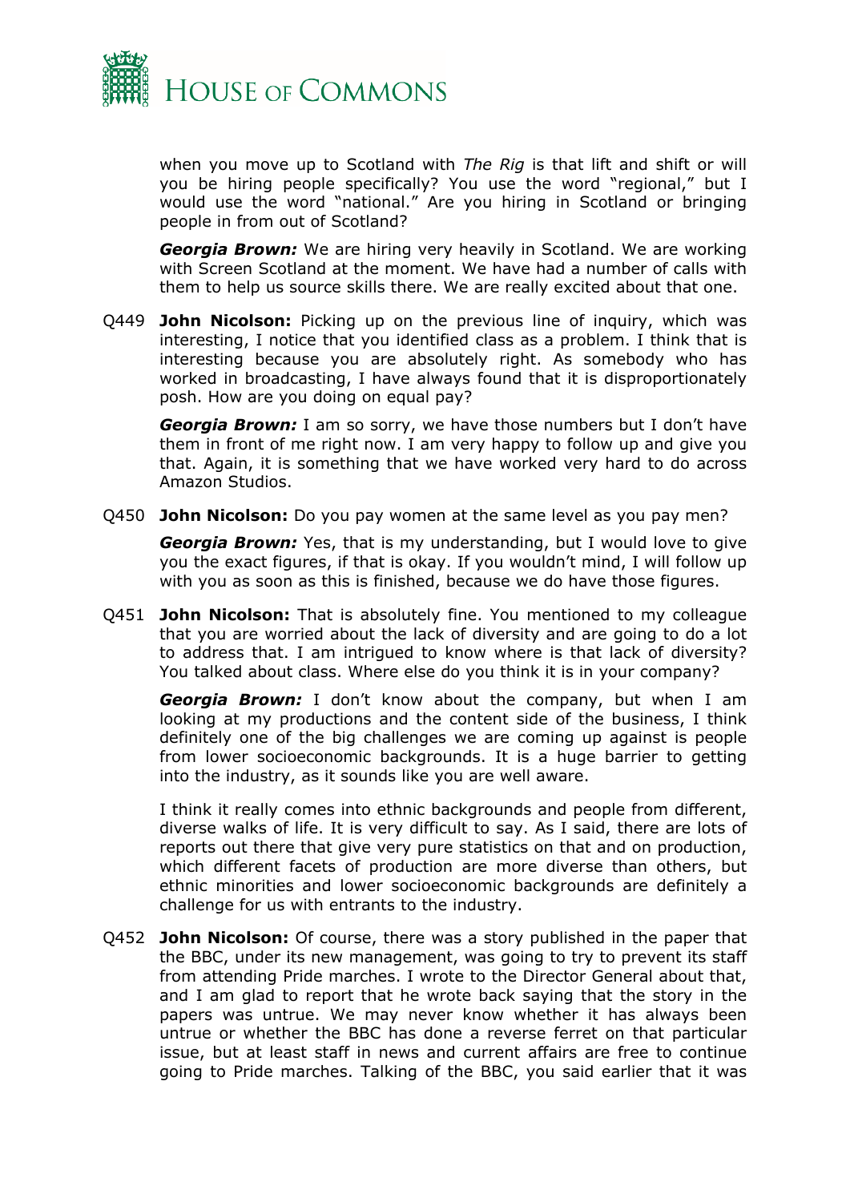when you move up to Scotland with *The Rig* is that lift and shift or will you be hiring people specifically? You use the word "regional," but I would use the word "national." Are you hiring in Scotland or bringing people in from out of Scotland?

***Georgia Brown:*** We are hiring very heavily in Scotland. We are working with Screen Scotland at the moment. We have had a number of calls with them to help us source skills there. We are really excited about that one.

Q449 **John Nicolson:** Picking up on the previous line of inquiry, which was interesting, I notice that you identified class as a problem. I think that is interesting because you are absolutely right. As somebody who has worked in broadcasting, I have always found that it is disproportionately posh. How are you doing on equal pay?

***Georgia Brown:*** I am so sorry, we have those numbers but I don't have them in front of me right now. I am very happy to follow up and give you that. Again, it is something that we have worked very hard to do across Amazon Studios.

Q450 **John Nicolson:** Do you pay women at the same level as you pay men?

***Georgia Brown:*** Yes, that is my understanding, but I would love to give you the exact figures, if that is okay. If you wouldn't mind, I will follow up with you as soon as this is finished, because we do have those figures.

Q451 **John Nicolson:** That is absolutely fine. You mentioned to my colleague that you are worried about the lack of diversity and are going to do a lot to address that. I am intrigued to know where is that lack of diversity? You talked about class. Where else do you think it is in your company?

***Georgia Brown:*** I don't know about the company, but when I am looking at my productions and the content side of the business, I think definitely one of the big challenges we are coming up against is people from lower socioeconomic backgrounds. It is a huge barrier to getting into the industry, as it sounds like you are well aware.

I think it really comes into ethnic backgrounds and people from different, diverse walks of life. It is very difficult to say. As I said, there are lots of reports out there that give very pure statistics on that and on production, which different facets of production are more diverse than others, but ethnic minorities and lower socioeconomic backgrounds are definitely a challenge for us with entrants to the industry.

Q452 **John Nicolson:** Of course, there was a story published in the paper that the BBC, under its new management, was going to try to prevent its staff from attending Pride marches. I wrote to the Director General about that, and I am glad to report that he wrote back saying that the story in the papers was untrue. We may never know whether it has always been untrue or whether the BBC has done a reverse ferret on that particular issue, but at least staff in news and current affairs are free to continue going to Pride marches. Talking of the BBC, you said earlier that it was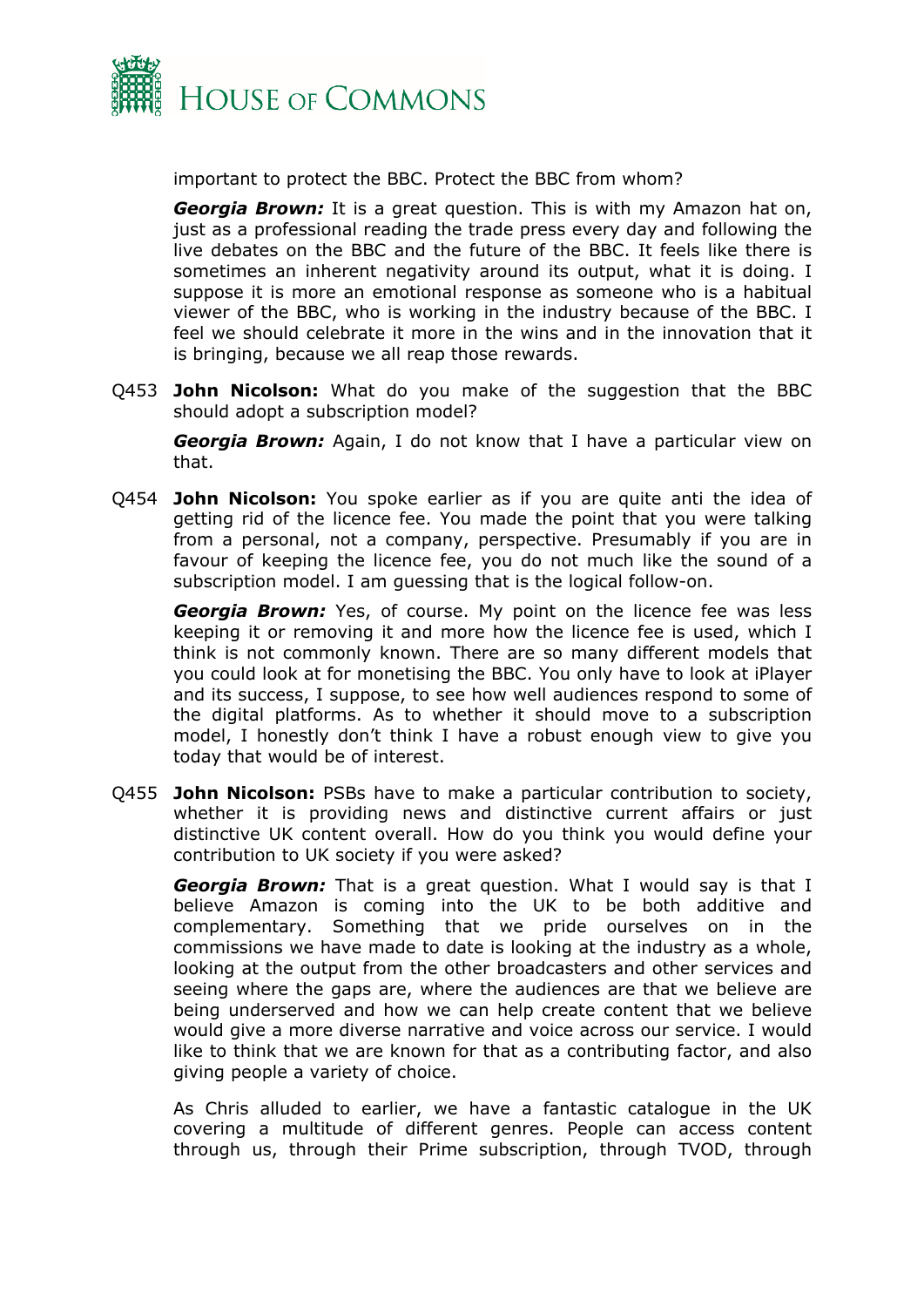important to protect the BBC. Protect the BBC from whom?

***Georgia Brown:*** It is a great question. This is with my Amazon hat on, just as a professional reading the trade press every day and following the live debates on the BBC and the future of the BBC. It feels like there is sometimes an inherent negativity around its output, what it is doing. I suppose it is more an emotional response as someone who is a habitual viewer of the BBC, who is working in the industry because of the BBC. I feel we should celebrate it more in the wins and in the innovation that it is bringing, because we all reap those rewards.

Q453 **John Nicolson:** What do you make of the suggestion that the BBC should adopt a subscription model?

***Georgia Brown:*** Again, I do not know that I have a particular view on that.

Q454 **John Nicolson:** You spoke earlier as if you are quite anti the idea of getting rid of the licence fee. You made the point that you were talking from a personal, not a company, perspective. Presumably if you are in favour of keeping the licence fee, you do not much like the sound of a subscription model. I am guessing that is the logical follow-on.

***Georgia Brown:*** Yes, of course. My point on the licence fee was less keeping it or removing it and more how the licence fee is used, which I think is not commonly known. There are so many different models that you could look at for monetising the BBC. You only have to look at iPlayer and its success, I suppose, to see how well audiences respond to some of the digital platforms. As to whether it should move to a subscription model, I honestly don't think I have a robust enough view to give you today that would be of interest.

Q455 **John Nicolson:** PSBs have to make a particular contribution to society, whether it is providing news and distinctive current affairs or just distinctive UK content overall. How do you think you would define your contribution to UK society if you were asked?

***Georgia Brown:*** That is a great question. What I would say is that I believe Amazon is coming into the UK to be both additive and complementary. Something that we pride ourselves on in the commissions we have made to date is looking at the industry as a whole, looking at the output from the other broadcasters and other services and seeing where the gaps are, where the audiences are that we believe are being underserved and how we can help create content that we believe would give a more diverse narrative and voice across our service. I would like to think that we are known for that as a contributing factor, and also giving people a variety of choice.

As Chris alluded to earlier, we have a fantastic catalogue in the UK covering a multitude of different genres. People can access content through us, through their Prime subscription, through TVOD, through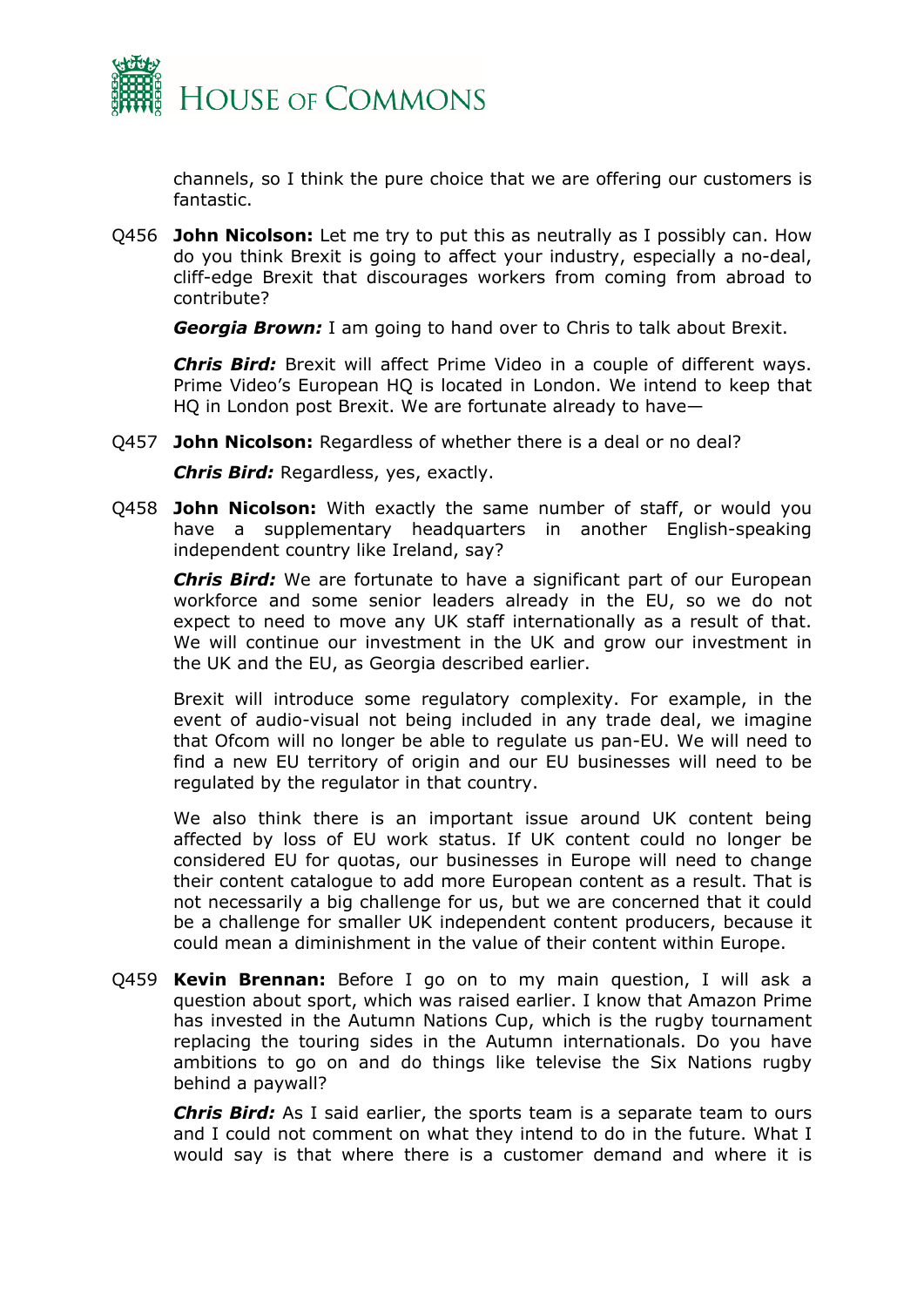channels, so I think the pure choice that we are offering our customers is fantastic.

Q456 **John Nicolson:** Let me try to put this as neutrally as I possibly can. How do you think Brexit is going to affect your industry, especially a no-deal, cliff-edge Brexit that discourages workers from coming from abroad to contribute?

***Georgia Brown:*** I am going to hand over to Chris to talk about Brexit.

***Chris Bird:*** Brexit will affect Prime Video in a couple of different ways. Prime Video's European HQ is located in London. We intend to keep that HQ in London post Brexit. We are fortunate already to have—

Q457 **John Nicolson:** Regardless of whether there is a deal or no deal?

***Chris Bird:*** Regardless, yes, exactly.

Q458 **John Nicolson:** With exactly the same number of staff, or would you have a supplementary headquarters in another English-speaking independent country like Ireland, say?

***Chris Bird:*** We are fortunate to have a significant part of our European workforce and some senior leaders already in the EU, so we do not expect to need to move any UK staff internationally as a result of that. We will continue our investment in the UK and grow our investment in the UK and the EU, as Georgia described earlier.

Brexit will introduce some regulatory complexity. For example, in the event of audio-visual not being included in any trade deal, we imagine that Ofcom will no longer be able to regulate us pan-EU. We will need to find a new EU territory of origin and our EU businesses will need to be regulated by the regulator in that country.

We also think there is an important issue around UK content being affected by loss of EU work status. If UK content could no longer be considered EU for quotas, our businesses in Europe will need to change their content catalogue to add more European content as a result. That is not necessarily a big challenge for us, but we are concerned that it could be a challenge for smaller UK independent content producers, because it could mean a diminishment in the value of their content within Europe.

Q459 **Kevin Brennan:** Before I go on to my main question, I will ask a question about sport, which was raised earlier. I know that Amazon Prime has invested in the Autumn Nations Cup, which is the rugby tournament replacing the touring sides in the Autumn internationals. Do you have ambitions to go on and do things like televise the Six Nations rugby behind a paywall?

***Chris Bird:*** As I said earlier, the sports team is a separate team to ours and I could not comment on what they intend to do in the future. What I would say is that where there is a customer demand and where it is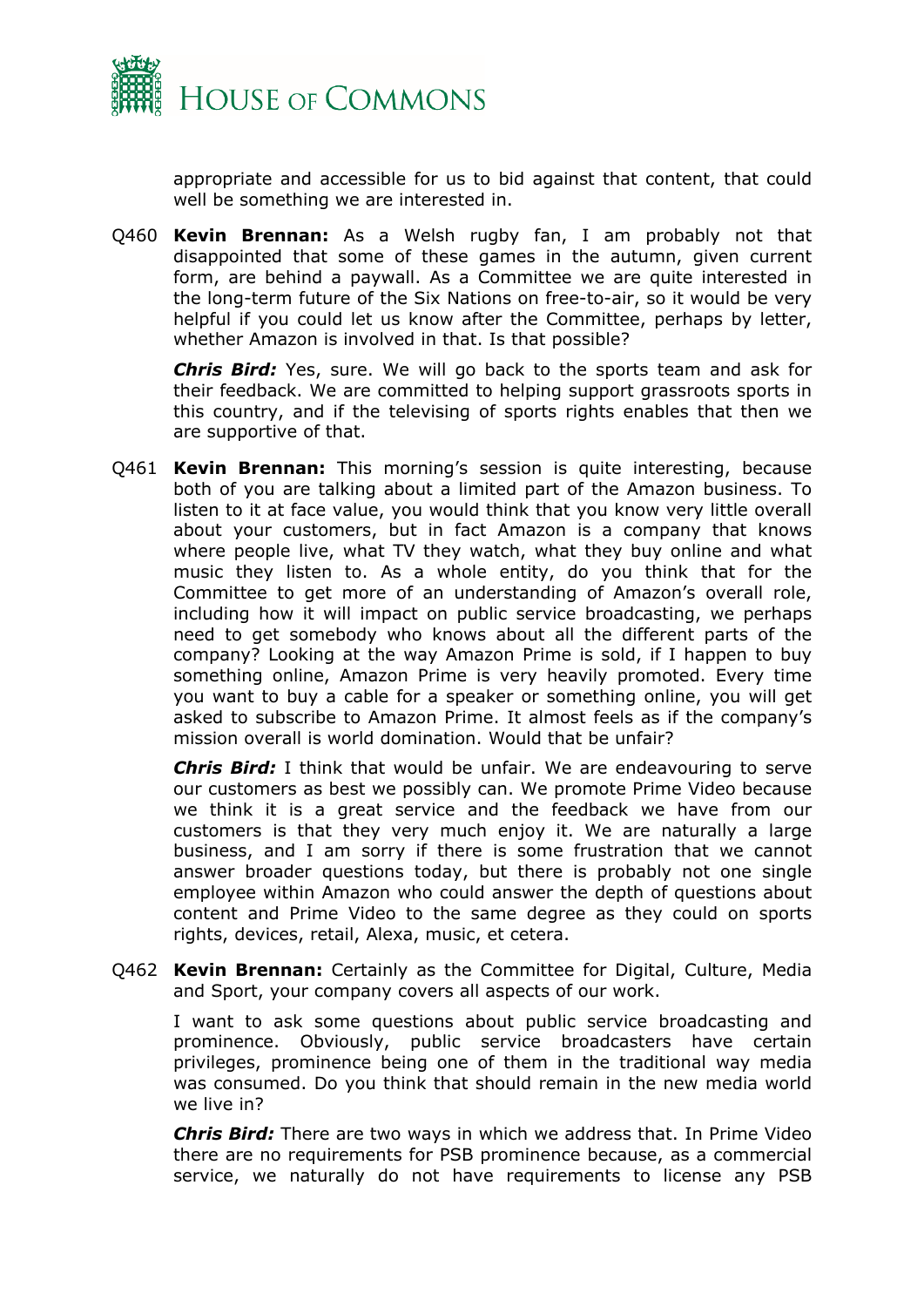appropriate and accessible for us to bid against that content, that could well be something we are interested in.

Q460 **Kevin Brennan:** As a Welsh rugby fan, I am probably not that disappointed that some of these games in the autumn, given current form, are behind a paywall. As a Committee we are quite interested in the long-term future of the Six Nations on free-to-air, so it would be very helpful if you could let us know after the Committee, perhaps by letter, whether Amazon is involved in that. Is that possible?

***Chris Bird:*** Yes, sure. We will go back to the sports team and ask for their feedback. We are committed to helping support grassroots sports in this country, and if the televising of sports rights enables that then we are supportive of that.

Q461 **Kevin Brennan:** This morning's session is quite interesting, because both of you are talking about a limited part of the Amazon business. To listen to it at face value, you would think that you know very little overall about your customers, but in fact Amazon is a company that knows where people live, what TV they watch, what they buy online and what music they listen to. As a whole entity, do you think that for the Committee to get more of an understanding of Amazon's overall role, including how it will impact on public service broadcasting, we perhaps need to get somebody who knows about all the different parts of the company? Looking at the way Amazon Prime is sold, if I happen to buy something online, Amazon Prime is very heavily promoted. Every time you want to buy a cable for a speaker or something online, you will get asked to subscribe to Amazon Prime. It almost feels as if the company's mission overall is world domination. Would that be unfair?

***Chris Bird:*** I think that would be unfair. We are endeavouring to serve our customers as best we possibly can. We promote Prime Video because we think it is a great service and the feedback we have from our customers is that they very much enjoy it. We are naturally a large business, and I am sorry if there is some frustration that we cannot answer broader questions today, but there is probably not one single employee within Amazon who could answer the depth of questions about content and Prime Video to the same degree as they could on sports rights, devices, retail, Alexa, music, et cetera.

Q462 **Kevin Brennan:** Certainly as the Committee for Digital, Culture, Media and Sport, your company covers all aspects of our work.

I want to ask some questions about public service broadcasting and prominence. Obviously, public service broadcasters have certain privileges, prominence being one of them in the traditional way media was consumed. Do you think that should remain in the new media world we live in?

***Chris Bird:*** There are two ways in which we address that. In Prime Video there are no requirements for PSB prominence because, as a commercial service, we naturally do not have requirements to license any PSB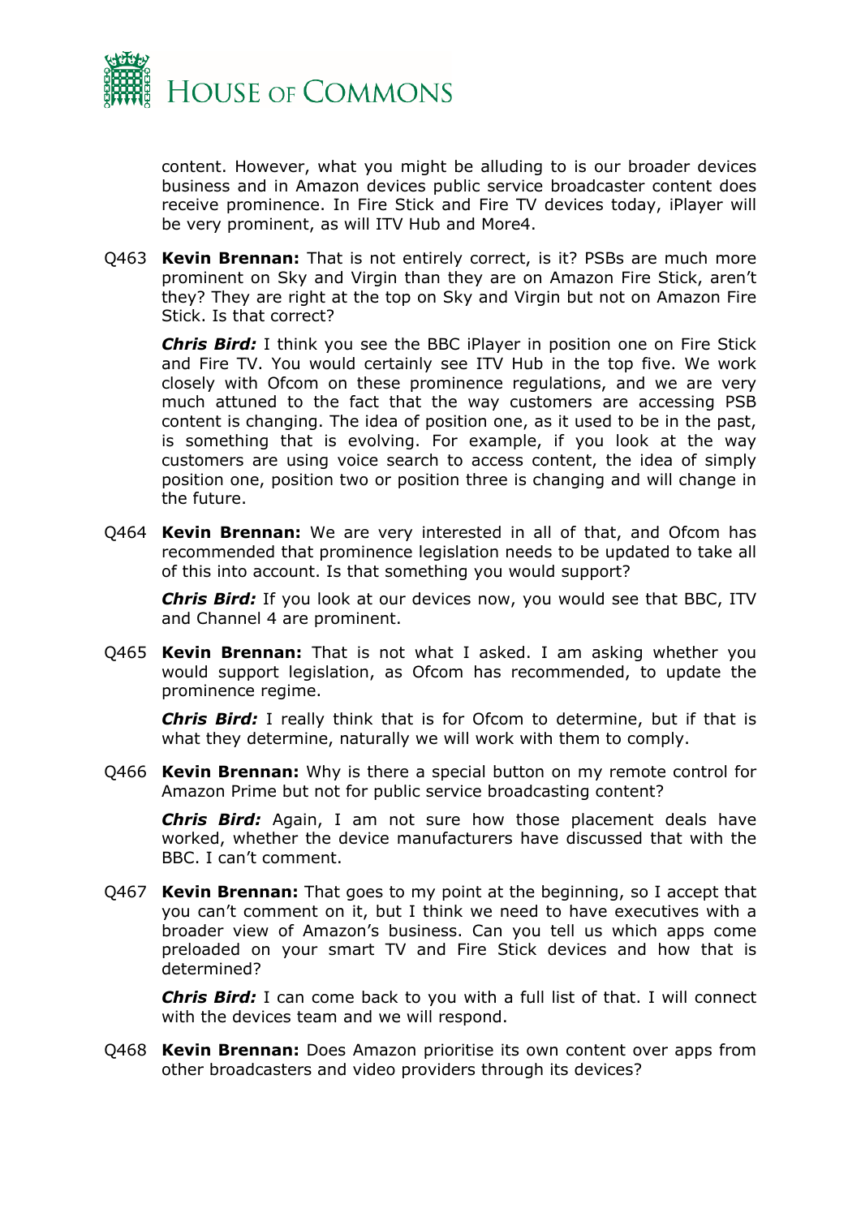content. However, what you might be alluding to is our broader devices business and in Amazon devices public service broadcaster content does receive prominence. In Fire Stick and Fire TV devices today, iPlayer will be very prominent, as will ITV Hub and More4.

Q463 **Kevin Brennan:** That is not entirely correct, is it? PSBs are much more prominent on Sky and Virgin than they are on Amazon Fire Stick, aren't they? They are right at the top on Sky and Virgin but not on Amazon Fire Stick. Is that correct?

***Chris Bird:*** I think you see the BBC iPlayer in position one on Fire Stick and Fire TV. You would certainly see ITV Hub in the top five. We work closely with Ofcom on these prominence regulations, and we are very much attuned to the fact that the way customers are accessing PSB content is changing. The idea of position one, as it used to be in the past, is something that is evolving. For example, if you look at the way customers are using voice search to access content, the idea of simply position one, position two or position three is changing and will change in the future.

Q464 **Kevin Brennan:** We are very interested in all of that, and Ofcom has recommended that prominence legislation needs to be updated to take all of this into account. Is that something you would support?

***Chris Bird:*** If you look at our devices now, you would see that BBC, ITV and Channel 4 are prominent.

Q465 **Kevin Brennan:** That is not what I asked. I am asking whether you would support legislation, as Ofcom has recommended, to update the prominence regime.

***Chris Bird:*** I really think that is for Ofcom to determine, but if that is what they determine, naturally we will work with them to comply.

Q466 **Kevin Brennan:** Why is there a special button on my remote control for Amazon Prime but not for public service broadcasting content?

***Chris Bird:*** Again, I am not sure how those placement deals have worked, whether the device manufacturers have discussed that with the BBC. I can't comment.

Q467 **Kevin Brennan:** That goes to my point at the beginning, so I accept that you can't comment on it, but I think we need to have executives with a broader view of Amazon's business. Can you tell us which apps come preloaded on your smart TV and Fire Stick devices and how that is determined?

***Chris Bird:*** I can come back to you with a full list of that. I will connect with the devices team and we will respond.

Q468 **Kevin Brennan:** Does Amazon prioritise its own content over apps from other broadcasters and video providers through its devices?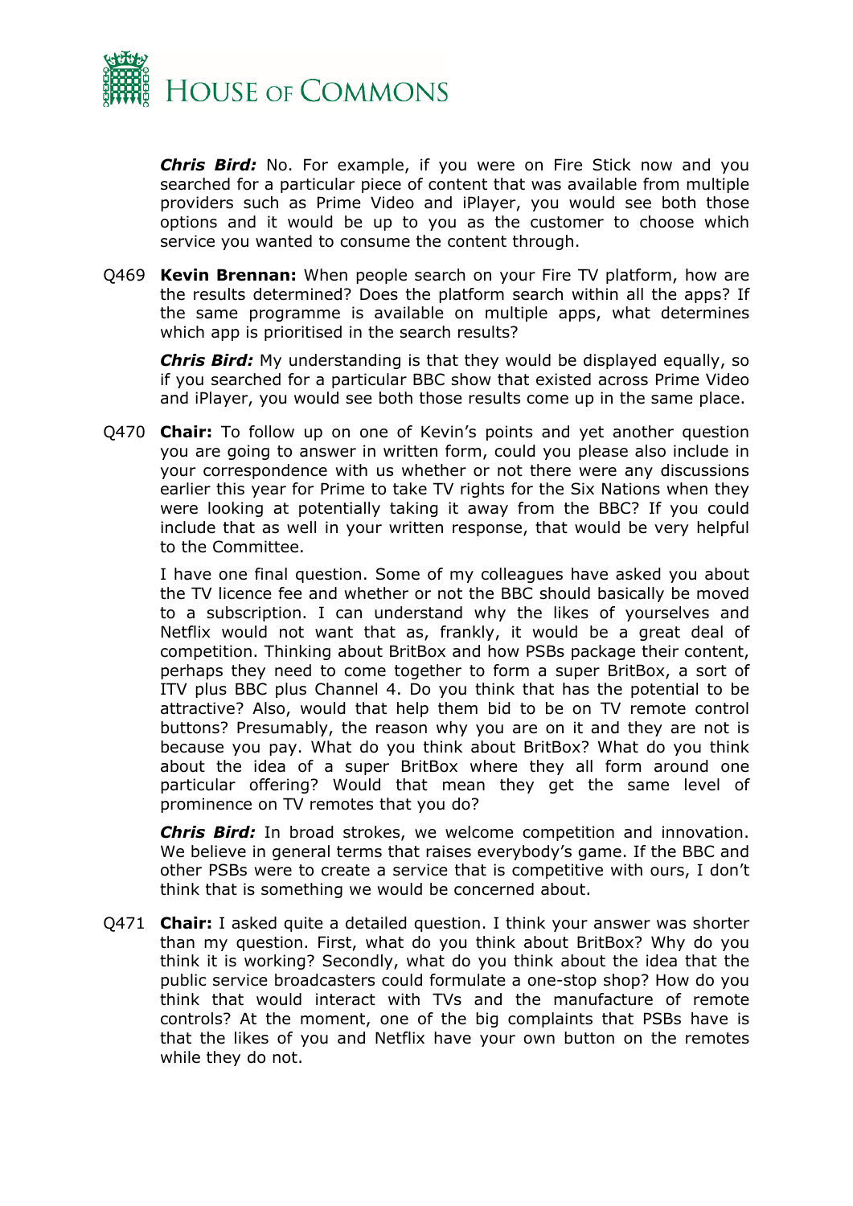***Chris Bird:*** No. For example, if you were on Fire Stick now and you searched for a particular piece of content that was available from multiple providers such as Prime Video and iPlayer, you would see both those options and it would be up to you as the customer to choose which service you wanted to consume the content through.

Q469 **Kevin Brennan:** When people search on your Fire TV platform, how are the results determined? Does the platform search within all the apps? If the same programme is available on multiple apps, what determines which app is prioritised in the search results?

***Chris Bird:*** My understanding is that they would be displayed equally, so if you searched for a particular BBC show that existed across Prime Video and iPlayer, you would see both those results come up in the same place.

Q470 **Chair:** To follow up on one of Kevin's points and yet another question you are going to answer in written form, could you please also include in your correspondence with us whether or not there were any discussions earlier this year for Prime to take TV rights for the Six Nations when they were looking at potentially taking it away from the BBC? If you could include that as well in your written response, that would be very helpful to the Committee.

I have one final question. Some of my colleagues have asked you about the TV licence fee and whether or not the BBC should basically be moved to a subscription. I can understand why the likes of yourselves and Netflix would not want that as, frankly, it would be a great deal of competition. Thinking about BritBox and how PSBs package their content, perhaps they need to come together to form a super BritBox, a sort of ITV plus BBC plus Channel 4. Do you think that has the potential to be attractive? Also, would that help them bid to be on TV remote control buttons? Presumably, the reason why you are on it and they are not is because you pay. What do you think about BritBox? What do you think about the idea of a super BritBox where they all form around one particular offering? Would that mean they get the same level of prominence on TV remotes that you do?

***Chris Bird:*** In broad strokes, we welcome competition and innovation. We believe in general terms that raises everybody's game. If the BBC and other PSBs were to create a service that is competitive with ours, I don't think that is something we would be concerned about.

Q471 **Chair:** I asked quite a detailed question. I think your answer was shorter than my question. First, what do you think about BritBox? Why do you think it is working? Secondly, what do you think about the idea that the public service broadcasters could formulate a one-stop shop? How do you think that would interact with TVs and the manufacture of remote controls? At the moment, one of the big complaints that PSBs have is that the likes of you and Netflix have your own button on the remotes while they do not.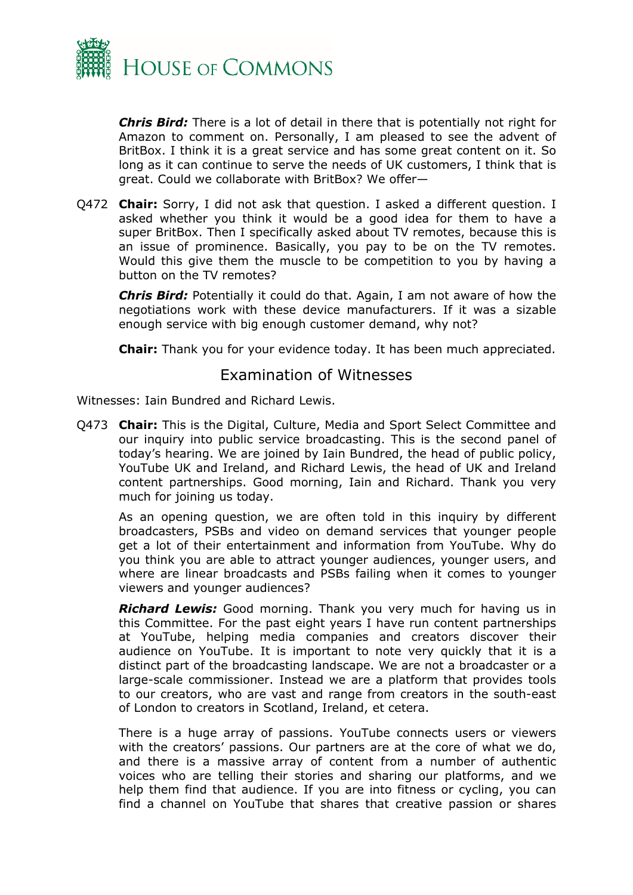***Chris Bird:*** There is a lot of detail in there that is potentially not right for Amazon to comment on. Personally, I am pleased to see the advent of BritBox. I think it is a great service and has some great content on it. So long as it can continue to serve the needs of UK customers, I think that is great. Could we collaborate with BritBox? We offer—

Q472 **Chair:** Sorry, I did not ask that question. I asked a different question. I asked whether you think it would be a good idea for them to have a super BritBox. Then I specifically asked about TV remotes, because this is an issue of prominence. Basically, you pay to be on the TV remotes. Would this give them the muscle to be competition to you by having a button on the TV remotes?

***Chris Bird:*** Potentially it could do that. Again, I am not aware of how the negotiations work with these device manufacturers. If it was a sizable enough service with big enough customer demand, why not?

**Chair:** Thank you for your evidence today. It has been much appreciated.

## Examination of Witnesses

Witnesses: Iain Bundred and Richard Lewis.

Q473 **Chair:** This is the Digital, Culture, Media and Sport Select Committee and our inquiry into public service broadcasting. This is the second panel of today's hearing. We are joined by Iain Bundred, the head of public policy, YouTube UK and Ireland, and Richard Lewis, the head of UK and Ireland content partnerships. Good morning, Iain and Richard. Thank you very much for joining us today.

As an opening question, we are often told in this inquiry by different broadcasters, PSBs and video on demand services that younger people get a lot of their entertainment and information from YouTube. Why do you think you are able to attract younger audiences, younger users, and where are linear broadcasts and PSBs failing when it comes to younger viewers and younger audiences?

***Richard Lewis:*** Good morning. Thank you very much for having us in this Committee. For the past eight years I have run content partnerships at YouTube, helping media companies and creators discover their audience on YouTube. It is important to note very quickly that it is a distinct part of the broadcasting landscape. We are not a broadcaster or a large-scale commissioner. Instead we are a platform that provides tools to our creators, who are vast and range from creators in the south-east of London to creators in Scotland, Ireland, et cetera.

There is a huge array of passions. YouTube connects users or viewers with the creators' passions. Our partners are at the core of what we do, and there is a massive array of content from a number of authentic voices who are telling their stories and sharing our platforms, and we help them find that audience. If you are into fitness or cycling, you can find a channel on YouTube that shares that creative passion or shares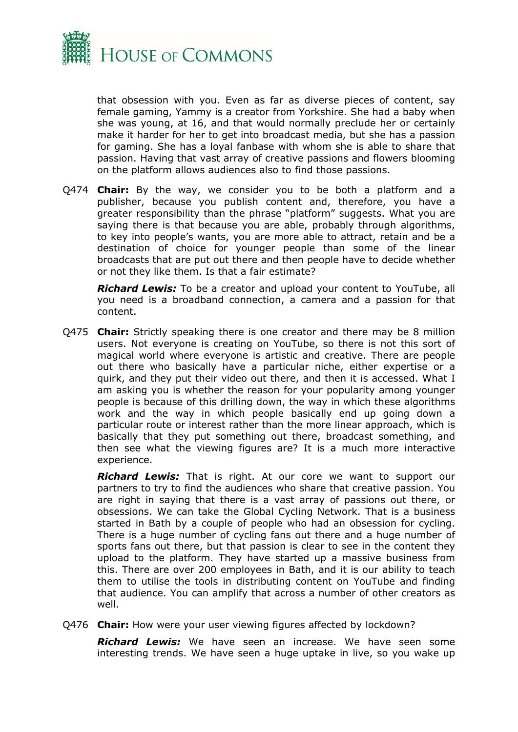that obsession with you. Even as far as diverse pieces of content, say female gaming, Yammy is a creator from Yorkshire. She had a baby when she was young, at 16, and that would normally preclude her or certainly make it harder for her to get into broadcast media, but she has a passion for gaming. She has a loyal fanbase with whom she is able to share that passion. Having that vast array of creative passions and flowers blooming on the platform allows audiences also to find those passions.

Q474 **Chair:** By the way, we consider you to be both a platform and a publisher, because you publish content and, therefore, you have a greater responsibility than the phrase "platform" suggests. What you are saying there is that because you are able, probably through algorithms, to key into people's wants, you are more able to attract, retain and be a destination of choice for younger people than some of the linear broadcasts that are put out there and then people have to decide whether or not they like them. Is that a fair estimate?

***Richard Lewis:*** To be a creator and upload your content to YouTube, all you need is a broadband connection, a camera and a passion for that content.

Q475 **Chair:** Strictly speaking there is one creator and there may be 8 million users. Not everyone is creating on YouTube, so there is not this sort of magical world where everyone is artistic and creative. There are people out there who basically have a particular niche, either expertise or a quirk, and they put their video out there, and then it is accessed. What I am asking you is whether the reason for your popularity among younger people is because of this drilling down, the way in which these algorithms work and the way in which people basically end up going down a particular route or interest rather than the more linear approach, which is basically that they put something out there, broadcast something, and then see what the viewing figures are? It is a much more interactive experience.

***Richard Lewis:*** That is right. At our core we want to support our partners to try to find the audiences who share that creative passion. You are right in saying that there is a vast array of passions out there, or obsessions. We can take the Global Cycling Network. That is a business started in Bath by a couple of people who had an obsession for cycling. There is a huge number of cycling fans out there and a huge number of sports fans out there, but that passion is clear to see in the content they upload to the platform. They have started up a massive business from this. There are over 200 employees in Bath, and it is our ability to teach them to utilise the tools in distributing content on YouTube and finding that audience. You can amplify that across a number of other creators as well.

Q476 **Chair:** How were your user viewing figures affected by lockdown?

***Richard Lewis:*** We have seen an increase. We have seen some interesting trends. We have seen a huge uptake in live, so you wake up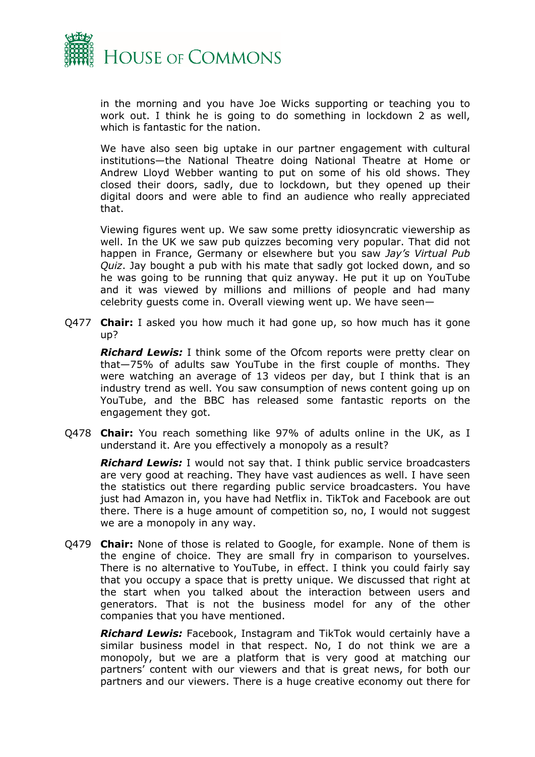in the morning and you have Joe Wicks supporting or teaching you to work out. I think he is going to do something in lockdown 2 as well, which is fantastic for the nation.

We have also seen big uptake in our partner engagement with cultural institutions—the National Theatre doing National Theatre at Home or Andrew Lloyd Webber wanting to put on some of his old shows. They closed their doors, sadly, due to lockdown, but they opened up their digital doors and were able to find an audience who really appreciated that.

Viewing figures went up. We saw some pretty idiosyncratic viewership as well. In the UK we saw pub quizzes becoming very popular. That did not happen in France, Germany or elsewhere but you saw *Jay's Virtual Pub Quiz*. Jay bought a pub with his mate that sadly got locked down, and so he was going to be running that quiz anyway. He put it up on YouTube and it was viewed by millions and millions of people and had many celebrity guests come in. Overall viewing went up. We have seen—

Q477 **Chair:** I asked you how much it had gone up, so how much has it gone up?

***Richard Lewis:*** I think some of the Ofcom reports were pretty clear on that—75% of adults saw YouTube in the first couple of months. They were watching an average of 13 videos per day, but I think that is an industry trend as well. You saw consumption of news content going up on YouTube, and the BBC has released some fantastic reports on the engagement they got.

Q478 **Chair:** You reach something like 97% of adults online in the UK, as I understand it. Are you effectively a monopoly as a result?

***Richard Lewis:*** I would not say that. I think public service broadcasters are very good at reaching. They have vast audiences as well. I have seen the statistics out there regarding public service broadcasters. You have just had Amazon in, you have had Netflix in. TikTok and Facebook are out there. There is a huge amount of competition so, no, I would not suggest we are a monopoly in any way.

Q479 **Chair:** None of those is related to Google, for example. None of them is the engine of choice. They are small fry in comparison to yourselves. There is no alternative to YouTube, in effect. I think you could fairly say that you occupy a space that is pretty unique. We discussed that right at the start when you talked about the interaction between users and generators. That is not the business model for any of the other companies that you have mentioned.

***Richard Lewis:*** Facebook, Instagram and TikTok would certainly have a similar business model in that respect. No, I do not think we are a monopoly, but we are a platform that is very good at matching our partners' content with our viewers and that is great news, for both our partners and our viewers. There is a huge creative economy out there for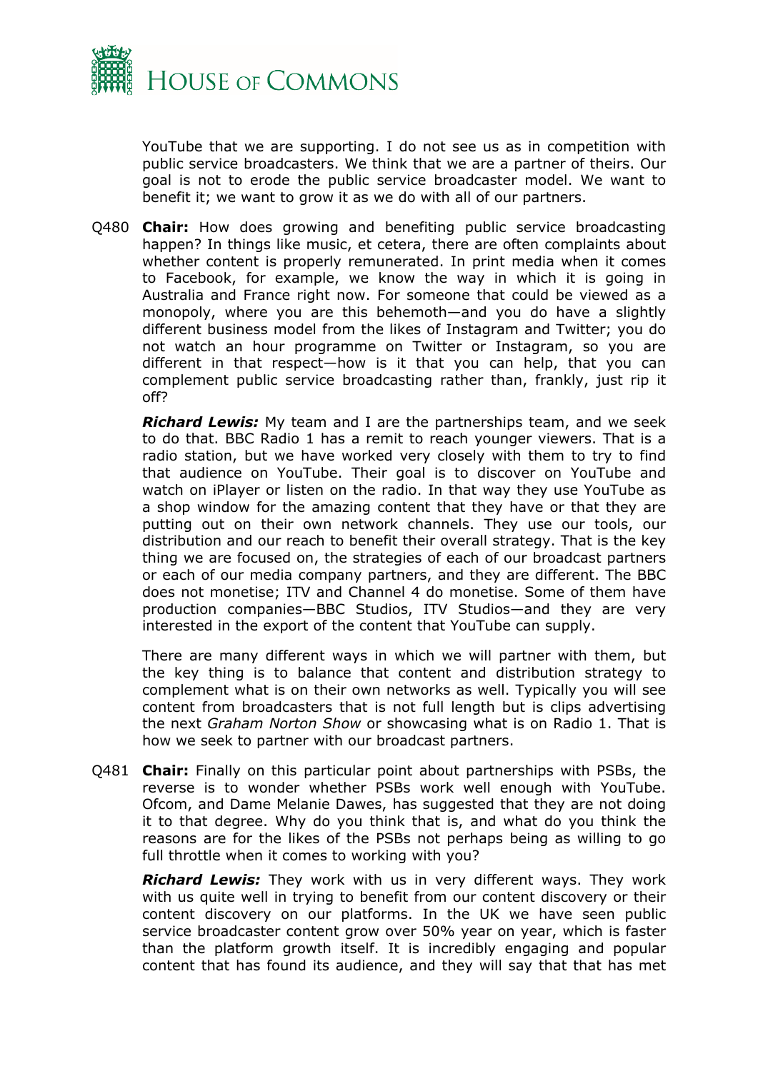YouTube that we are supporting. I do not see us as in competition with public service broadcasters. We think that we are a partner of theirs. Our goal is not to erode the public service broadcaster model. We want to benefit it; we want to grow it as we do with all of our partners.

Q480 **Chair:** How does growing and benefiting public service broadcasting happen? In things like music, et cetera, there are often complaints about whether content is properly remunerated. In print media when it comes to Facebook, for example, we know the way in which it is going in Australia and France right now. For someone that could be viewed as a monopoly, where you are this behemoth—and you do have a slightly different business model from the likes of Instagram and Twitter; you do not watch an hour programme on Twitter or Instagram, so you are different in that respect—how is it that you can help, that you can complement public service broadcasting rather than, frankly, just rip it off?

***Richard Lewis:*** My team and I are the partnerships team, and we seek to do that. BBC Radio 1 has a remit to reach younger viewers. That is a radio station, but we have worked very closely with them to try to find that audience on YouTube. Their goal is to discover on YouTube and watch on iPlayer or listen on the radio. In that way they use YouTube as a shop window for the amazing content that they have or that they are putting out on their own network channels. They use our tools, our distribution and our reach to benefit their overall strategy. That is the key thing we are focused on, the strategies of each of our broadcast partners or each of our media company partners, and they are different. The BBC does not monetise; ITV and Channel 4 do monetise. Some of them have production companies—BBC Studios, ITV Studios—and they are very interested in the export of the content that YouTube can supply.

There are many different ways in which we will partner with them, but the key thing is to balance that content and distribution strategy to complement what is on their own networks as well. Typically you will see content from broadcasters that is not full length but is clips advertising the next *Graham Norton Show* or showcasing what is on Radio 1. That is how we seek to partner with our broadcast partners.

Q481 **Chair:** Finally on this particular point about partnerships with PSBs, the reverse is to wonder whether PSBs work well enough with YouTube. Ofcom, and Dame Melanie Dawes, has suggested that they are not doing it to that degree. Why do you think that is, and what do you think the reasons are for the likes of the PSBs not perhaps being as willing to go full throttle when it comes to working with you?

***Richard Lewis:*** They work with us in very different ways. They work with us quite well in trying to benefit from our content discovery or their content discovery on our platforms. In the UK we have seen public service broadcaster content grow over 50% year on year, which is faster than the platform growth itself. It is incredibly engaging and popular content that has found its audience, and they will say that that has met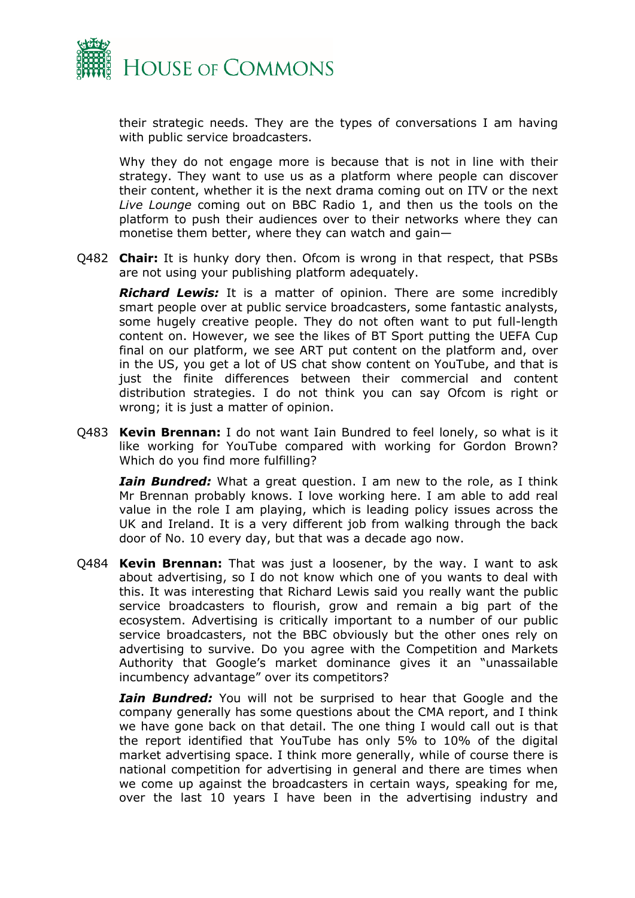their strategic needs. They are the types of conversations I am having with public service broadcasters.

Why they do not engage more is because that is not in line with their strategy. They want to use us as a platform where people can discover their content, whether it is the next drama coming out on ITV or the next *Live Lounge* coming out on BBC Radio 1, and then us the tools on the platform to push their audiences over to their networks where they can monetise them better, where they can watch and gain—

Q482 **Chair:** It is hunky dory then. Ofcom is wrong in that respect, that PSBs are not using your publishing platform adequately.

***Richard Lewis:*** It is a matter of opinion. There are some incredibly smart people over at public service broadcasters, some fantastic analysts, some hugely creative people. They do not often want to put full-length content on. However, we see the likes of BT Sport putting the UEFA Cup final on our platform, we see ART put content on the platform and, over in the US, you get a lot of US chat show content on YouTube, and that is just the finite differences between their commercial and content distribution strategies. I do not think you can say Ofcom is right or wrong; it is just a matter of opinion.

Q483 **Kevin Brennan:** I do not want Iain Bundred to feel lonely, so what is it like working for YouTube compared with working for Gordon Brown? Which do you find more fulfilling?

***Iain Bundred:*** What a great question. I am new to the role, as I think Mr Brennan probably knows. I love working here. I am able to add real value in the role I am playing, which is leading policy issues across the UK and Ireland. It is a very different job from walking through the back door of No. 10 every day, but that was a decade ago now.

Q484 **Kevin Brennan:** That was just a loosener, by the way. I want to ask about advertising, so I do not know which one of you wants to deal with this. It was interesting that Richard Lewis said you really want the public service broadcasters to flourish, grow and remain a big part of the ecosystem. Advertising is critically important to a number of our public service broadcasters, not the BBC obviously but the other ones rely on advertising to survive. Do you agree with the Competition and Markets Authority that Google's market dominance gives it an "unassailable incumbency advantage" over its competitors?

***Iain Bundred:*** You will not be surprised to hear that Google and the company generally has some questions about the CMA report, and I think we have gone back on that detail. The one thing I would call out is that the report identified that YouTube has only 5% to 10% of the digital market advertising space. I think more generally, while of course there is national competition for advertising in general and there are times when we come up against the broadcasters in certain ways, speaking for me, over the last 10 years I have been in the advertising industry and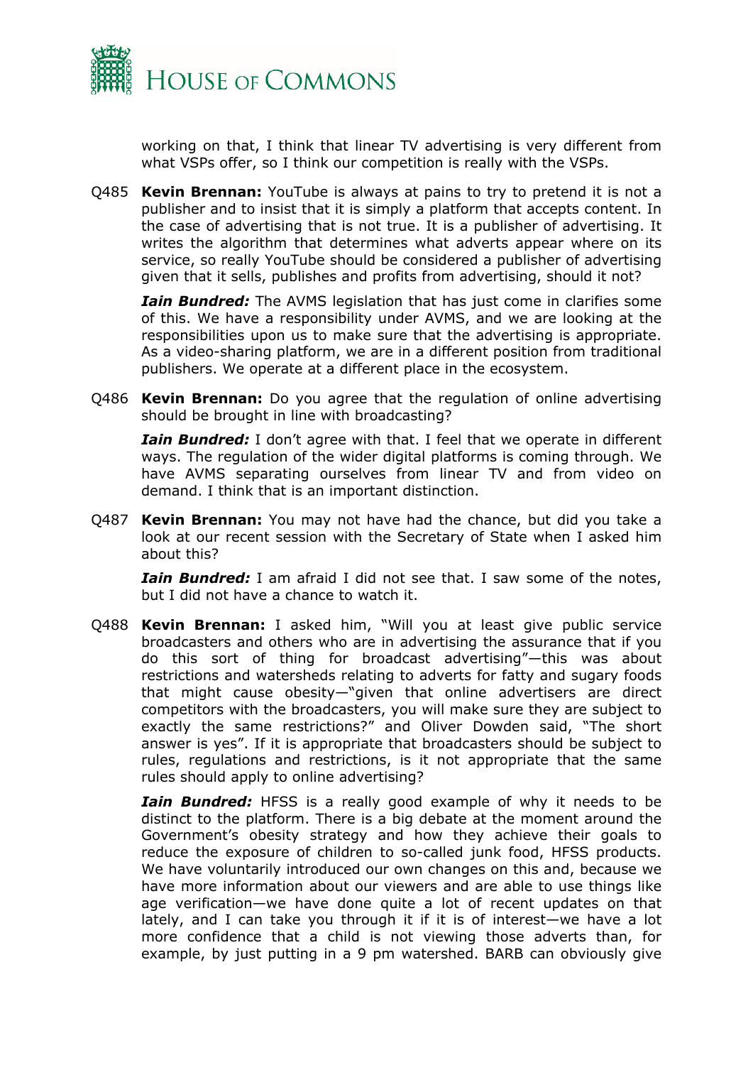working on that, I think that linear TV advertising is very different from what VSPs offer, so I think our competition is really with the VSPs.

Q485 **Kevin Brennan:** YouTube is always at pains to try to pretend it is not a publisher and to insist that it is simply a platform that accepts content. In the case of advertising that is not true. It is a publisher of advertising. It writes the algorithm that determines what adverts appear where on its service, so really YouTube should be considered a publisher of advertising given that it sells, publishes and profits from advertising, should it not?

***Iain Bundred:*** The AVMS legislation that has just come in clarifies some of this. We have a responsibility under AVMS, and we are looking at the responsibilities upon us to make sure that the advertising is appropriate. As a video-sharing platform, we are in a different position from traditional publishers. We operate at a different place in the ecosystem.

Q486 **Kevin Brennan:** Do you agree that the regulation of online advertising should be brought in line with broadcasting?

***Iain Bundred:*** I don't agree with that. I feel that we operate in different ways. The regulation of the wider digital platforms is coming through. We have AVMS separating ourselves from linear TV and from video on demand. I think that is an important distinction.

Q487 **Kevin Brennan:** You may not have had the chance, but did you take a look at our recent session with the Secretary of State when I asked him about this?

***Iain Bundred:*** I am afraid I did not see that. I saw some of the notes, but I did not have a chance to watch it.

Q488 **Kevin Brennan:** I asked him, "Will you at least give public service broadcasters and others who are in advertising the assurance that if you do this sort of thing for broadcast advertising"—this was about restrictions and watersheds relating to adverts for fatty and sugary foods that might cause obesity—"given that online advertisers are direct competitors with the broadcasters, you will make sure they are subject to exactly the same restrictions?" and Oliver Dowden said, "The short answer is yes". If it is appropriate that broadcasters should be subject to rules, regulations and restrictions, is it not appropriate that the same rules should apply to online advertising?

***Iain Bundred:*** HFSS is a really good example of why it needs to be distinct to the platform. There is a big debate at the moment around the Government's obesity strategy and how they achieve their goals to reduce the exposure of children to so-called junk food, HFSS products. We have voluntarily introduced our own changes on this and, because we have more information about our viewers and are able to use things like age verification—we have done quite a lot of recent updates on that lately, and I can take you through it if it is of interest—we have a lot more confidence that a child is not viewing those adverts than, for example, by just putting in a 9 pm watershed. BARB can obviously give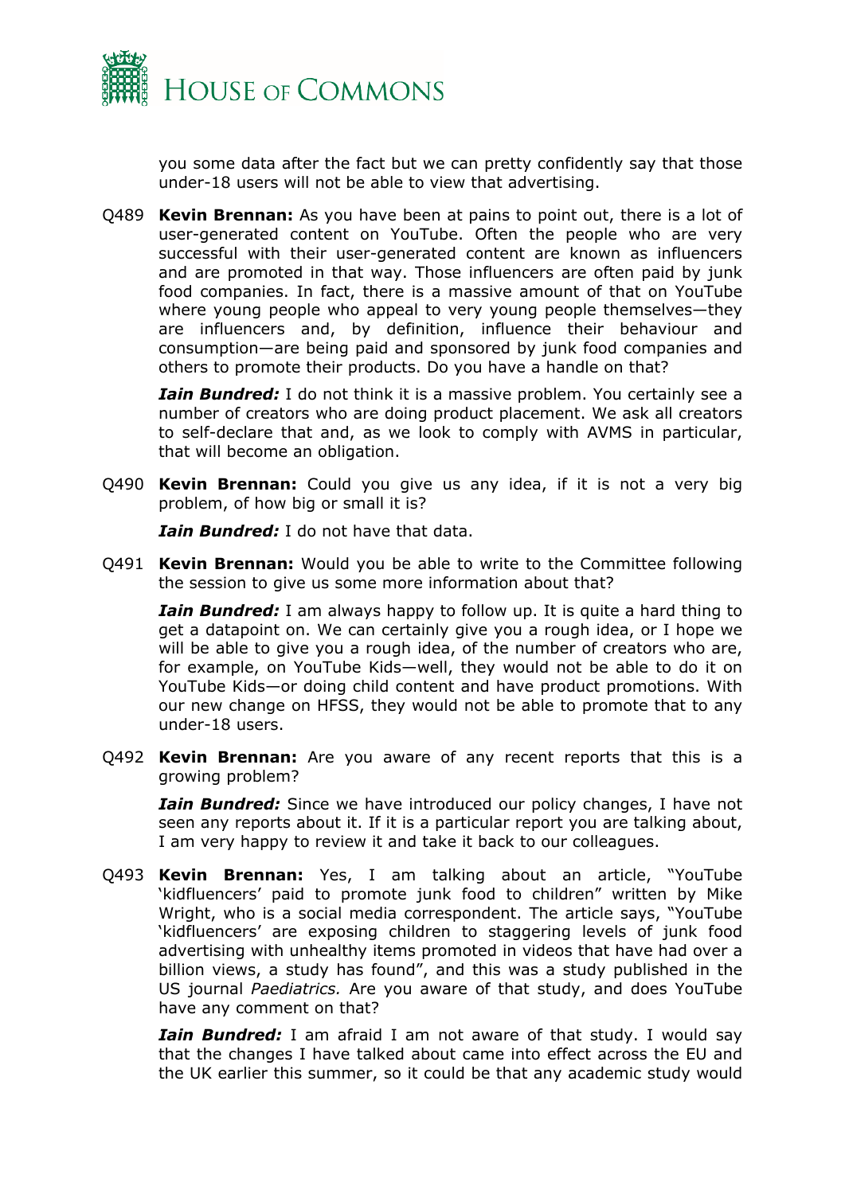you some data after the fact but we can pretty confidently say that those under-18 users will not be able to view that advertising.

Q489 **Kevin Brennan:** As you have been at pains to point out, there is a lot of user-generated content on YouTube. Often the people who are very successful with their user-generated content are known as influencers and are promoted in that way. Those influencers are often paid by junk food companies. In fact, there is a massive amount of that on YouTube where young people who appeal to very young people themselves—they are influencers and, by definition, influence their behaviour and consumption—are being paid and sponsored by junk food companies and others to promote their products. Do you have a handle on that?

***Iain Bundred:*** I do not think it is a massive problem. You certainly see a number of creators who are doing product placement. We ask all creators to self-declare that and, as we look to comply with AVMS in particular, that will become an obligation.

Q490 **Kevin Brennan:** Could you give us any idea, if it is not a very big problem, of how big or small it is?

***Iain Bundred:*** I do not have that data.

Q491 **Kevin Brennan:** Would you be able to write to the Committee following the session to give us some more information about that?

***Iain Bundred:*** I am always happy to follow up. It is quite a hard thing to get a datapoint on. We can certainly give you a rough idea, or I hope we will be able to give you a rough idea, of the number of creators who are, for example, on YouTube Kids—well, they would not be able to do it on YouTube Kids—or doing child content and have product promotions. With our new change on HFSS, they would not be able to promote that to any under-18 users.

Q492 **Kevin Brennan:** Are you aware of any recent reports that this is a growing problem?

***Iain Bundred:*** Since we have introduced our policy changes, I have not seen any reports about it. If it is a particular report you are talking about, I am very happy to review it and take it back to our colleagues.

Q493 **Kevin Brennan:** Yes, I am talking about an article, "YouTube 'kidfluencers' paid to promote junk food to children" written by Mike Wright, who is a social media correspondent. The article says, "YouTube 'kidfluencers' are exposing children to staggering levels of junk food advertising with unhealthy items promoted in videos that have had over a billion views, a study has found", and this was a study published in the US journal *Paediatrics.* Are you aware of that study, and does YouTube have any comment on that?

***Iain Bundred:*** I am afraid I am not aware of that study. I would say that the changes I have talked about came into effect across the EU and the UK earlier this summer, so it could be that any academic study would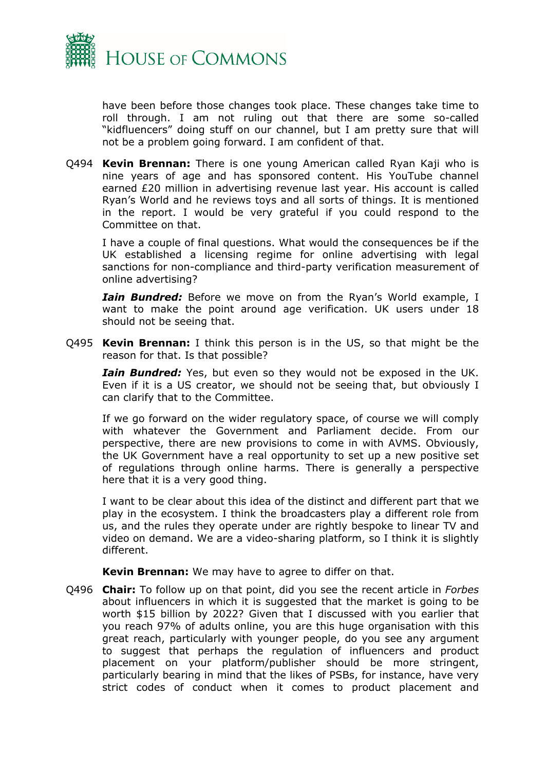have been before those changes took place. These changes take time to roll through. I am not ruling out that there are some so-called "kidfluencers" doing stuff on our channel, but I am pretty sure that will not be a problem going forward. I am confident of that.

Q494 **Kevin Brennan:** There is one young American called Ryan Kaji who is nine years of age and has sponsored content. His YouTube channel earned £20 million in advertising revenue last year. His account is called Ryan's World and he reviews toys and all sorts of things. It is mentioned in the report. I would be very grateful if you could respond to the Committee on that.

I have a couple of final questions. What would the consequences be if the UK established a licensing regime for online advertising with legal sanctions for non-compliance and third-party verification measurement of online advertising?

***Iain Bundred:*** Before we move on from the Ryan's World example, I want to make the point around age verification. UK users under 18 should not be seeing that.

Q495 **Kevin Brennan:** I think this person is in the US, so that might be the reason for that. Is that possible?

***Iain Bundred:*** Yes, but even so they would not be exposed in the UK. Even if it is a US creator, we should not be seeing that, but obviously I can clarify that to the Committee.

If we go forward on the wider regulatory space, of course we will comply with whatever the Government and Parliament decide. From our perspective, there are new provisions to come in with AVMS. Obviously, the UK Government have a real opportunity to set up a new positive set of regulations through online harms. There is generally a perspective here that it is a very good thing.

I want to be clear about this idea of the distinct and different part that we play in the ecosystem. I think the broadcasters play a different role from us, and the rules they operate under are rightly bespoke to linear TV and video on demand. We are a video-sharing platform, so I think it is slightly different.

**Kevin Brennan:** We may have to agree to differ on that.

Q496 **Chair:** To follow up on that point, did you see the recent article in *Forbes* about influencers in which it is suggested that the market is going to be worth $15 billion by 2022? Given that I discussed with you earlier that you reach 97% of adults online, you are this huge organisation with this great reach, particularly with younger people, do you see any argument to suggest that perhaps the regulation of influencers and product placement on your platform/publisher should be more stringent, particularly bearing in mind that the likes of PSBs, for instance, have very strict codes of conduct when it comes to product placement and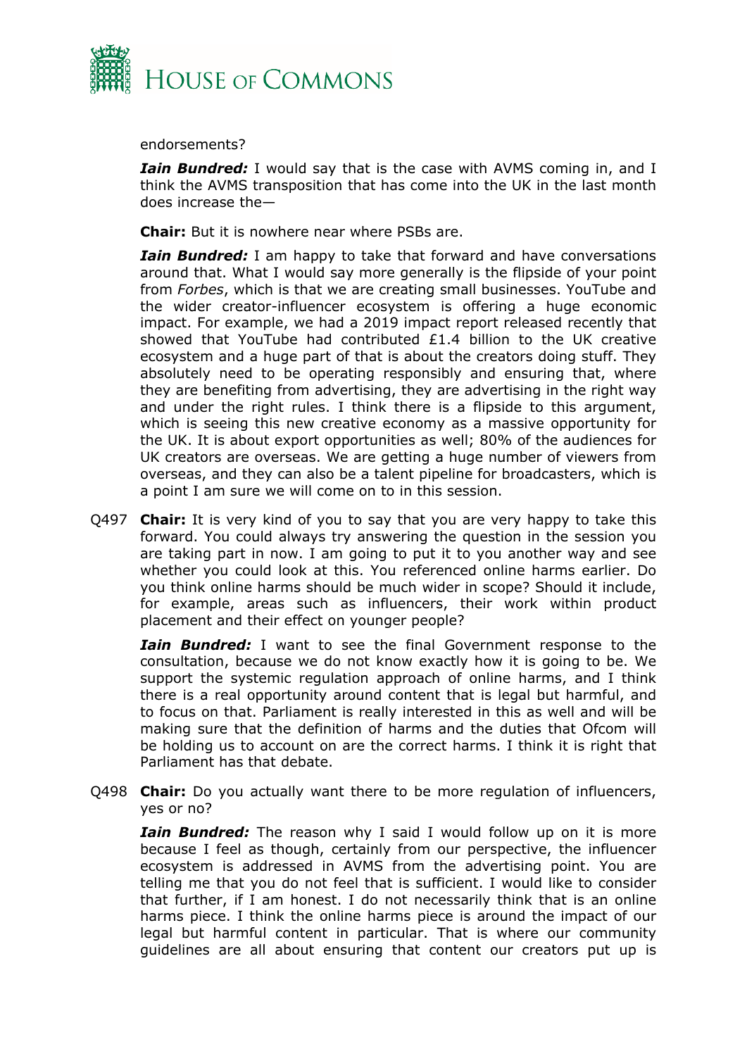endorsements?

***Iain Bundred:*** I would say that is the case with AVMS coming in, and I think the AVMS transposition that has come into the UK in the last month does increase the—

**Chair:** But it is nowhere near where PSBs are.

***Iain Bundred:*** I am happy to take that forward and have conversations around that. What I would say more generally is the flipside of your point from *Forbes*, which is that we are creating small businesses. YouTube and the wider creator-influencer ecosystem is offering a huge economic impact. For example, we had a 2019 impact report released recently that showed that YouTube had contributed £1.4 billion to the UK creative ecosystem and a huge part of that is about the creators doing stuff. They absolutely need to be operating responsibly and ensuring that, where they are benefiting from advertising, they are advertising in the right way and under the right rules. I think there is a flipside to this argument, which is seeing this new creative economy as a massive opportunity for the UK. It is about export opportunities as well; 80% of the audiences for UK creators are overseas. We are getting a huge number of viewers from overseas, and they can also be a talent pipeline for broadcasters, which is a point I am sure we will come on to in this session.

Q497 **Chair:** It is very kind of you to say that you are very happy to take this forward. You could always try answering the question in the session you are taking part in now. I am going to put it to you another way and see whether you could look at this. You referenced online harms earlier. Do you think online harms should be much wider in scope? Should it include, for example, areas such as influencers, their work within product placement and their effect on younger people?

***Iain Bundred:*** I want to see the final Government response to the consultation, because we do not know exactly how it is going to be. We support the systemic regulation approach of online harms, and I think there is a real opportunity around content that is legal but harmful, and to focus on that. Parliament is really interested in this as well and will be making sure that the definition of harms and the duties that Ofcom will be holding us to account on are the correct harms. I think it is right that Parliament has that debate.

Q498 **Chair:** Do you actually want there to be more regulation of influencers, yes or no?

***Iain Bundred:*** The reason why I said I would follow up on it is more because I feel as though, certainly from our perspective, the influencer ecosystem is addressed in AVMS from the advertising point. You are telling me that you do not feel that is sufficient. I would like to consider that further, if I am honest. I do not necessarily think that is an online harms piece. I think the online harms piece is around the impact of our legal but harmful content in particular. That is where our community guidelines are all about ensuring that content our creators put up is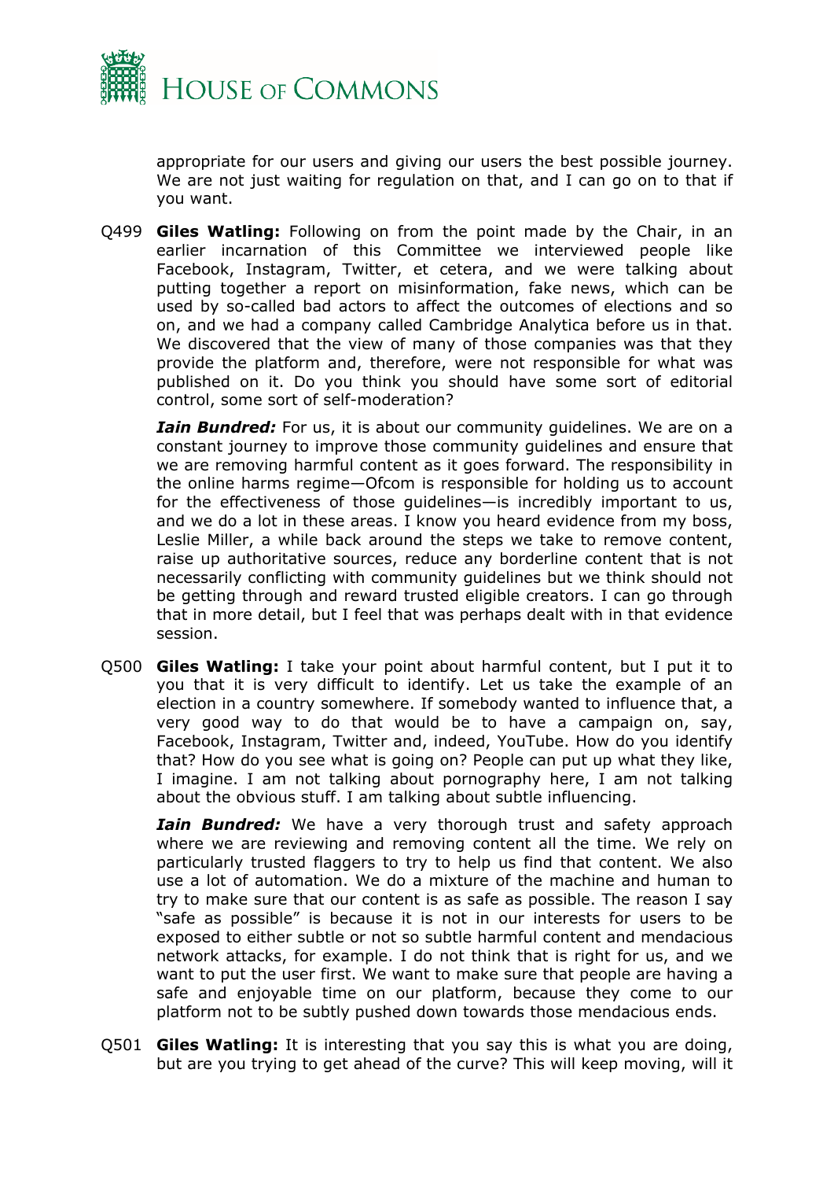appropriate for our users and giving our users the best possible journey. We are not just waiting for regulation on that, and I can go on to that if you want.

Q499 **Giles Watling:** Following on from the point made by the Chair, in an earlier incarnation of this Committee we interviewed people like Facebook, Instagram, Twitter, et cetera, and we were talking about putting together a report on misinformation, fake news, which can be used by so-called bad actors to affect the outcomes of elections and so on, and we had a company called Cambridge Analytica before us in that. We discovered that the view of many of those companies was that they provide the platform and, therefore, were not responsible for what was published on it. Do you think you should have some sort of editorial control, some sort of self-moderation?

***Iain Bundred:*** For us, it is about our community guidelines. We are on a constant journey to improve those community guidelines and ensure that we are removing harmful content as it goes forward. The responsibility in the online harms regime—Ofcom is responsible for holding us to account for the effectiveness of those guidelines—is incredibly important to us, and we do a lot in these areas. I know you heard evidence from my boss, Leslie Miller, a while back around the steps we take to remove content, raise up authoritative sources, reduce any borderline content that is not necessarily conflicting with community guidelines but we think should not be getting through and reward trusted eligible creators. I can go through that in more detail, but I feel that was perhaps dealt with in that evidence session.

Q500 **Giles Watling:** I take your point about harmful content, but I put it to you that it is very difficult to identify. Let us take the example of an election in a country somewhere. If somebody wanted to influence that, a very good way to do that would be to have a campaign on, say, Facebook, Instagram, Twitter and, indeed, YouTube. How do you identify that? How do you see what is going on? People can put up what they like, I imagine. I am not talking about pornography here, I am not talking about the obvious stuff. I am talking about subtle influencing.

***Iain Bundred:*** We have a very thorough trust and safety approach where we are reviewing and removing content all the time. We rely on particularly trusted flaggers to try to help us find that content. We also use a lot of automation. We do a mixture of the machine and human to try to make sure that our content is as safe as possible. The reason I say "safe as possible" is because it is not in our interests for users to be exposed to either subtle or not so subtle harmful content and mendacious network attacks, for example. I do not think that is right for us, and we want to put the user first. We want to make sure that people are having a safe and enjoyable time on our platform, because they come to our platform not to be subtly pushed down towards those mendacious ends.

Q501 **Giles Watling:** It is interesting that you say this is what you are doing, but are you trying to get ahead of the curve? This will keep moving, will it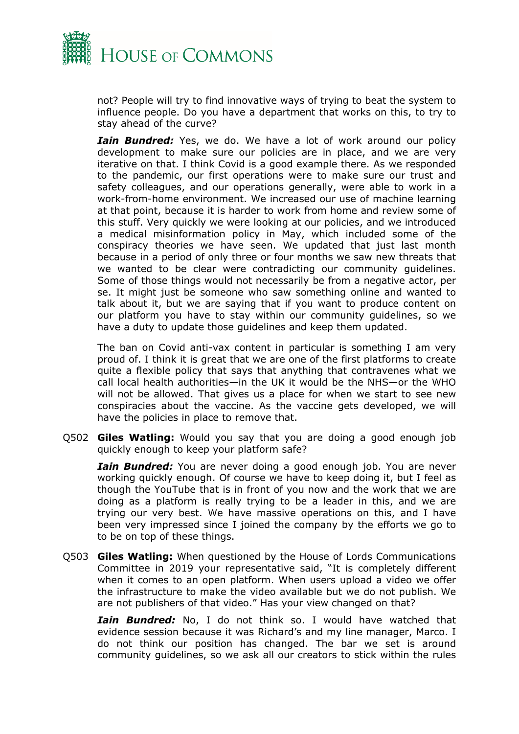not? People will try to find innovative ways of trying to beat the system to influence people. Do you have a department that works on this, to try to stay ahead of the curve?

***Iain Bundred:*** Yes, we do. We have a lot of work around our policy development to make sure our policies are in place, and we are very iterative on that. I think Covid is a good example there. As we responded to the pandemic, our first operations were to make sure our trust and safety colleagues, and our operations generally, were able to work in a work-from-home environment. We increased our use of machine learning at that point, because it is harder to work from home and review some of this stuff. Very quickly we were looking at our policies, and we introduced a medical misinformation policy in May, which included some of the conspiracy theories we have seen. We updated that just last month because in a period of only three or four months we saw new threats that we wanted to be clear were contradicting our community guidelines. Some of those things would not necessarily be from a negative actor, per se. It might just be someone who saw something online and wanted to talk about it, but we are saying that if you want to produce content on our platform you have to stay within our community guidelines, so we have a duty to update those guidelines and keep them updated.

The ban on Covid anti-vax content in particular is something I am very proud of. I think it is great that we are one of the first platforms to create quite a flexible policy that says that anything that contravenes what we call local health authorities—in the UK it would be the NHS—or the WHO will not be allowed. That gives us a place for when we start to see new conspiracies about the vaccine. As the vaccine gets developed, we will have the policies in place to remove that.

Q502 **Giles Watling:** Would you say that you are doing a good enough job quickly enough to keep your platform safe?

***Iain Bundred:*** You are never doing a good enough job. You are never working quickly enough. Of course we have to keep doing it, but I feel as though the YouTube that is in front of you now and the work that we are doing as a platform is really trying to be a leader in this, and we are trying our very best. We have massive operations on this, and I have been very impressed since I joined the company by the efforts we go to to be on top of these things.

Q503 **Giles Watling:** When questioned by the House of Lords Communications Committee in 2019 your representative said, "It is completely different when it comes to an open platform. When users upload a video we offer the infrastructure to make the video available but we do not publish. We are not publishers of that video." Has your view changed on that?

***Iain Bundred:*** No, I do not think so. I would have watched that evidence session because it was Richard's and my line manager, Marco. I do not think our position has changed. The bar we set is around community guidelines, so we ask all our creators to stick within the rules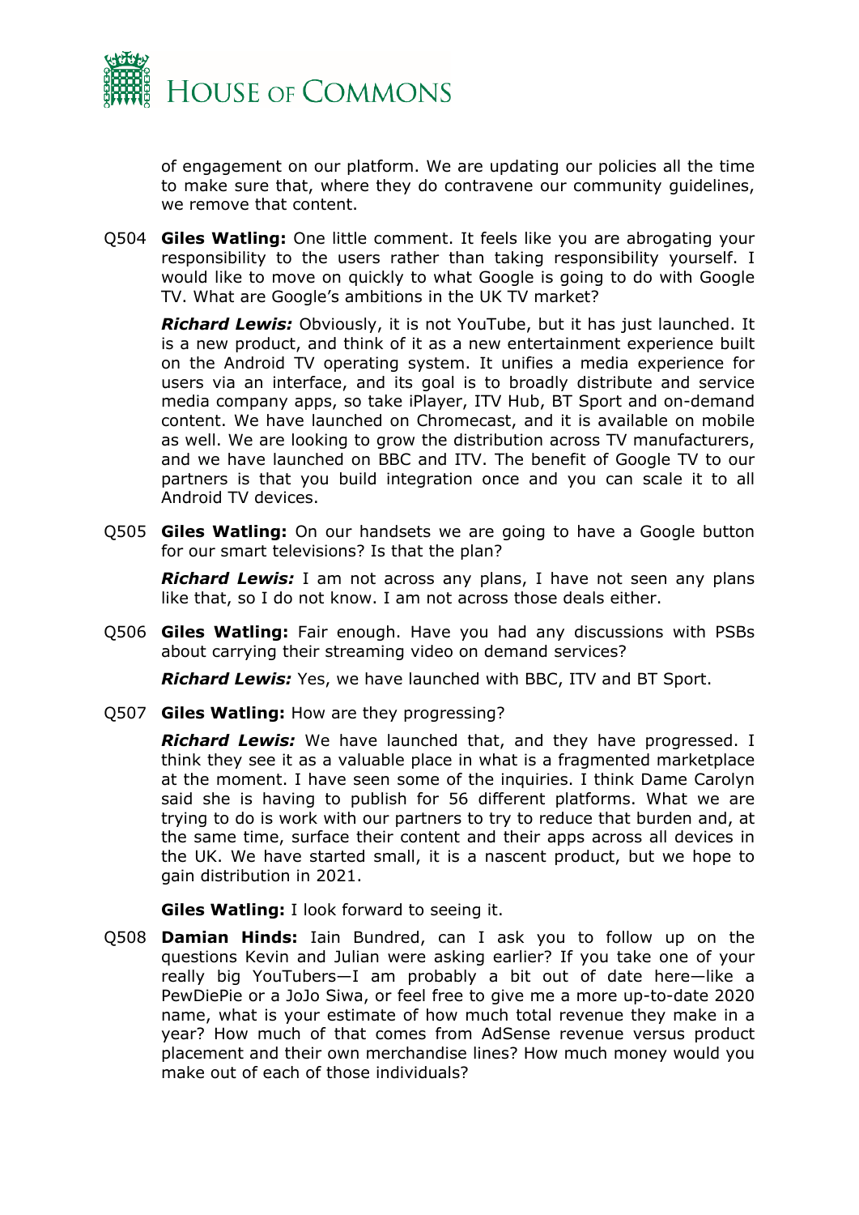of engagement on our platform. We are updating our policies all the time to make sure that, where they do contravene our community guidelines, we remove that content.

Q504 **Giles Watling:** One little comment. It feels like you are abrogating your responsibility to the users rather than taking responsibility yourself. I would like to move on quickly to what Google is going to do with Google TV. What are Google's ambitions in the UK TV market?

***Richard Lewis:*** Obviously, it is not YouTube, but it has just launched. It is a new product, and think of it as a new entertainment experience built on the Android TV operating system. It unifies a media experience for users via an interface, and its goal is to broadly distribute and service media company apps, so take iPlayer, ITV Hub, BT Sport and on-demand content. We have launched on Chromecast, and it is available on mobile as well. We are looking to grow the distribution across TV manufacturers, and we have launched on BBC and ITV. The benefit of Google TV to our partners is that you build integration once and you can scale it to all Android TV devices.

Q505 **Giles Watling:** On our handsets we are going to have a Google button for our smart televisions? Is that the plan?

***Richard Lewis:*** I am not across any plans, I have not seen any plans like that, so I do not know. I am not across those deals either.

Q506 **Giles Watling:** Fair enough. Have you had any discussions with PSBs about carrying their streaming video on demand services?

***Richard Lewis:*** Yes, we have launched with BBC, ITV and BT Sport.

Q507 **Giles Watling:** How are they progressing?

***Richard Lewis:*** We have launched that, and they have progressed. I think they see it as a valuable place in what is a fragmented marketplace at the moment. I have seen some of the inquiries. I think Dame Carolyn said she is having to publish for 56 different platforms. What we are trying to do is work with our partners to try to reduce that burden and, at the same time, surface their content and their apps across all devices in the UK. We have started small, it is a nascent product, but we hope to gain distribution in 2021.

**Giles Watling:** I look forward to seeing it.

Q508 **Damian Hinds:** Iain Bundred, can I ask you to follow up on the questions Kevin and Julian were asking earlier? If you take one of your really big YouTubers—I am probably a bit out of date here—like a PewDiePie or a JoJo Siwa, or feel free to give me a more up-to-date 2020 name, what is your estimate of how much total revenue they make in a year? How much of that comes from AdSense revenue versus product placement and their own merchandise lines? How much money would you make out of each of those individuals?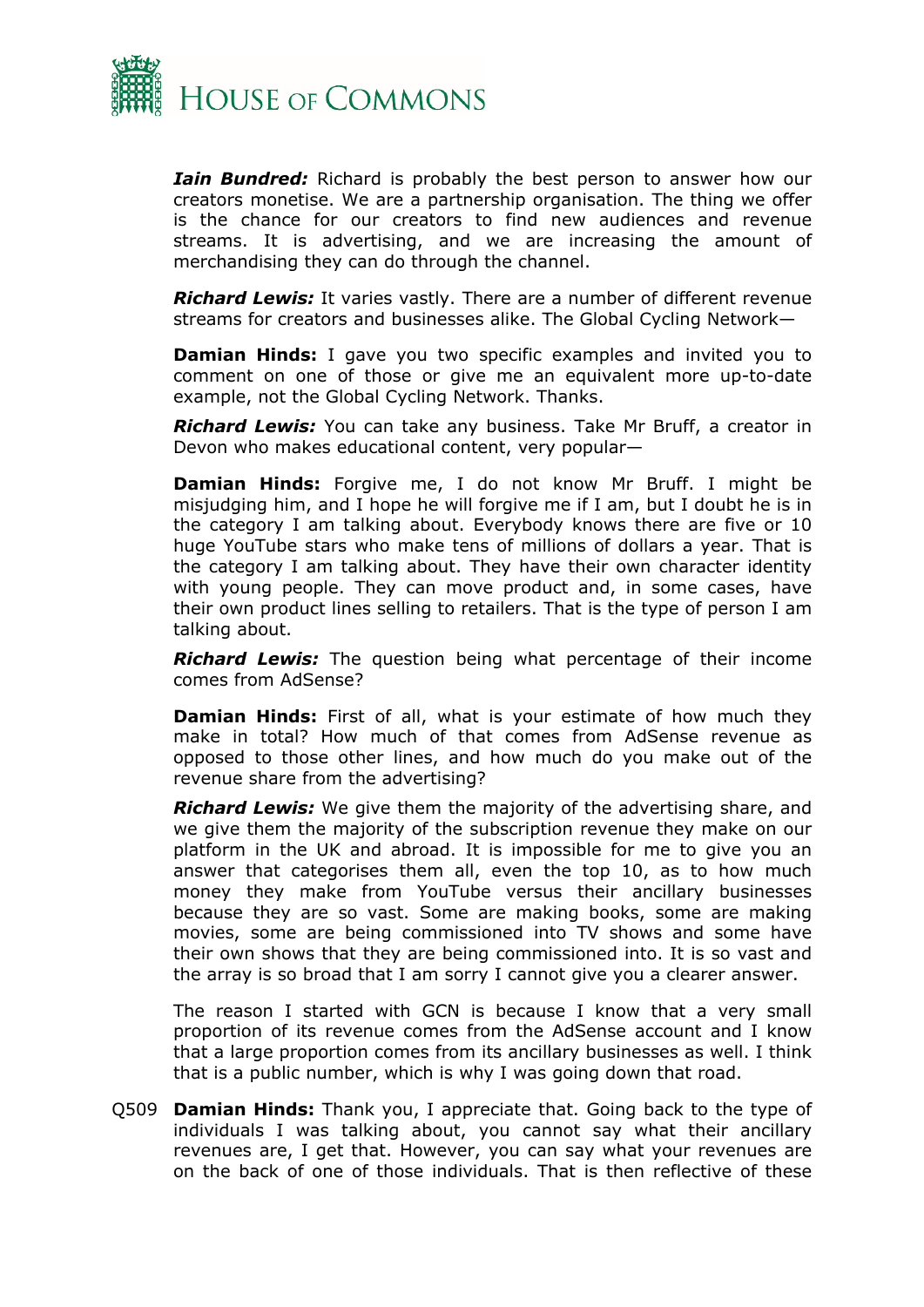***Iain Bundred:*** Richard is probably the best person to answer how our creators monetise. We are a partnership organisation. The thing we offer is the chance for our creators to find new audiences and revenue streams. It is advertising, and we are increasing the amount of merchandising they can do through the channel.

***Richard Lewis:*** It varies vastly. There are a number of different revenue streams for creators and businesses alike. The Global Cycling Network—

**Damian Hinds:** I gave you two specific examples and invited you to comment on one of those or give me an equivalent more up-to-date example, not the Global Cycling Network. Thanks.

***Richard Lewis:*** You can take any business. Take Mr Bruff, a creator in Devon who makes educational content, very popular—

**Damian Hinds:** Forgive me, I do not know Mr Bruff. I might be misjudging him, and I hope he will forgive me if I am, but I doubt he is in the category I am talking about. Everybody knows there are five or 10 huge YouTube stars who make tens of millions of dollars a year. That is the category I am talking about. They have their own character identity with young people. They can move product and, in some cases, have their own product lines selling to retailers. That is the type of person I am talking about.

***Richard Lewis:*** The question being what percentage of their income comes from AdSense?

**Damian Hinds:** First of all, what is your estimate of how much they make in total? How much of that comes from AdSense revenue as opposed to those other lines, and how much do you make out of the revenue share from the advertising?

***Richard Lewis:*** We give them the majority of the advertising share, and we give them the majority of the subscription revenue they make on our platform in the UK and abroad. It is impossible for me to give you an answer that categorises them all, even the top 10, as to how much money they make from YouTube versus their ancillary businesses because they are so vast. Some are making books, some are making movies, some are being commissioned into TV shows and some have their own shows that they are being commissioned into. It is so vast and the array is so broad that I am sorry I cannot give you a clearer answer.

The reason I started with GCN is because I know that a very small proportion of its revenue comes from the AdSense account and I know that a large proportion comes from its ancillary businesses as well. I think that is a public number, which is why I was going down that road.

Q509 **Damian Hinds:** Thank you, I appreciate that. Going back to the type of individuals I was talking about, you cannot say what their ancillary revenues are, I get that. However, you can say what your revenues are on the back of one of those individuals. That is then reflective of these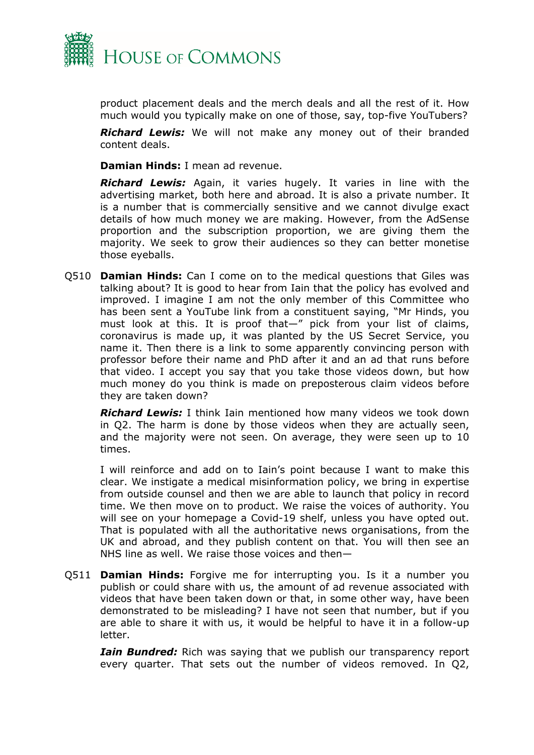product placement deals and the merch deals and all the rest of it. How much would you typically make on one of those, say, top-five YouTubers?

***Richard Lewis:*** We will not make any money out of their branded content deals.

**Damian Hinds:** I mean ad revenue.

***Richard Lewis:*** Again, it varies hugely. It varies in line with the advertising market, both here and abroad. It is also a private number. It is a number that is commercially sensitive and we cannot divulge exact details of how much money we are making. However, from the AdSense proportion and the subscription proportion, we are giving them the majority. We seek to grow their audiences so they can better monetise those eyeballs.

Q510 **Damian Hinds:** Can I come on to the medical questions that Giles was talking about? It is good to hear from Iain that the policy has evolved and improved. I imagine I am not the only member of this Committee who has been sent a YouTube link from a constituent saying, "Mr Hinds, you must look at this. It is proof that—" pick from your list of claims, coronavirus is made up, it was planted by the US Secret Service, you name it. Then there is a link to some apparently convincing person with professor before their name and PhD after it and an ad that runs before that video. I accept you say that you take those videos down, but how much money do you think is made on preposterous claim videos before they are taken down?

***Richard Lewis:*** I think Iain mentioned how many videos we took down in Q2. The harm is done by those videos when they are actually seen, and the majority were not seen. On average, they were seen up to 10 times.

I will reinforce and add on to Iain's point because I want to make this clear. We instigate a medical misinformation policy, we bring in expertise from outside counsel and then we are able to launch that policy in record time. We then move on to product. We raise the voices of authority. You will see on your homepage a Covid-19 shelf, unless you have opted out. That is populated with all the authoritative news organisations, from the UK and abroad, and they publish content on that. You will then see an NHS line as well. We raise those voices and then—

Q511 **Damian Hinds:** Forgive me for interrupting you. Is it a number you publish or could share with us, the amount of ad revenue associated with videos that have been taken down or that, in some other way, have been demonstrated to be misleading? I have not seen that number, but if you are able to share it with us, it would be helpful to have it in a follow-up letter.

***Iain Bundred:*** Rich was saying that we publish our transparency report every quarter. That sets out the number of videos removed. In Q2,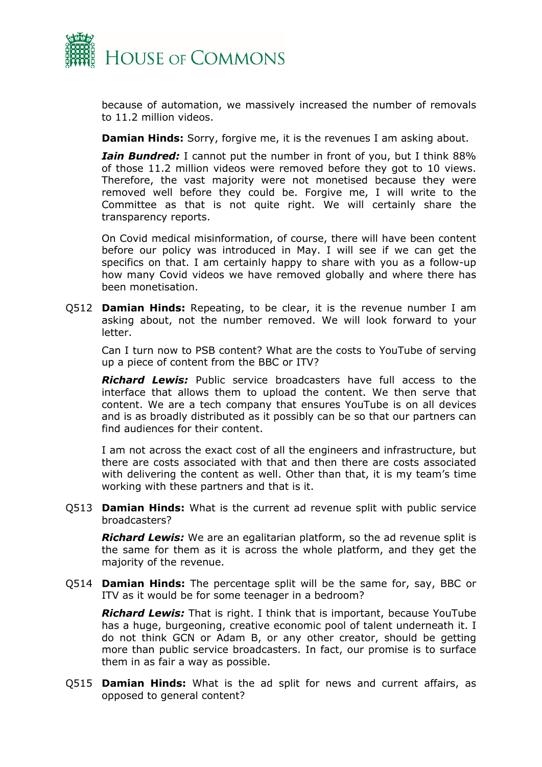because of automation, we massively increased the number of removals to 11.2 million videos.

**Damian Hinds:** Sorry, forgive me, it is the revenues I am asking about.

***Iain Bundred:*** I cannot put the number in front of you, but I think 88% of those 11.2 million videos were removed before they got to 10 views. Therefore, the vast majority were not monetised because they were removed well before they could be. Forgive me, I will write to the Committee as that is not quite right. We will certainly share the transparency reports.

On Covid medical misinformation, of course, there will have been content before our policy was introduced in May. I will see if we can get the specifics on that. I am certainly happy to share with you as a follow-up how many Covid videos we have removed globally and where there has been monetisation.

Q512 **Damian Hinds:** Repeating, to be clear, it is the revenue number I am asking about, not the number removed. We will look forward to your letter.

Can I turn now to PSB content? What are the costs to YouTube of serving up a piece of content from the BBC or ITV?

***Richard Lewis:*** Public service broadcasters have full access to the interface that allows them to upload the content. We then serve that content. We are a tech company that ensures YouTube is on all devices and is as broadly distributed as it possibly can be so that our partners can find audiences for their content.

I am not across the exact cost of all the engineers and infrastructure, but there are costs associated with that and then there are costs associated with delivering the content as well. Other than that, it is my team's time working with these partners and that is it.

Q513 **Damian Hinds:** What is the current ad revenue split with public service broadcasters?

***Richard Lewis:*** We are an egalitarian platform, so the ad revenue split is the same for them as it is across the whole platform, and they get the majority of the revenue.

Q514 **Damian Hinds:** The percentage split will be the same for, say, BBC or ITV as it would be for some teenager in a bedroom?

***Richard Lewis:*** That is right. I think that is important, because YouTube has a huge, burgeoning, creative economic pool of talent underneath it. I do not think GCN or Adam B, or any other creator, should be getting more than public service broadcasters. In fact, our promise is to surface them in as fair a way as possible.

Q515 **Damian Hinds:** What is the ad split for news and current affairs, as opposed to general content?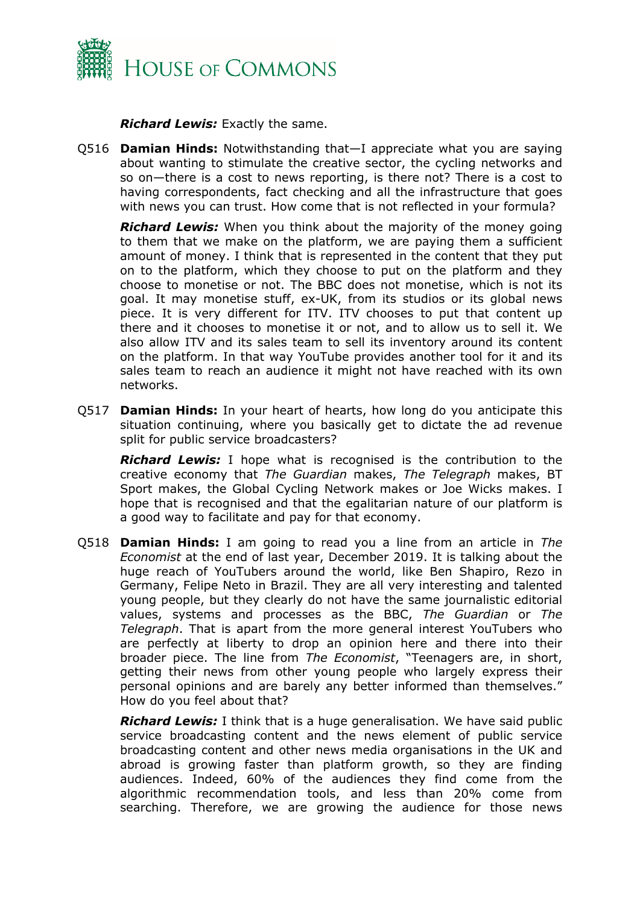***Richard Lewis:*** Exactly the same.

Q516 **Damian Hinds:** Notwithstanding that—I appreciate what you are saying about wanting to stimulate the creative sector, the cycling networks and so on—there is a cost to news reporting, is there not? There is a cost to having correspondents, fact checking and all the infrastructure that goes with news you can trust. How come that is not reflected in your formula?

***Richard Lewis:*** When you think about the majority of the money going to them that we make on the platform, we are paying them a sufficient amount of money. I think that is represented in the content that they put on to the platform, which they choose to put on the platform and they choose to monetise or not. The BBC does not monetise, which is not its goal. It may monetise stuff, ex-UK, from its studios or its global news piece. It is very different for ITV. ITV chooses to put that content up there and it chooses to monetise it or not, and to allow us to sell it. We also allow ITV and its sales team to sell its inventory around its content on the platform. In that way YouTube provides another tool for it and its sales team to reach an audience it might not have reached with its own networks.

Q517 **Damian Hinds:** In your heart of hearts, how long do you anticipate this situation continuing, where you basically get to dictate the ad revenue split for public service broadcasters?

***Richard Lewis:*** I hope what is recognised is the contribution to the creative economy that *The Guardian* makes, *The Telegraph* makes, BT Sport makes, the Global Cycling Network makes or Joe Wicks makes. I hope that is recognised and that the egalitarian nature of our platform is a good way to facilitate and pay for that economy.

Q518 **Damian Hinds:** I am going to read you a line from an article in *The Economist* at the end of last year, December 2019. It is talking about the huge reach of YouTubers around the world, like Ben Shapiro, Rezo in Germany, Felipe Neto in Brazil. They are all very interesting and talented young people, but they clearly do not have the same journalistic editorial values, systems and processes as the BBC, *The Guardian* or *The Telegraph*. That is apart from the more general interest YouTubers who are perfectly at liberty to drop an opinion here and there into their broader piece. The line from *The Economist*, "Teenagers are, in short, getting their news from other young people who largely express their personal opinions and are barely any better informed than themselves." How do you feel about that?

***Richard Lewis:*** I think that is a huge generalisation. We have said public service broadcasting content and the news element of public service broadcasting content and other news media organisations in the UK and abroad is growing faster than platform growth, so they are finding audiences. Indeed, 60% of the audiences they find come from the algorithmic recommendation tools, and less than 20% come from searching. Therefore, we are growing the audience for those news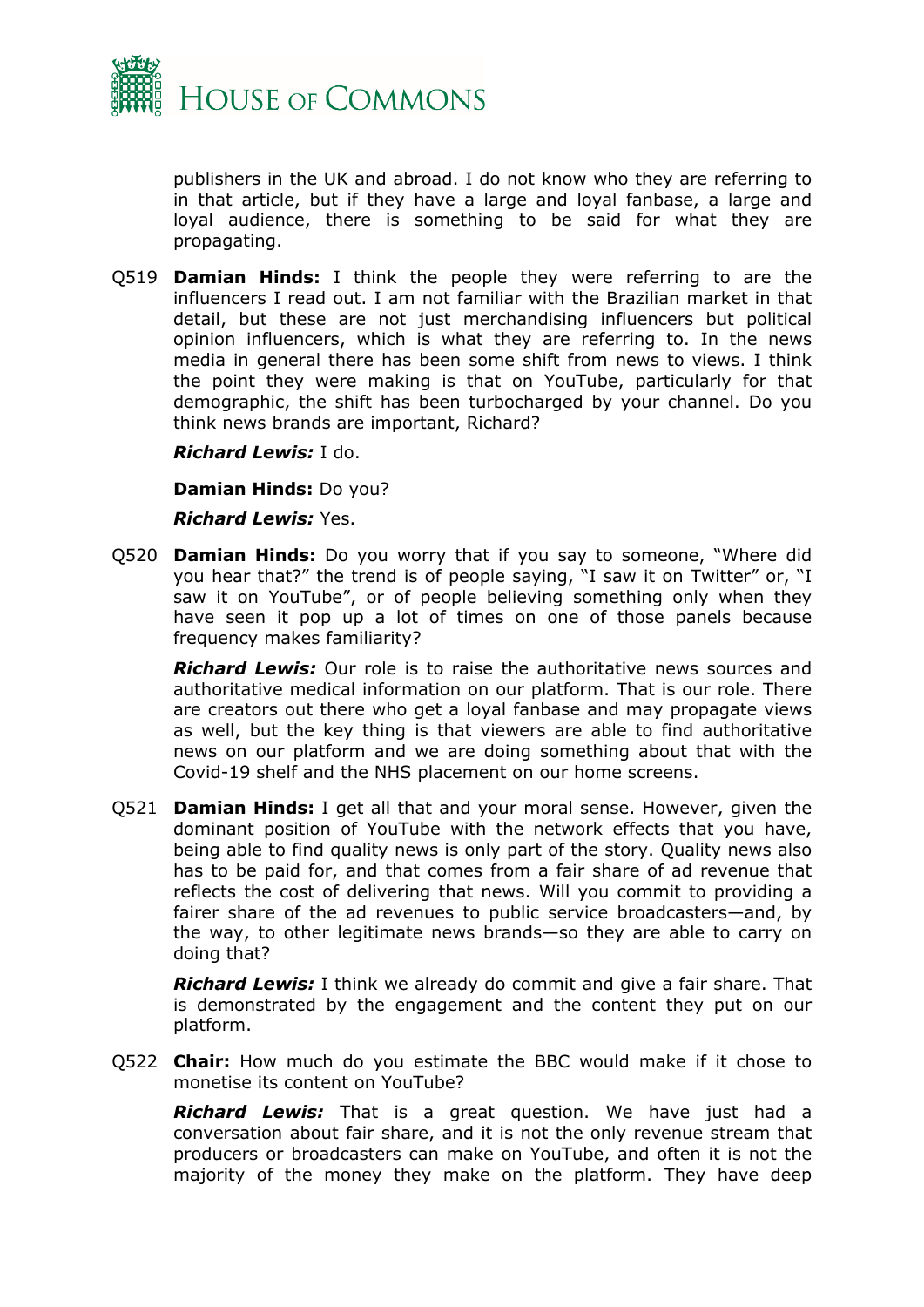publishers in the UK and abroad. I do not know who they are referring to in that article, but if they have a large and loyal fanbase, a large and loyal audience, there is something to be said for what they are propagating.

Q519 **Damian Hinds:** I think the people they were referring to are the influencers I read out. I am not familiar with the Brazilian market in that detail, but these are not just merchandising influencers but political opinion influencers, which is what they are referring to. In the news media in general there has been some shift from news to views. I think the point they were making is that on YouTube, particularly for that demographic, the shift has been turbocharged by your channel. Do you think news brands are important, Richard?

***Richard Lewis:*** I do.

**Damian Hinds:** Do you?

***Richard Lewis:*** Yes.

Q520 **Damian Hinds:** Do you worry that if you say to someone, "Where did you hear that?" the trend is of people saying, "I saw it on Twitter" or, "I saw it on YouTube", or of people believing something only when they have seen it pop up a lot of times on one of those panels because frequency makes familiarity?

***Richard Lewis:*** Our role is to raise the authoritative news sources and authoritative medical information on our platform. That is our role. There are creators out there who get a loyal fanbase and may propagate views as well, but the key thing is that viewers are able to find authoritative news on our platform and we are doing something about that with the Covid-19 shelf and the NHS placement on our home screens.

Q521 **Damian Hinds:** I get all that and your moral sense. However, given the dominant position of YouTube with the network effects that you have, being able to find quality news is only part of the story. Quality news also has to be paid for, and that comes from a fair share of ad revenue that reflects the cost of delivering that news. Will you commit to providing a fairer share of the ad revenues to public service broadcasters—and, by the way, to other legitimate news brands—so they are able to carry on doing that?

***Richard Lewis:*** I think we already do commit and give a fair share. That is demonstrated by the engagement and the content they put on our platform.

Q522 **Chair:** How much do you estimate the BBC would make if it chose to monetise its content on YouTube?

***Richard Lewis:*** That is a great question. We have just had a conversation about fair share, and it is not the only revenue stream that producers or broadcasters can make on YouTube, and often it is not the majority of the money they make on the platform. They have deep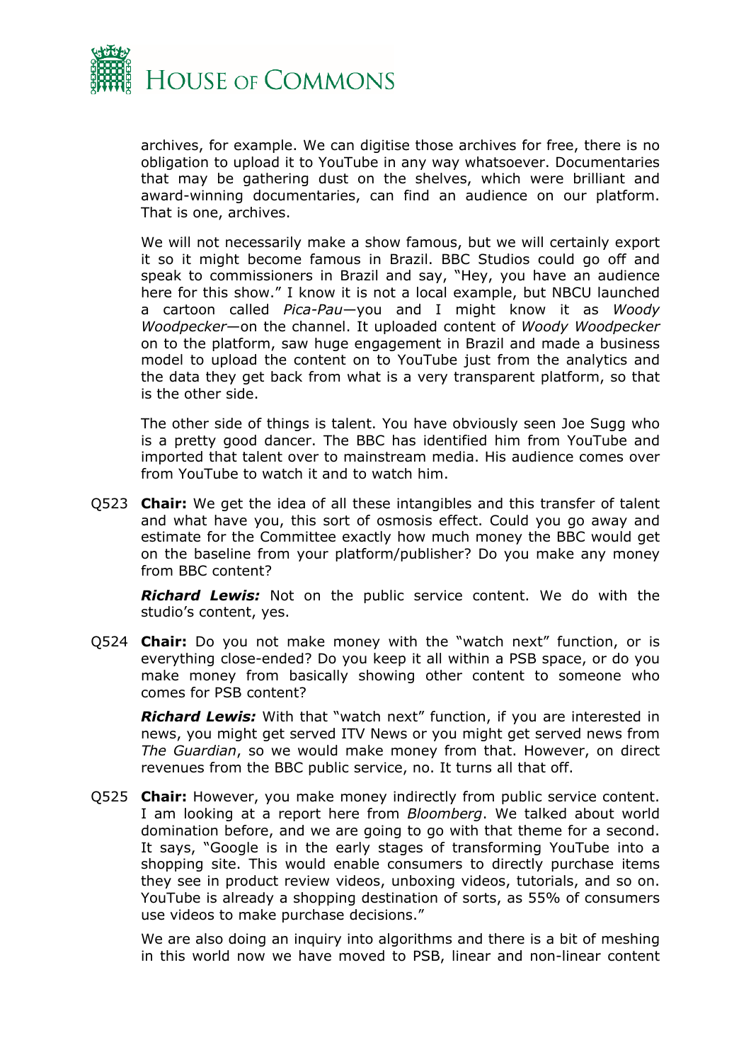archives, for example. We can digitise those archives for free, there is no obligation to upload it to YouTube in any way whatsoever. Documentaries that may be gathering dust on the shelves, which were brilliant and award-winning documentaries, can find an audience on our platform. That is one, archives.

We will not necessarily make a show famous, but we will certainly export it so it might become famous in Brazil. BBC Studios could go off and speak to commissioners in Brazil and say, "Hey, you have an audience here for this show." I know it is not a local example, but NBCU launched a cartoon called *Pica-Pau*—you and I might know it as *Woody Woodpecker*—on the channel. It uploaded content of *Woody Woodpecker* on to the platform, saw huge engagement in Brazil and made a business model to upload the content on to YouTube just from the analytics and the data they get back from what is a very transparent platform, so that is the other side.

The other side of things is talent. You have obviously seen Joe Sugg who is a pretty good dancer. The BBC has identified him from YouTube and imported that talent over to mainstream media. His audience comes over from YouTube to watch it and to watch him.

Q523 **Chair:** We get the idea of all these intangibles and this transfer of talent and what have you, this sort of osmosis effect. Could you go away and estimate for the Committee exactly how much money the BBC would get on the baseline from your platform/publisher? Do you make any money from BBC content?

***Richard Lewis:*** Not on the public service content. We do with the studio's content, yes.

Q524 **Chair:** Do you not make money with the "watch next" function, or is everything close-ended? Do you keep it all within a PSB space, or do you make money from basically showing other content to someone who comes for PSB content?

***Richard Lewis:*** With that "watch next" function, if you are interested in news, you might get served ITV News or you might get served news from *The Guardian*, so we would make money from that. However, on direct revenues from the BBC public service, no. It turns all that off.

Q525 **Chair:** However, you make money indirectly from public service content. I am looking at a report here from *Bloomberg*. We talked about world domination before, and we are going to go with that theme for a second. It says, "Google is in the early stages of transforming YouTube into a shopping site. This would enable consumers to directly purchase items they see in product review videos, unboxing videos, tutorials, and so on. YouTube is already a shopping destination of sorts, as 55% of consumers use videos to make purchase decisions."

We are also doing an inquiry into algorithms and there is a bit of meshing in this world now we have moved to PSB, linear and non-linear content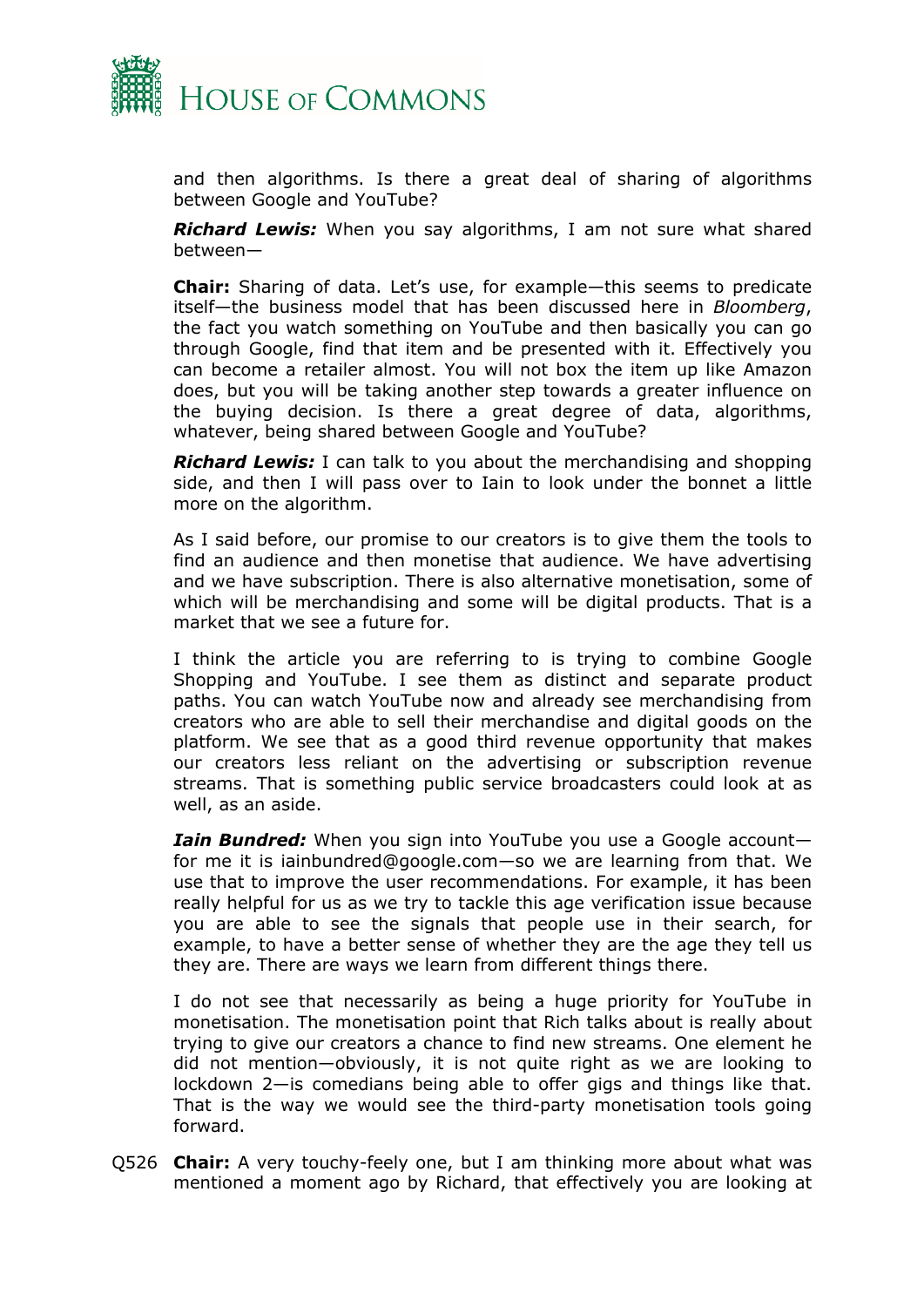and then algorithms. Is there a great deal of sharing of algorithms between Google and YouTube?

***Richard Lewis:*** When you say algorithms, I am not sure what shared between—

**Chair:** Sharing of data. Let's use, for example—this seems to predicate itself—the business model that has been discussed here in *Bloomberg*, the fact you watch something on YouTube and then basically you can go through Google, find that item and be presented with it. Effectively you can become a retailer almost. You will not box the item up like Amazon does, but you will be taking another step towards a greater influence on the buying decision. Is there a great degree of data, algorithms, whatever, being shared between Google and YouTube?

***Richard Lewis:*** I can talk to you about the merchandising and shopping side, and then I will pass over to Iain to look under the bonnet a little more on the algorithm.

As I said before, our promise to our creators is to give them the tools to find an audience and then monetise that audience. We have advertising and we have subscription. There is also alternative monetisation, some of which will be merchandising and some will be digital products. That is a market that we see a future for.

I think the article you are referring to is trying to combine Google Shopping and YouTube. I see them as distinct and separate product paths. You can watch YouTube now and already see merchandising from creators who are able to sell their merchandise and digital goods on the platform. We see that as a good third revenue opportunity that makes our creators less reliant on the advertising or subscription revenue streams. That is something public service broadcasters could look at as well, as an aside.

***Iain Bundred:*** When you sign into YouTube you use a Google account—for me it is iainbundred@google.com—so we are learning from that. We use that to improve the user recommendations. For example, it has been really helpful for us as we try to tackle this age verification issue because you are able to see the signals that people use in their search, for example, to have a better sense of whether they are the age they tell us they are. There are ways we learn from different things there.

I do not see that necessarily as being a huge priority for YouTube in monetisation. The monetisation point that Rich talks about is really about trying to give our creators a chance to find new streams. One element he did not mention—obviously, it is not quite right as we are looking to lockdown 2—is comedians being able to offer gigs and things like that. That is the way we would see the third-party monetisation tools going forward.

Q526 **Chair:** A very touchy-feely one, but I am thinking more about what was mentioned a moment ago by Richard, that effectively you are looking at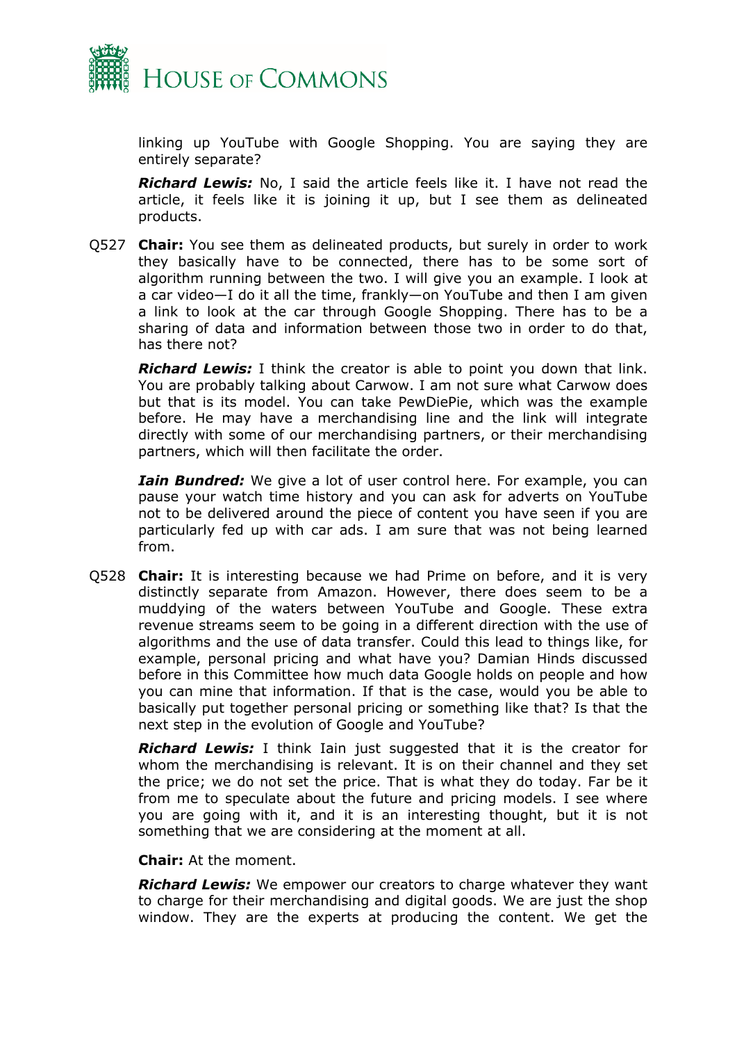linking up YouTube with Google Shopping. You are saying they are entirely separate?

***Richard Lewis:*** No, I said the article feels like it. I have not read the article, it feels like it is joining it up, but I see them as delineated products.

Q527 **Chair:** You see them as delineated products, but surely in order to work they basically have to be connected, there has to be some sort of algorithm running between the two. I will give you an example. I look at a car video—I do it all the time, frankly—on YouTube and then I am given a link to look at the car through Google Shopping. There has to be a sharing of data and information between those two in order to do that, has there not?

***Richard Lewis:*** I think the creator is able to point you down that link. You are probably talking about Carwow. I am not sure what Carwow does but that is its model. You can take PewDiePie, which was the example before. He may have a merchandising line and the link will integrate directly with some of our merchandising partners, or their merchandising partners, which will then facilitate the order.

***Iain Bundred:*** We give a lot of user control here. For example, you can pause your watch time history and you can ask for adverts on YouTube not to be delivered around the piece of content you have seen if you are particularly fed up with car ads. I am sure that was not being learned from.

Q528 **Chair:** It is interesting because we had Prime on before, and it is very distinctly separate from Amazon. However, there does seem to be a muddying of the waters between YouTube and Google. These extra revenue streams seem to be going in a different direction with the use of algorithms and the use of data transfer. Could this lead to things like, for example, personal pricing and what have you? Damian Hinds discussed before in this Committee how much data Google holds on people and how you can mine that information. If that is the case, would you be able to basically put together personal pricing or something like that? Is that the next step in the evolution of Google and YouTube?

***Richard Lewis:*** I think Iain just suggested that it is the creator for whom the merchandising is relevant. It is on their channel and they set the price; we do not set the price. That is what they do today. Far be it from me to speculate about the future and pricing models. I see where you are going with it, and it is an interesting thought, but it is not something that we are considering at the moment at all.

**Chair:** At the moment.

***Richard Lewis:*** We empower our creators to charge whatever they want to charge for their merchandising and digital goods. We are just the shop window. They are the experts at producing the content. We get the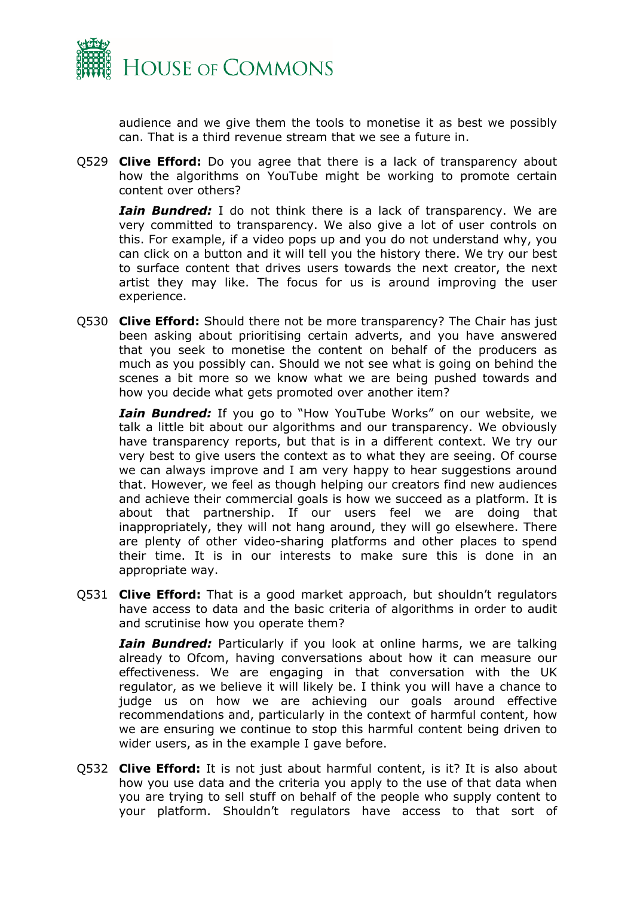audience and we give them the tools to monetise it as best we possibly can. That is a third revenue stream that we see a future in.

Q529 **Clive Efford:** Do you agree that there is a lack of transparency about how the algorithms on YouTube might be working to promote certain content over others?

***Iain Bundred:*** I do not think there is a lack of transparency. We are very committed to transparency. We also give a lot of user controls on this. For example, if a video pops up and you do not understand why, you can click on a button and it will tell you the history there. We try our best to surface content that drives users towards the next creator, the next artist they may like. The focus for us is around improving the user experience.

Q530 **Clive Efford:** Should there not be more transparency? The Chair has just been asking about prioritising certain adverts, and you have answered that you seek to monetise the content on behalf of the producers as much as you possibly can. Should we not see what is going on behind the scenes a bit more so we know what we are being pushed towards and how you decide what gets promoted over another item?

***Iain Bundred:*** If you go to "How YouTube Works" on our website, we talk a little bit about our algorithms and our transparency. We obviously have transparency reports, but that is in a different context. We try our very best to give users the context as to what they are seeing. Of course we can always improve and I am very happy to hear suggestions around that. However, we feel as though helping our creators find new audiences and achieve their commercial goals is how we succeed as a platform. It is about that partnership. If our users feel we are doing that inappropriately, they will not hang around, they will go elsewhere. There are plenty of other video-sharing platforms and other places to spend their time. It is in our interests to make sure this is done in an appropriate way.

Q531 **Clive Efford:** That is a good market approach, but shouldn't regulators have access to data and the basic criteria of algorithms in order to audit and scrutinise how you operate them?

***Iain Bundred:*** Particularly if you look at online harms, we are talking already to Ofcom, having conversations about how it can measure our effectiveness. We are engaging in that conversation with the UK regulator, as we believe it will likely be. I think you will have a chance to judge us on how we are achieving our goals around effective recommendations and, particularly in the context of harmful content, how we are ensuring we continue to stop this harmful content being driven to wider users, as in the example I gave before.

Q532 **Clive Efford:** It is not just about harmful content, is it? It is also about how you use data and the criteria you apply to the use of that data when you are trying to sell stuff on behalf of the people who supply content to your platform. Shouldn't regulators have access to that sort of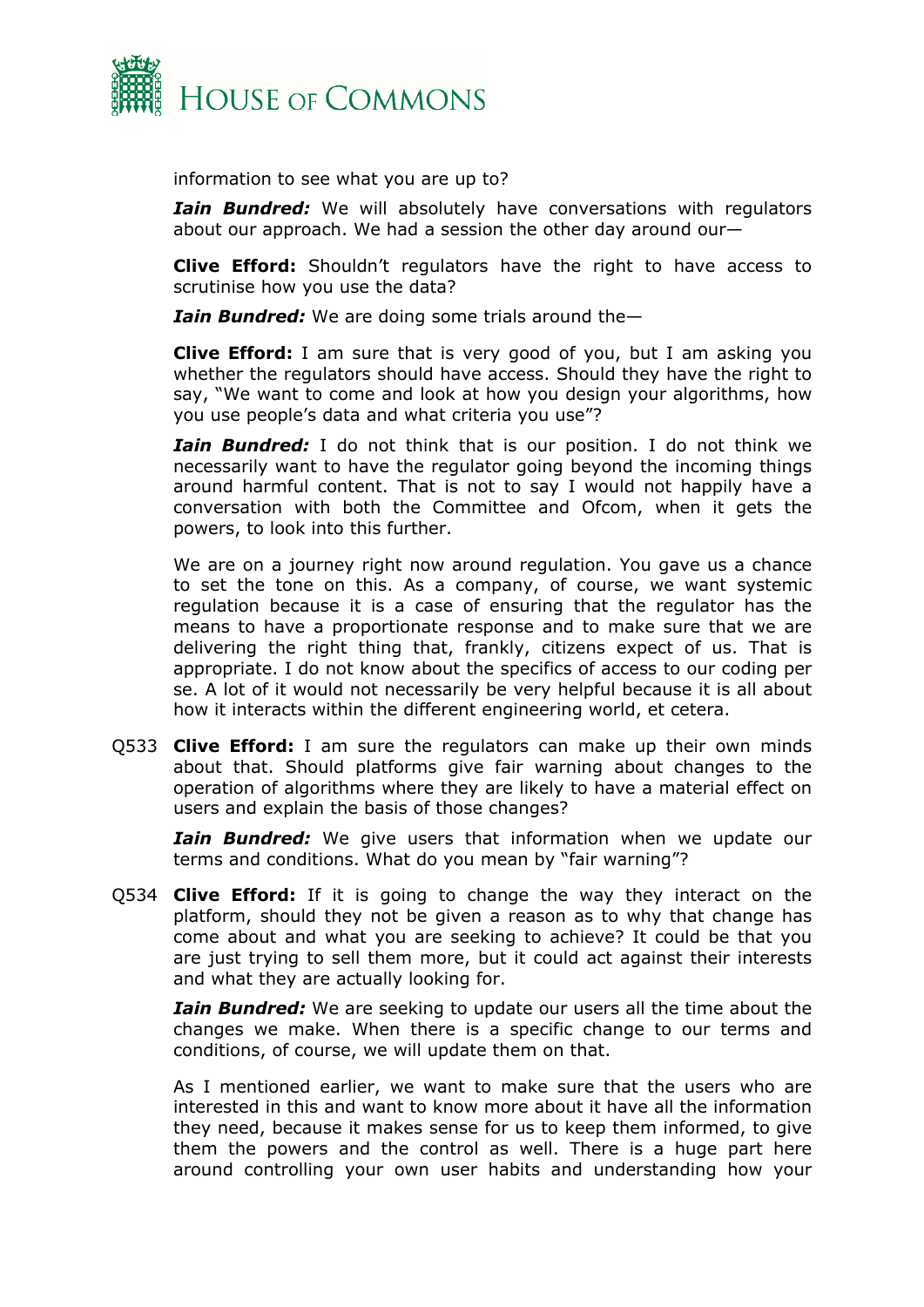information to see what you are up to?

***Iain Bundred:*** We will absolutely have conversations with regulators about our approach. We had a session the other day around our—

**Clive Efford:** Shouldn't regulators have the right to have access to scrutinise how you use the data?

***Iain Bundred:*** We are doing some trials around the—

**Clive Efford:** I am sure that is very good of you, but I am asking you whether the regulators should have access. Should they have the right to say, "We want to come and look at how you design your algorithms, how you use people's data and what criteria you use"?

***Iain Bundred:*** I do not think that is our position. I do not think we necessarily want to have the regulator going beyond the incoming things around harmful content. That is not to say I would not happily have a conversation with both the Committee and Ofcom, when it gets the powers, to look into this further.

We are on a journey right now around regulation. You gave us a chance to set the tone on this. As a company, of course, we want systemic regulation because it is a case of ensuring that the regulator has the means to have a proportionate response and to make sure that we are delivering the right thing that, frankly, citizens expect of us. That is appropriate. I do not know about the specifics of access to our coding per se. A lot of it would not necessarily be very helpful because it is all about how it interacts within the different engineering world, et cetera.

Q533 **Clive Efford:** I am sure the regulators can make up their own minds about that. Should platforms give fair warning about changes to the operation of algorithms where they are likely to have a material effect on users and explain the basis of those changes?

***Iain Bundred:*** We give users that information when we update our terms and conditions. What do you mean by "fair warning"?

Q534 **Clive Efford:** If it is going to change the way they interact on the platform, should they not be given a reason as to why that change has come about and what you are seeking to achieve? It could be that you are just trying to sell them more, but it could act against their interests and what they are actually looking for.

***Iain Bundred:*** We are seeking to update our users all the time about the changes we make. When there is a specific change to our terms and conditions, of course, we will update them on that.

As I mentioned earlier, we want to make sure that the users who are interested in this and want to know more about it have all the information they need, because it makes sense for us to keep them informed, to give them the powers and the control as well. There is a huge part here around controlling your own user habits and understanding how your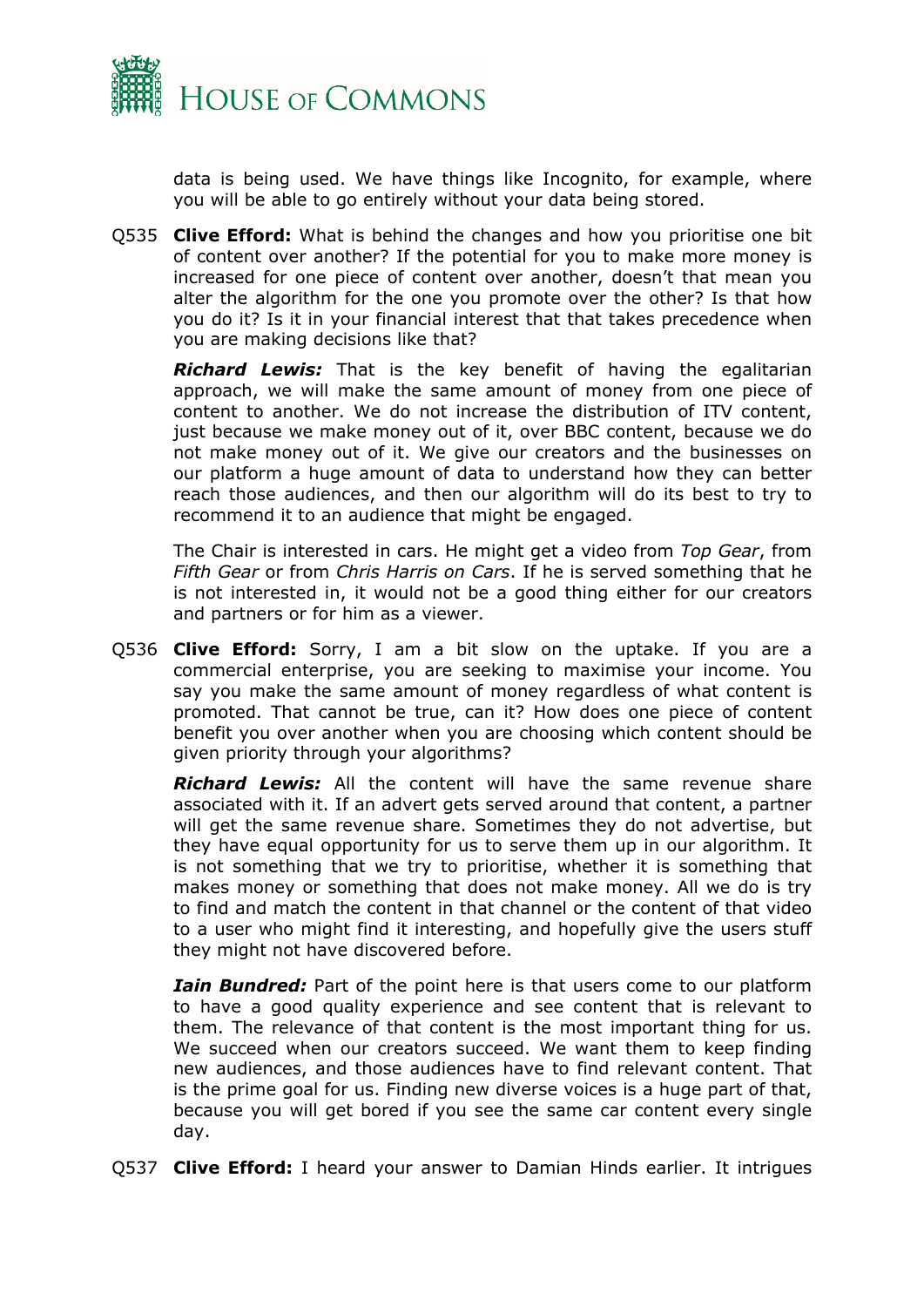data is being used. We have things like Incognito, for example, where you will be able to go entirely without your data being stored.

Q535 **Clive Efford:** What is behind the changes and how you prioritise one bit of content over another? If the potential for you to make more money is increased for one piece of content over another, doesn't that mean you alter the algorithm for the one you promote over the other? Is that how you do it? Is it in your financial interest that that takes precedence when you are making decisions like that?

***Richard Lewis:*** That is the key benefit of having the egalitarian approach, we will make the same amount of money from one piece of content to another. We do not increase the distribution of ITV content, just because we make money out of it, over BBC content, because we do not make money out of it. We give our creators and the businesses on our platform a huge amount of data to understand how they can better reach those audiences, and then our algorithm will do its best to try to recommend it to an audience that might be engaged.

The Chair is interested in cars. He might get a video from *Top Gear*, from *Fifth Gear* or from *Chris Harris on Cars*. If he is served something that he is not interested in, it would not be a good thing either for our creators and partners or for him as a viewer.

Q536 **Clive Efford:** Sorry, I am a bit slow on the uptake. If you are a commercial enterprise, you are seeking to maximise your income. You say you make the same amount of money regardless of what content is promoted. That cannot be true, can it? How does one piece of content benefit you over another when you are choosing which content should be given priority through your algorithms?

***Richard Lewis:*** All the content will have the same revenue share associated with it. If an advert gets served around that content, a partner will get the same revenue share. Sometimes they do not advertise, but they have equal opportunity for us to serve them up in our algorithm. It is not something that we try to prioritise, whether it is something that makes money or something that does not make money. All we do is try to find and match the content in that channel or the content of that video to a user who might find it interesting, and hopefully give the users stuff they might not have discovered before.

***Iain Bundred:*** Part of the point here is that users come to our platform to have a good quality experience and see content that is relevant to them. The relevance of that content is the most important thing for us. We succeed when our creators succeed. We want them to keep finding new audiences, and those audiences have to find relevant content. That is the prime goal for us. Finding new diverse voices is a huge part of that, because you will get bored if you see the same car content every single day.

Q537 **Clive Efford:** I heard your answer to Damian Hinds earlier. It intrigues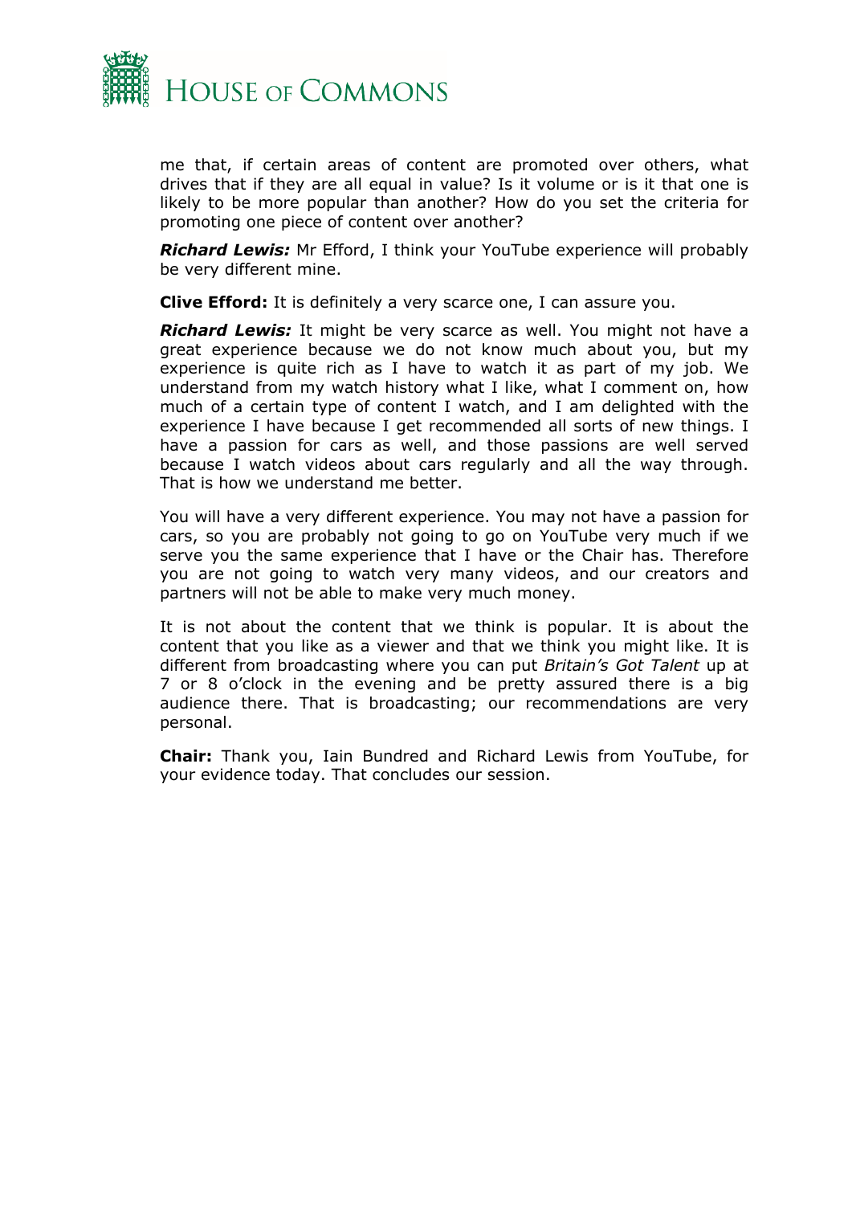me that, if certain areas of content are promoted over others, what drives that if they are all equal in value? Is it volume or is it that one is likely to be more popular than another? How do you set the criteria for promoting one piece of content over another?

***Richard Lewis:*** Mr Efford, I think your YouTube experience will probably be very different mine.

**Clive Efford:** It is definitely a very scarce one, I can assure you.

***Richard Lewis:*** It might be very scarce as well. You might not have a great experience because we do not know much about you, but my experience is quite rich as I have to watch it as part of my job. We understand from my watch history what I like, what I comment on, how much of a certain type of content I watch, and I am delighted with the experience I have because I get recommended all sorts of new things. I have a passion for cars as well, and those passions are well served because I watch videos about cars regularly and all the way through. That is how we understand me better.

You will have a very different experience. You may not have a passion for cars, so you are probably not going to go on YouTube very much if we serve you the same experience that I have or the Chair has. Therefore you are not going to watch very many videos, and our creators and partners will not be able to make very much money.

It is not about the content that we think is popular. It is about the content that you like as a viewer and that we think you might like. It is different from broadcasting where you can put *Britain's Got Talent* up at 7 or 8 o'clock in the evening and be pretty assured there is a big audience there. That is broadcasting; our recommendations are very personal.

**Chair:** Thank you, Iain Bundred and Richard Lewis from YouTube, for your evidence today. That concludes our session.